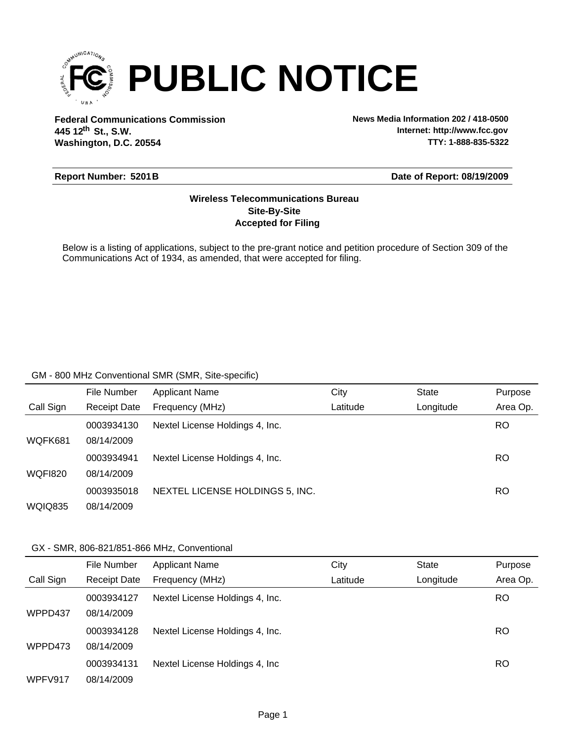# PUBLIC NOTICE

**Federal Communications Commission**
**445 12th St., S.W.**
**Washington, D.C. 20554**

**News Media Information 202 / 418-0500**
**Internet: http://www.fcc.gov**
**TTY: 1-888-835-5322**

**Report Number: 5201B** | **Date of Report: 08/19/2009**

**Wireless Telecommunications Bureau**
**Site-By-Site**
**Accepted for Filing**

Below is a listing of applications, subject to the pre-grant notice and petition procedure of Section 309 of the Communications Act of 1934, as amended, that were accepted for filing.

GM - 800 MHz Conventional SMR (SMR, Site-specific)

| Call Sign | File Number / Receipt Date | Applicant Name / Frequency (MHz) | City / Latitude | State / Longitude | Purpose / Area Op. |
|---|---|---|---|---|---|
| WQFK681 | 0003934130 / 08/14/2009 | Nextel License Holdings 4, Inc. | | | RO |
| WQFI820 | 0003934941 / 08/14/2009 | Nextel License Holdings 4, Inc. | | | RO |
| WQIQ835 | 0003935018 / 08/14/2009 | NEXTEL LICENSE HOLDINGS 5, INC. | | | RO |

GX - SMR, 806-821/851-866 MHz, Conventional

| Call Sign | File Number / Receipt Date | Applicant Name / Frequency (MHz) | City / Latitude | State / Longitude | Purpose / Area Op. |
|---|---|---|---|---|---|
| WPPD437 | 0003934127 / 08/14/2009 | Nextel License Holdings 4, Inc. | | | RO |
| WPPD473 | 0003934128 / 08/14/2009 | Nextel License Holdings 4, Inc. | | | RO |
| WPFV917 | 0003934131 / 08/14/2009 | Nextel License Holdings 4, Inc | | | RO |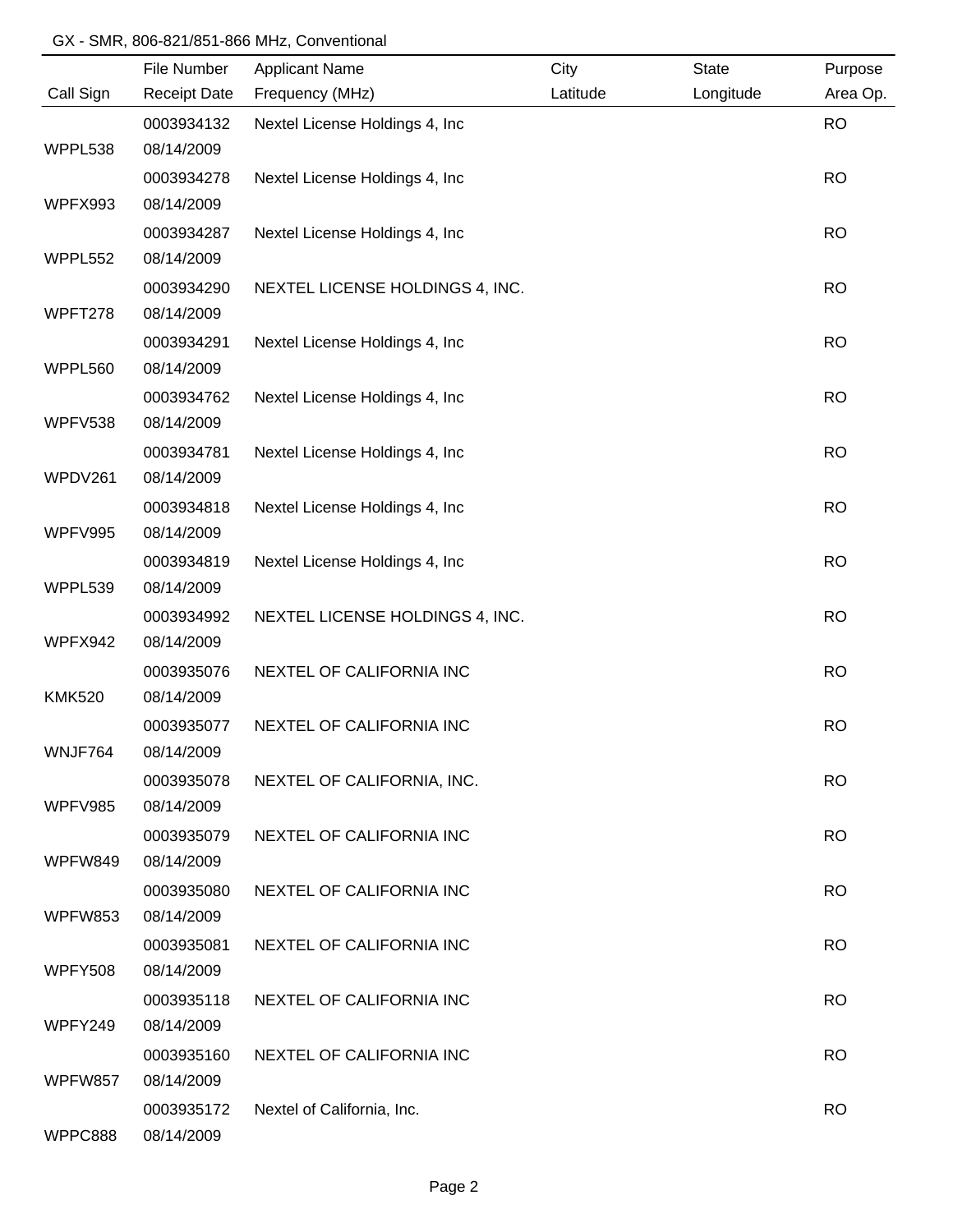GX - SMR, 806-821/851-866 MHz, Conventional

| Call Sign | File Number / Receipt Date | Applicant Name / Frequency (MHz) | City / Latitude | State / Longitude | Purpose / Area Op. |
|---|---|---|---|---|---|
| WPPL538 | 0003934132 08/14/2009 | Nextel License Holdings 4, Inc | | | RO |
| WPFX993 | 0003934278 08/14/2009 | Nextel License Holdings 4, Inc | | | RO |
| WPPL552 | 0003934287 08/14/2009 | Nextel License Holdings 4, Inc | | | RO |
| WPFT278 | 0003934290 08/14/2009 | NEXTEL LICENSE HOLDINGS 4, INC. | | | RO |
| WPPL560 | 0003934291 08/14/2009 | Nextel License Holdings 4, Inc | | | RO |
| WPFV538 | 0003934762 08/14/2009 | Nextel License Holdings 4, Inc | | | RO |
| WPDV261 | 0003934781 08/14/2009 | Nextel License Holdings 4, Inc | | | RO |
| WPFV995 | 0003934818 08/14/2009 | Nextel License Holdings 4, Inc | | | RO |
| WPPL539 | 0003934819 08/14/2009 | Nextel License Holdings 4, Inc | | | RO |
| WPFX942 | 0003934992 08/14/2009 | NEXTEL LICENSE HOLDINGS 4, INC. | | | RO |
| KMK520 | 0003935076 08/14/2009 | NEXTEL OF CALIFORNIA INC | | | RO |
| WNJF764 | 0003935077 08/14/2009 | NEXTEL OF CALIFORNIA INC | | | RO |
| WPFV985 | 0003935078 08/14/2009 | NEXTEL OF CALIFORNIA, INC. | | | RO |
| WPFW849 | 0003935079 08/14/2009 | NEXTEL OF CALIFORNIA INC | | | RO |
| WPFW853 | 0003935080 08/14/2009 | NEXTEL OF CALIFORNIA INC | | | RO |
| WPFY508 | 0003935081 08/14/2009 | NEXTEL OF CALIFORNIA INC | | | RO |
| WPFY249 | 0003935118 08/14/2009 | NEXTEL OF CALIFORNIA INC | | | RO |
| WPFW857 | 0003935160 08/14/2009 | NEXTEL OF CALIFORNIA INC | | | RO |
| WPPC888 | 0003935172 08/14/2009 | Nextel of California, Inc. | | | RO |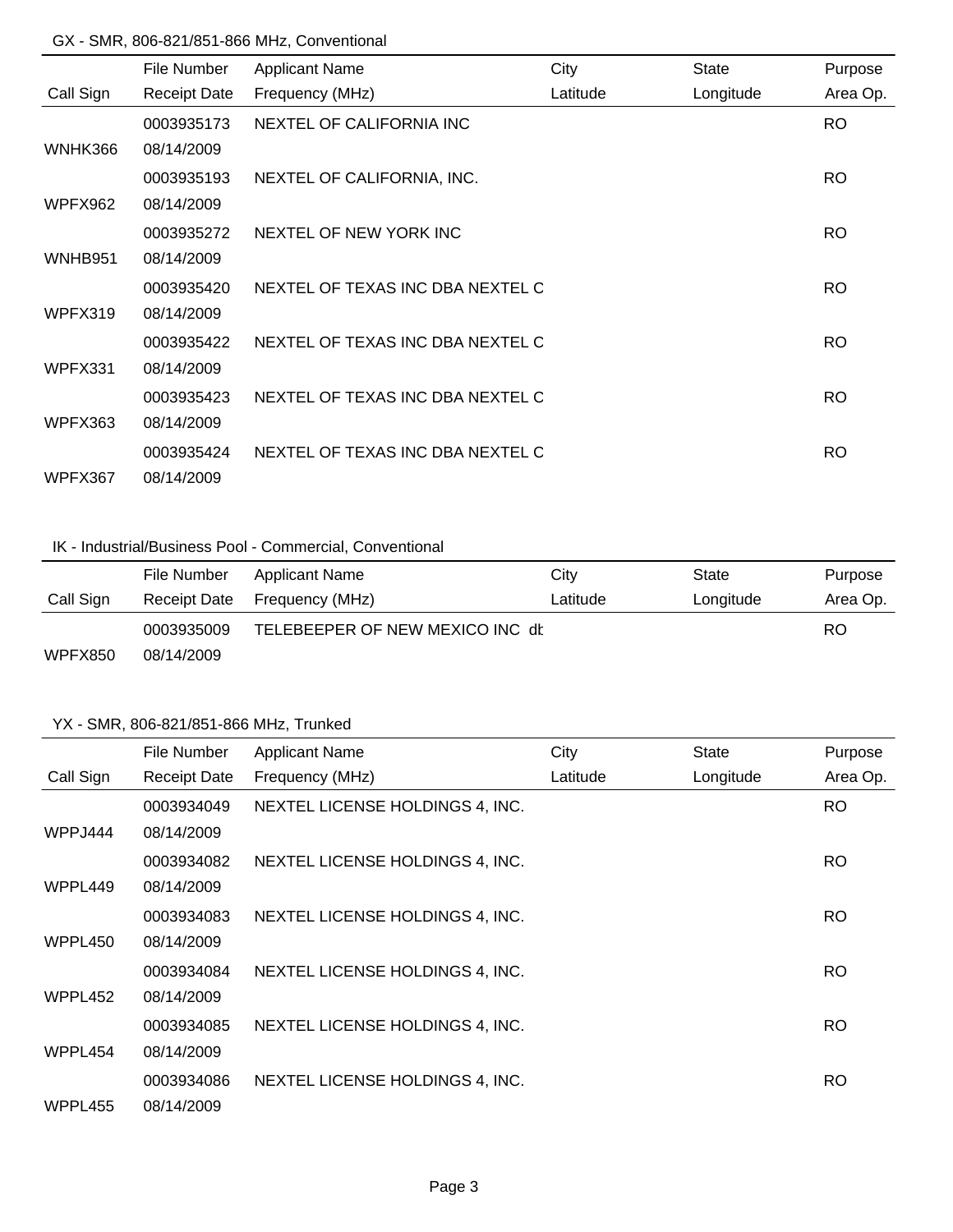GX - SMR, 806-821/851-866 MHz, Conventional

| Call Sign | File Number<br>Receipt Date | Applicant Name<br>Frequency (MHz) | City<br>Latitude | State<br>Longitude | Purpose<br>Area Op. |
|---|---|---|---|---|---|
| WNHK366 | 0003935173<br>08/14/2009 | NEXTEL OF CALIFORNIA INC | | | RO |
| WPFX962 | 0003935193<br>08/14/2009 | NEXTEL OF CALIFORNIA, INC. | | | RO |
| WNHB951 | 0003935272<br>08/14/2009 | NEXTEL OF NEW YORK INC | | | RO |
| WPFX319 | 0003935420<br>08/14/2009 | NEXTEL OF TEXAS INC DBA NEXTEL C | | | RO |
| WPFX331 | 0003935422<br>08/14/2009 | NEXTEL OF TEXAS INC DBA NEXTEL C | | | RO |
| WPFX363 | 0003935423<br>08/14/2009 | NEXTEL OF TEXAS INC DBA NEXTEL C | | | RO |
| WPFX367 | 0003935424<br>08/14/2009 | NEXTEL OF TEXAS INC DBA NEXTEL C | | | RO |

IK - Industrial/Business Pool - Commercial, Conventional

| Call Sign | File Number<br>Receipt Date | Applicant Name<br>Frequency (MHz) | City<br>Latitude | State<br>Longitude | Purpose<br>Area Op. |
|---|---|---|---|---|---|
| WPFX850 | 0003935009<br>08/14/2009 | TELEBEEPER OF NEW MEXICO INC dk | | | RO |

YX - SMR, 806-821/851-866 MHz, Trunked

| Call Sign | File Number<br>Receipt Date | Applicant Name<br>Frequency (MHz) | City<br>Latitude | State<br>Longitude | Purpose<br>Area Op. |
|---|---|---|---|---|---|
| WPPJ444 | 0003934049<br>08/14/2009 | NEXTEL LICENSE HOLDINGS 4, INC. | | | RO |
| WPPL449 | 0003934082<br>08/14/2009 | NEXTEL LICENSE HOLDINGS 4, INC. | | | RO |
| WPPL450 | 0003934083<br>08/14/2009 | NEXTEL LICENSE HOLDINGS 4, INC. | | | RO |
| WPPL452 | 0003934084<br>08/14/2009 | NEXTEL LICENSE HOLDINGS 4, INC. | | | RO |
| WPPL454 | 0003934085<br>08/14/2009 | NEXTEL LICENSE HOLDINGS 4, INC. | | | RO |
| WPPL455 | 0003934086<br>08/14/2009 | NEXTEL LICENSE HOLDINGS 4, INC. | | | RO |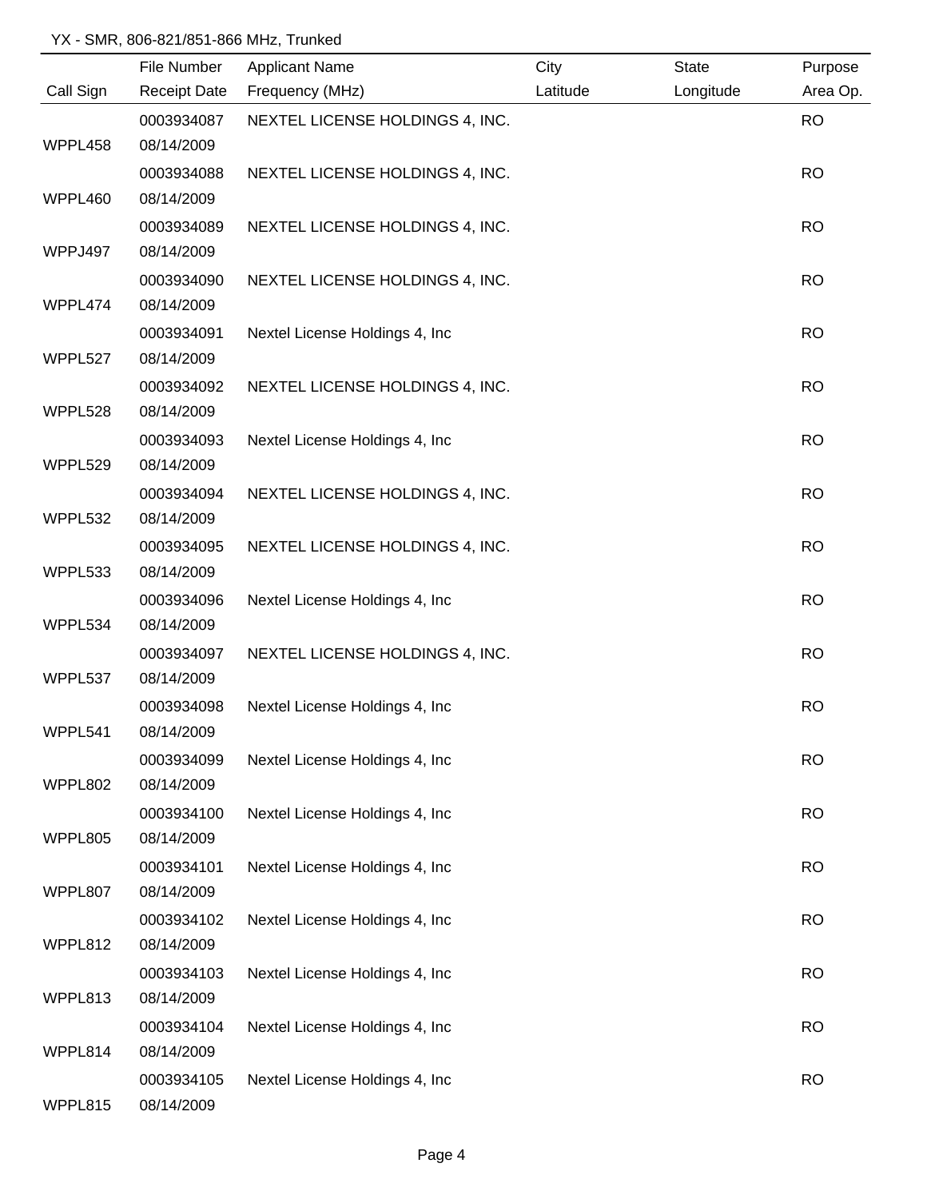YX - SMR, 806-821/851-866 MHz, Trunked

| Call Sign | File Number / Receipt Date | Applicant Name / Frequency (MHz) | City / Latitude | State / Longitude | Purpose / Area Op. |
|---|---|---|---|---|---|
| WPPL458 | 0003934087 08/14/2009 | NEXTEL LICENSE HOLDINGS 4, INC. | | | RO |
| WPPL460 | 0003934088 08/14/2009 | NEXTEL LICENSE HOLDINGS 4, INC. | | | RO |
| WPPJ497 | 0003934089 08/14/2009 | NEXTEL LICENSE HOLDINGS 4, INC. | | | RO |
| WPPL474 | 0003934090 08/14/2009 | NEXTEL LICENSE HOLDINGS 4, INC. | | | RO |
| WPPL527 | 0003934091 08/14/2009 | Nextel License Holdings 4, Inc | | | RO |
| WPPL528 | 0003934092 08/14/2009 | NEXTEL LICENSE HOLDINGS 4, INC. | | | RO |
| WPPL529 | 0003934093 08/14/2009 | Nextel License Holdings 4, Inc | | | RO |
| WPPL532 | 0003934094 08/14/2009 | NEXTEL LICENSE HOLDINGS 4, INC. | | | RO |
| WPPL533 | 0003934095 08/14/2009 | NEXTEL LICENSE HOLDINGS 4, INC. | | | RO |
| WPPL534 | 0003934096 08/14/2009 | Nextel License Holdings 4, Inc | | | RO |
| WPPL537 | 0003934097 08/14/2009 | NEXTEL LICENSE HOLDINGS 4, INC. | | | RO |
| WPPL541 | 0003934098 08/14/2009 | Nextel License Holdings 4, Inc | | | RO |
| WPPL802 | 0003934099 08/14/2009 | Nextel License Holdings 4, Inc | | | RO |
| WPPL805 | 0003934100 08/14/2009 | Nextel License Holdings 4, Inc | | | RO |
| WPPL807 | 0003934101 08/14/2009 | Nextel License Holdings 4, Inc | | | RO |
| WPPL812 | 0003934102 08/14/2009 | Nextel License Holdings 4, Inc | | | RO |
| WPPL813 | 0003934103 08/14/2009 | Nextel License Holdings 4, Inc | | | RO |
| WPPL814 | 0003934104 08/14/2009 | Nextel License Holdings 4, Inc | | | RO |
| WPPL815 | 0003934105 08/14/2009 | Nextel License Holdings 4, Inc | | | RO |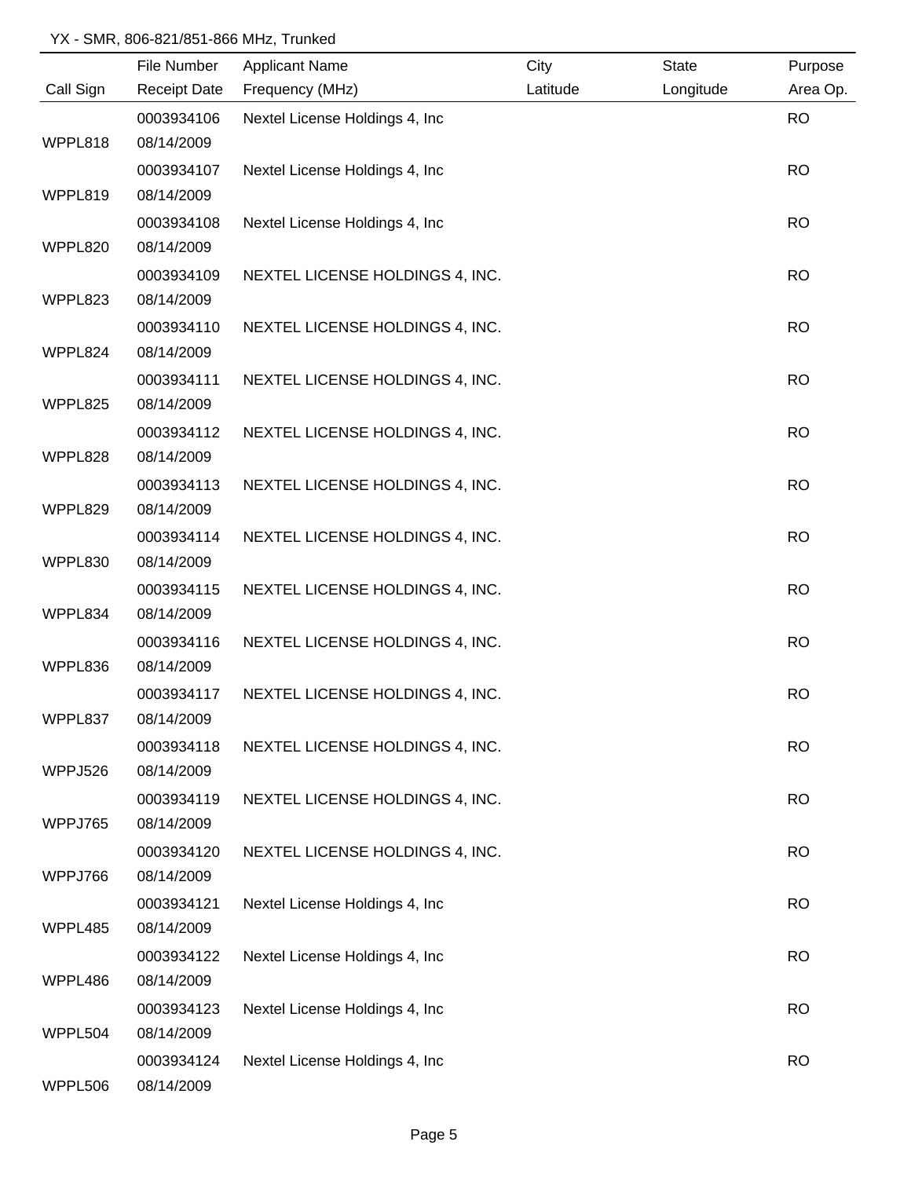YX - SMR, 806-821/851-866 MHz, Trunked

| Call Sign | File Number<br>Receipt Date | Applicant Name<br>Frequency (MHz) | City<br>Latitude | State<br>Longitude | Purpose<br>Area Op. |
|---|---|---|---|---|---|
| WPPL818 | 0003934106<br>08/14/2009 | Nextel License Holdings 4, Inc | | | RO |
| WPPL819 | 0003934107<br>08/14/2009 | Nextel License Holdings 4, Inc | | | RO |
| WPPL820 | 0003934108<br>08/14/2009 | Nextel License Holdings 4, Inc | | | RO |
| WPPL823 | 0003934109<br>08/14/2009 | NEXTEL LICENSE HOLDINGS 4, INC. | | | RO |
| WPPL824 | 0003934110<br>08/14/2009 | NEXTEL LICENSE HOLDINGS 4, INC. | | | RO |
| WPPL825 | 0003934111<br>08/14/2009 | NEXTEL LICENSE HOLDINGS 4, INC. | | | RO |
| WPPL828 | 0003934112<br>08/14/2009 | NEXTEL LICENSE HOLDINGS 4, INC. | | | RO |
| WPPL829 | 0003934113<br>08/14/2009 | NEXTEL LICENSE HOLDINGS 4, INC. | | | RO |
| WPPL830 | 0003934114<br>08/14/2009 | NEXTEL LICENSE HOLDINGS 4, INC. | | | RO |
| WPPL834 | 0003934115<br>08/14/2009 | NEXTEL LICENSE HOLDINGS 4, INC. | | | RO |
| WPPL836 | 0003934116<br>08/14/2009 | NEXTEL LICENSE HOLDINGS 4, INC. | | | RO |
| WPPL837 | 0003934117<br>08/14/2009 | NEXTEL LICENSE HOLDINGS 4, INC. | | | RO |
| WPPJ526 | 0003934118<br>08/14/2009 | NEXTEL LICENSE HOLDINGS 4, INC. | | | RO |
| WPPJ765 | 0003934119<br>08/14/2009 | NEXTEL LICENSE HOLDINGS 4, INC. | | | RO |
| WPPJ766 | 0003934120<br>08/14/2009 | NEXTEL LICENSE HOLDINGS 4, INC. | | | RO |
| WPPL485 | 0003934121<br>08/14/2009 | Nextel License Holdings 4, Inc | | | RO |
| WPPL486 | 0003934122<br>08/14/2009 | Nextel License Holdings 4, Inc | | | RO |
| WPPL504 | 0003934123<br>08/14/2009 | Nextel License Holdings 4, Inc | | | RO |
| WPPL506 | 0003934124<br>08/14/2009 | Nextel License Holdings 4, Inc | | | RO |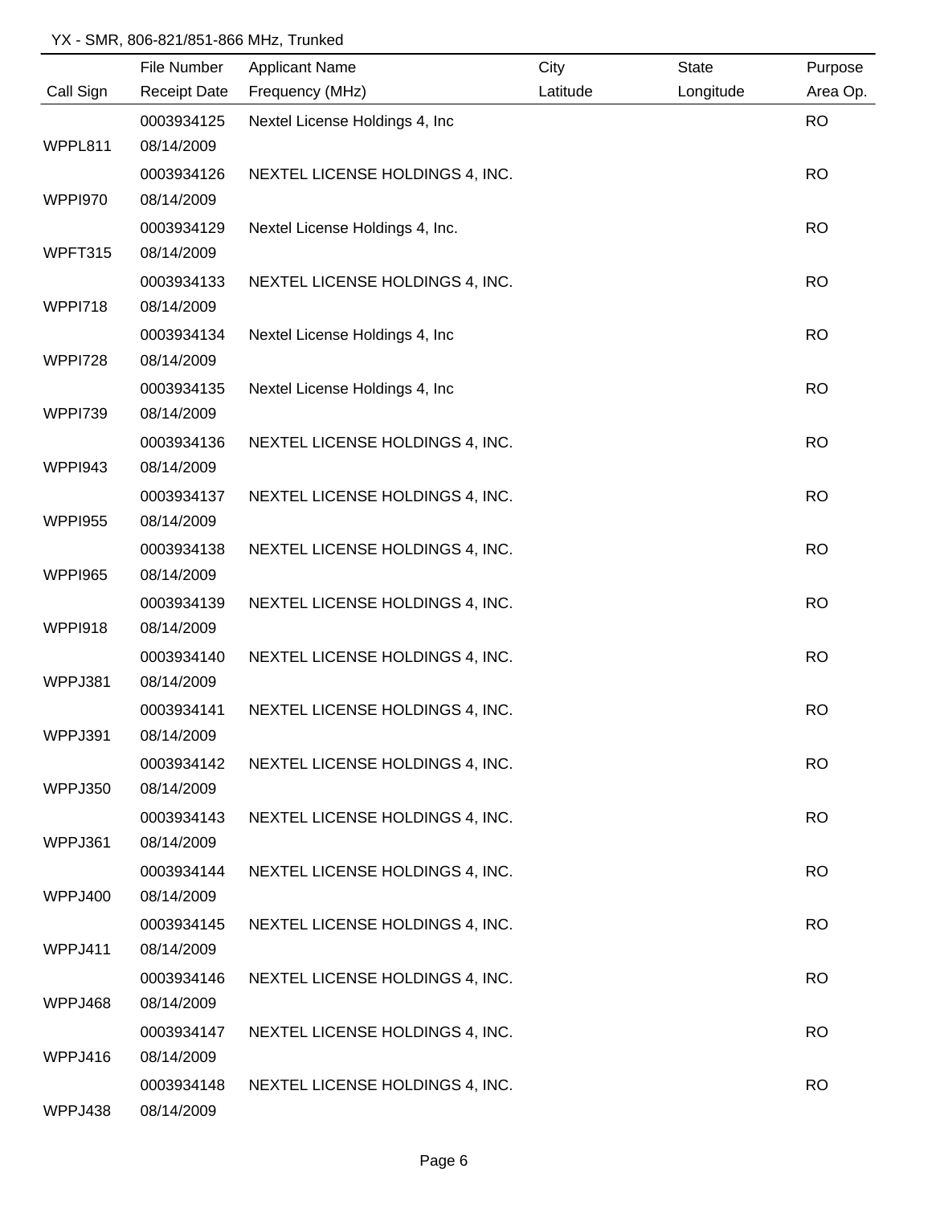YX - SMR, 806-821/851-866 MHz, Trunked

| Call Sign | File Number<br>Receipt Date | Applicant Name<br>Frequency (MHz) | City<br>Latitude | State<br>Longitude | Purpose<br>Area Op. |
|---|---|---|---|---|---|
| WPPL811 | 0003934125<br>08/14/2009 | Nextel License Holdings 4, Inc | | | RO |
| WPPI970 | 0003934126<br>08/14/2009 | NEXTEL LICENSE HOLDINGS 4, INC. | | | RO |
| WPFT315 | 0003934129<br>08/14/2009 | Nextel License Holdings 4, Inc. | | | RO |
| WPPI718 | 0003934133<br>08/14/2009 | NEXTEL LICENSE HOLDINGS 4, INC. | | | RO |
| WPPI728 | 0003934134<br>08/14/2009 | Nextel License Holdings 4, Inc | | | RO |
| WPPI739 | 0003934135<br>08/14/2009 | Nextel License Holdings 4, Inc | | | RO |
| WPPI943 | 0003934136<br>08/14/2009 | NEXTEL LICENSE HOLDINGS 4, INC. | | | RO |
| WPPI955 | 0003934137<br>08/14/2009 | NEXTEL LICENSE HOLDINGS 4, INC. | | | RO |
| WPPI965 | 0003934138<br>08/14/2009 | NEXTEL LICENSE HOLDINGS 4, INC. | | | RO |
| WPPI918 | 0003934139<br>08/14/2009 | NEXTEL LICENSE HOLDINGS 4, INC. | | | RO |
| WPPJ381 | 0003934140<br>08/14/2009 | NEXTEL LICENSE HOLDINGS 4, INC. | | | RO |
| WPPJ391 | 0003934141<br>08/14/2009 | NEXTEL LICENSE HOLDINGS 4, INC. | | | RO |
| WPPJ350 | 0003934142<br>08/14/2009 | NEXTEL LICENSE HOLDINGS 4, INC. | | | RO |
| WPPJ361 | 0003934143<br>08/14/2009 | NEXTEL LICENSE HOLDINGS 4, INC. | | | RO |
| WPPJ400 | 0003934144<br>08/14/2009 | NEXTEL LICENSE HOLDINGS 4, INC. | | | RO |
| WPPJ411 | 0003934145<br>08/14/2009 | NEXTEL LICENSE HOLDINGS 4, INC. | | | RO |
| WPPJ468 | 0003934146<br>08/14/2009 | NEXTEL LICENSE HOLDINGS 4, INC. | | | RO |
| WPPJ416 | 0003934147<br>08/14/2009 | NEXTEL LICENSE HOLDINGS 4, INC. | | | RO |
| WPPJ438 | 0003934148<br>08/14/2009 | NEXTEL LICENSE HOLDINGS 4, INC. | | | RO |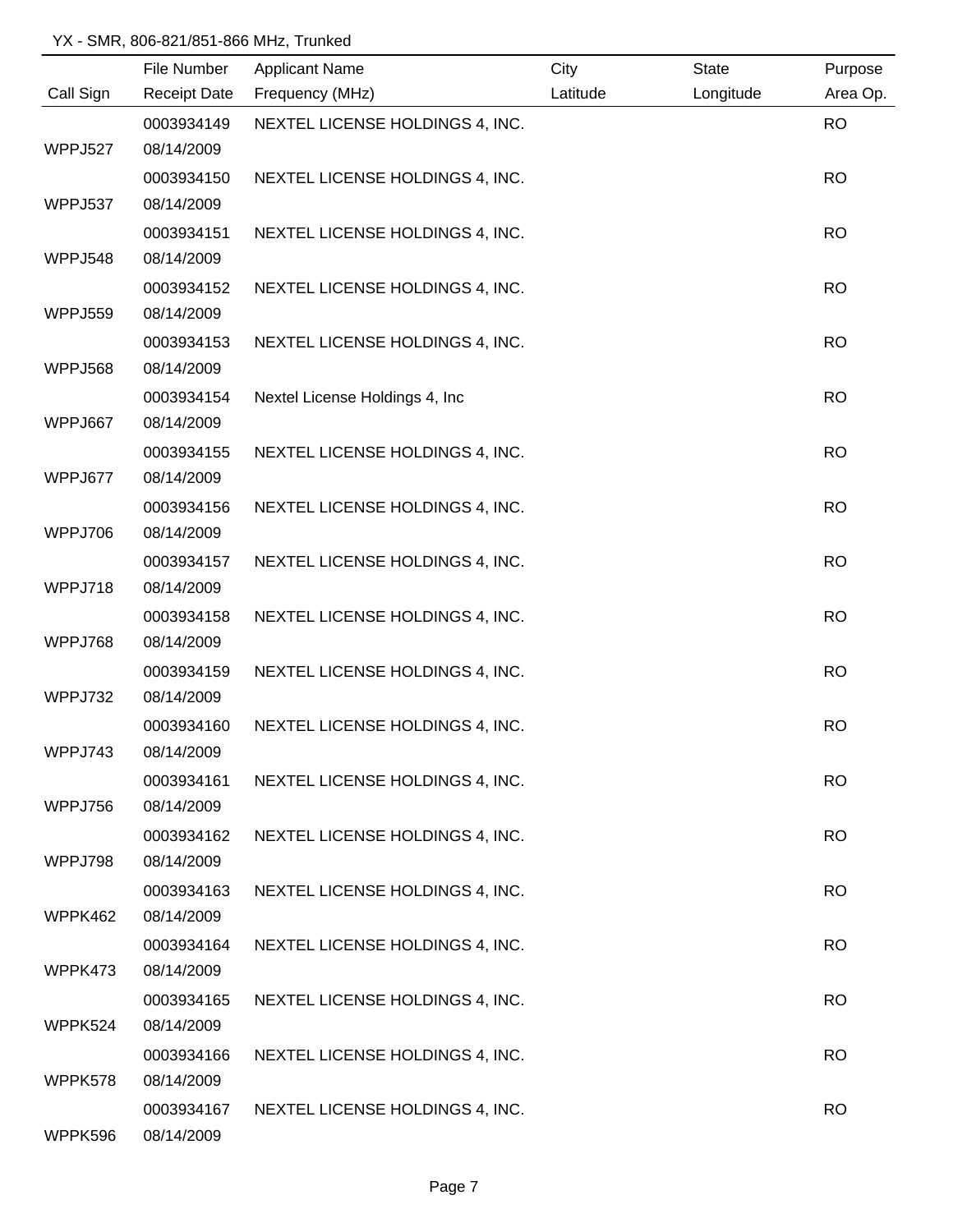YX - SMR, 806-821/851-866 MHz, Trunked

| Call Sign | File Number / Receipt Date | Applicant Name / Frequency (MHz) | City / Latitude | State / Longitude | Purpose / Area Op. |
|---|---|---|---|---|---|
| WPPJ527 | 0003934149 / 08/14/2009 | NEXTEL LICENSE HOLDINGS 4, INC. | | | RO |
| WPPJ537 | 0003934150 / 08/14/2009 | NEXTEL LICENSE HOLDINGS 4, INC. | | | RO |
| WPPJ548 | 0003934151 / 08/14/2009 | NEXTEL LICENSE HOLDINGS 4, INC. | | | RO |
| WPPJ559 | 0003934152 / 08/14/2009 | NEXTEL LICENSE HOLDINGS 4, INC. | | | RO |
| WPPJ568 | 0003934153 / 08/14/2009 | NEXTEL LICENSE HOLDINGS 4, INC. | | | RO |
| WPPJ667 | 0003934154 / 08/14/2009 | Nextel License Holdings 4, Inc | | | RO |
| WPPJ677 | 0003934155 / 08/14/2009 | NEXTEL LICENSE HOLDINGS 4, INC. | | | RO |
| WPPJ706 | 0003934156 / 08/14/2009 | NEXTEL LICENSE HOLDINGS 4, INC. | | | RO |
| WPPJ718 | 0003934157 / 08/14/2009 | NEXTEL LICENSE HOLDINGS 4, INC. | | | RO |
| WPPJ768 | 0003934158 / 08/14/2009 | NEXTEL LICENSE HOLDINGS 4, INC. | | | RO |
| WPPJ732 | 0003934159 / 08/14/2009 | NEXTEL LICENSE HOLDINGS 4, INC. | | | RO |
| WPPJ743 | 0003934160 / 08/14/2009 | NEXTEL LICENSE HOLDINGS 4, INC. | | | RO |
| WPPJ756 | 0003934161 / 08/14/2009 | NEXTEL LICENSE HOLDINGS 4, INC. | | | RO |
| WPPJ798 | 0003934162 / 08/14/2009 | NEXTEL LICENSE HOLDINGS 4, INC. | | | RO |
| WPPK462 | 0003934163 / 08/14/2009 | NEXTEL LICENSE HOLDINGS 4, INC. | | | RO |
| WPPK473 | 0003934164 / 08/14/2009 | NEXTEL LICENSE HOLDINGS 4, INC. | | | RO |
| WPPK524 | 0003934165 / 08/14/2009 | NEXTEL LICENSE HOLDINGS 4, INC. | | | RO |
| WPPK578 | 0003934166 / 08/14/2009 | NEXTEL LICENSE HOLDINGS 4, INC. | | | RO |
| WPPK596 | 0003934167 / 08/14/2009 | NEXTEL LICENSE HOLDINGS 4, INC. | | | RO |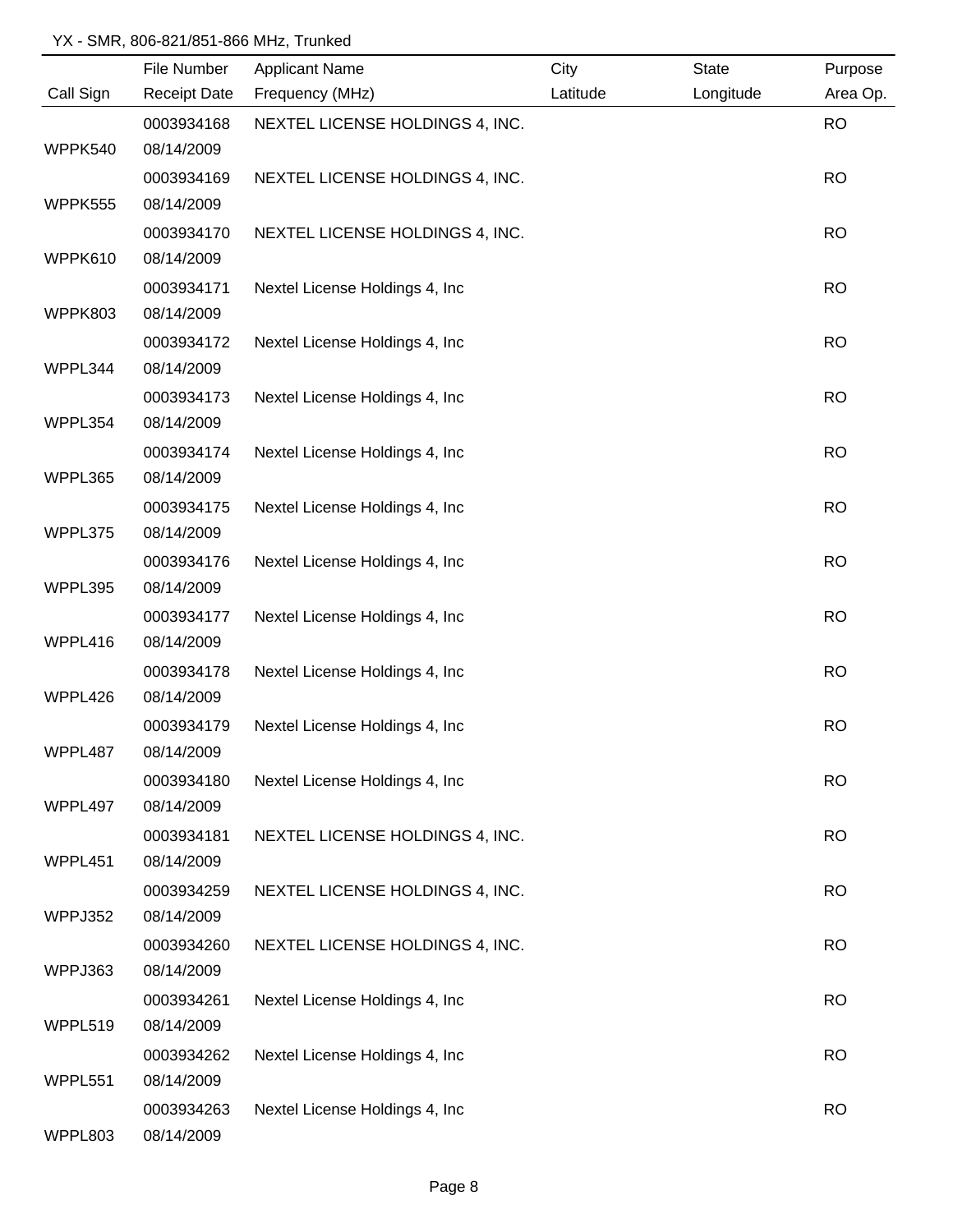YX - SMR, 806-821/851-866 MHz, Trunked

| Call Sign | File Number / Receipt Date | Applicant Name / Frequency (MHz) | City / Latitude | State / Longitude | Purpose / Area Op. |
|---|---|---|---|---|---|
| WPPK540 | 0003934168 08/14/2009 | NEXTEL LICENSE HOLDINGS 4, INC. | | | RO |
| WPPK555 | 0003934169 08/14/2009 | NEXTEL LICENSE HOLDINGS 4, INC. | | | RO |
| WPPK610 | 0003934170 08/14/2009 | NEXTEL LICENSE HOLDINGS 4, INC. | | | RO |
| WPPK803 | 0003934171 08/14/2009 | Nextel License Holdings 4, Inc | | | RO |
| WPPL344 | 0003934172 08/14/2009 | Nextel License Holdings 4, Inc | | | RO |
| WPPL354 | 0003934173 08/14/2009 | Nextel License Holdings 4, Inc | | | RO |
| WPPL365 | 0003934174 08/14/2009 | Nextel License Holdings 4, Inc | | | RO |
| WPPL375 | 0003934175 08/14/2009 | Nextel License Holdings 4, Inc | | | RO |
| WPPL395 | 0003934176 08/14/2009 | Nextel License Holdings 4, Inc | | | RO |
| WPPL416 | 0003934177 08/14/2009 | Nextel License Holdings 4, Inc | | | RO |
| WPPL426 | 0003934178 08/14/2009 | Nextel License Holdings 4, Inc | | | RO |
| WPPL487 | 0003934179 08/14/2009 | Nextel License Holdings 4, Inc | | | RO |
| WPPL497 | 0003934180 08/14/2009 | Nextel License Holdings 4, Inc | | | RO |
| WPPL451 | 0003934181 08/14/2009 | NEXTEL LICENSE HOLDINGS 4, INC. | | | RO |
| WPPJ352 | 0003934259 08/14/2009 | NEXTEL LICENSE HOLDINGS 4, INC. | | | RO |
| WPPJ363 | 0003934260 08/14/2009 | NEXTEL LICENSE HOLDINGS 4, INC. | | | RO |
| WPPL519 | 0003934261 08/14/2009 | Nextel License Holdings 4, Inc | | | RO |
| WPPL551 | 0003934262 08/14/2009 | Nextel License Holdings 4, Inc | | | RO |
| WPPL803 | 0003934263 08/14/2009 | Nextel License Holdings 4, Inc | | | RO |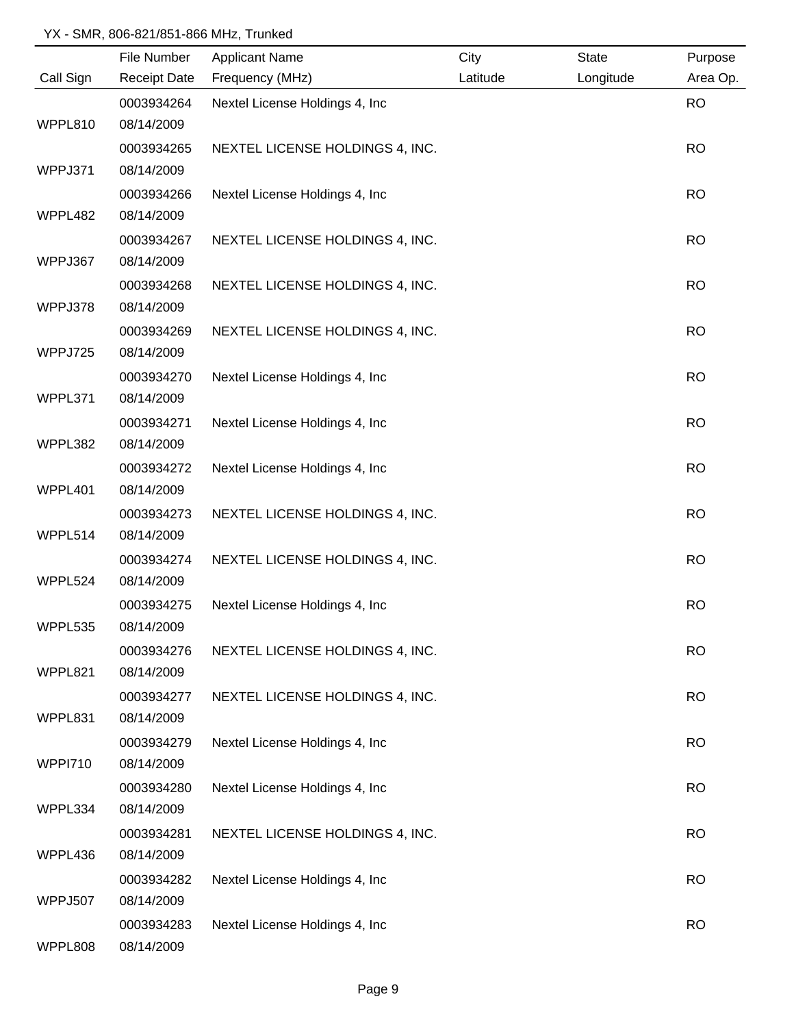YX - SMR, 806-821/851-866 MHz, Trunked

| Call Sign | File Number / Receipt Date | Applicant Name / Frequency (MHz) | City / Latitude | State / Longitude | Purpose / Area Op. |
|---|---|---|---|---|---|
| WPPL810 | 0003934264 08/14/2009 | Nextel License Holdings 4, Inc | | | RO |
| WPPJ371 | 0003934265 08/14/2009 | NEXTEL LICENSE HOLDINGS 4, INC. | | | RO |
| WPPL482 | 0003934266 08/14/2009 | Nextel License Holdings 4, Inc | | | RO |
| WPPJ367 | 0003934267 08/14/2009 | NEXTEL LICENSE HOLDINGS 4, INC. | | | RO |
| WPPJ378 | 0003934268 08/14/2009 | NEXTEL LICENSE HOLDINGS 4, INC. | | | RO |
| WPPJ725 | 0003934269 08/14/2009 | NEXTEL LICENSE HOLDINGS 4, INC. | | | RO |
| WPPL371 | 0003934270 08/14/2009 | Nextel License Holdings 4, Inc | | | RO |
| WPPL382 | 0003934271 08/14/2009 | Nextel License Holdings 4, Inc | | | RO |
| WPPL401 | 0003934272 08/14/2009 | Nextel License Holdings 4, Inc | | | RO |
| WPPL514 | 0003934273 08/14/2009 | NEXTEL LICENSE HOLDINGS 4, INC. | | | RO |
| WPPL524 | 0003934274 08/14/2009 | NEXTEL LICENSE HOLDINGS 4, INC. | | | RO |
| WPPL535 | 0003934275 08/14/2009 | Nextel License Holdings 4, Inc | | | RO |
| WPPL821 | 0003934276 08/14/2009 | NEXTEL LICENSE HOLDINGS 4, INC. | | | RO |
| WPPL831 | 0003934277 08/14/2009 | NEXTEL LICENSE HOLDINGS 4, INC. | | | RO |
| WPPI710 | 0003934279 08/14/2009 | Nextel License Holdings 4, Inc | | | RO |
| WPPL334 | 0003934280 08/14/2009 | Nextel License Holdings 4, Inc | | | RO |
| WPPL436 | 0003934281 08/14/2009 | NEXTEL LICENSE HOLDINGS 4, INC. | | | RO |
| WPPJ507 | 0003934282 08/14/2009 | Nextel License Holdings 4, Inc | | | RO |
| WPPL808 | 0003934283 08/14/2009 | Nextel License Holdings 4, Inc | | | RO |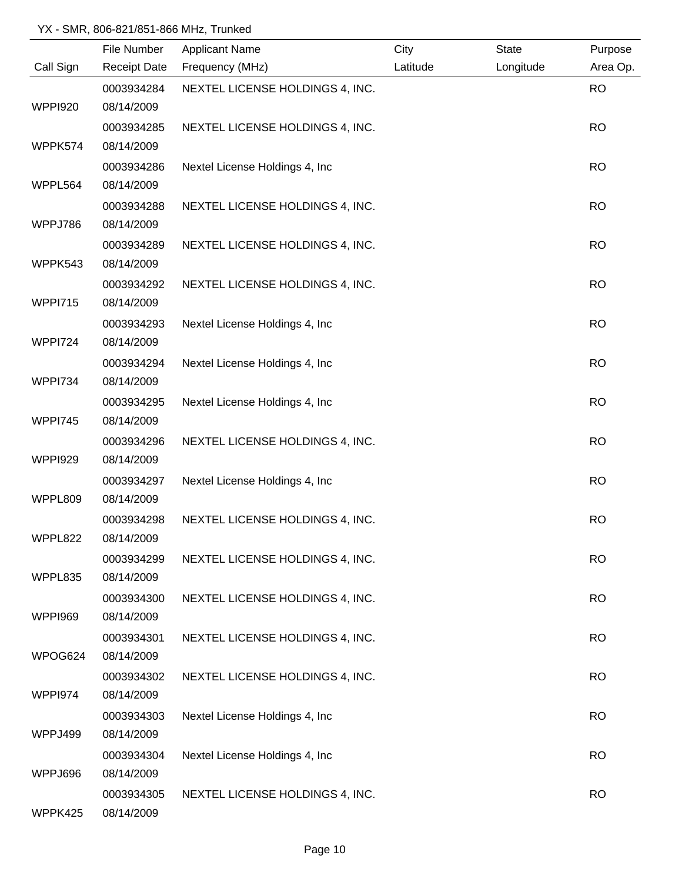YX - SMR, 806-821/851-866 MHz, Trunked

| Call Sign | File Number / Receipt Date | Applicant Name / Frequency (MHz) | City / Latitude | State / Longitude | Purpose / Area Op. |
|---|---|---|---|---|---|
| WPPI920 | 0003934284 / 08/14/2009 | NEXTEL LICENSE HOLDINGS 4, INC. | | | RO |
| WPPK574 | 0003934285 / 08/14/2009 | NEXTEL LICENSE HOLDINGS 4, INC. | | | RO |
| WPPL564 | 0003934286 / 08/14/2009 | Nextel License Holdings 4, Inc | | | RO |
| WPPJ786 | 0003934288 / 08/14/2009 | NEXTEL LICENSE HOLDINGS 4, INC. | | | RO |
| WPPK543 | 0003934289 / 08/14/2009 | NEXTEL LICENSE HOLDINGS 4, INC. | | | RO |
| WPPI715 | 0003934292 / 08/14/2009 | NEXTEL LICENSE HOLDINGS 4, INC. | | | RO |
| WPPI724 | 0003934293 / 08/14/2009 | Nextel License Holdings 4, Inc | | | RO |
| WPPI734 | 0003934294 / 08/14/2009 | Nextel License Holdings 4, Inc | | | RO |
| WPPI745 | 0003934295 / 08/14/2009 | Nextel License Holdings 4, Inc | | | RO |
| WPPI929 | 0003934296 / 08/14/2009 | NEXTEL LICENSE HOLDINGS 4, INC. | | | RO |
| WPPL809 | 0003934297 / 08/14/2009 | Nextel License Holdings 4, Inc | | | RO |
| WPPL822 | 0003934298 / 08/14/2009 | NEXTEL LICENSE HOLDINGS 4, INC. | | | RO |
| WPPL835 | 0003934299 / 08/14/2009 | NEXTEL LICENSE HOLDINGS 4, INC. | | | RO |
| WPPI969 | 0003934300 / 08/14/2009 | NEXTEL LICENSE HOLDINGS 4, INC. | | | RO |
| WPOG624 | 0003934301 / 08/14/2009 | NEXTEL LICENSE HOLDINGS 4, INC. | | | RO |
| WPPI974 | 0003934302 / 08/14/2009 | NEXTEL LICENSE HOLDINGS 4, INC. | | | RO |
| WPPJ499 | 0003934303 / 08/14/2009 | Nextel License Holdings 4, Inc | | | RO |
| WPPJ696 | 0003934304 / 08/14/2009 | Nextel License Holdings 4, Inc | | | RO |
| WPPK425 | 0003934305 / 08/14/2009 | NEXTEL LICENSE HOLDINGS 4, INC. | | | RO |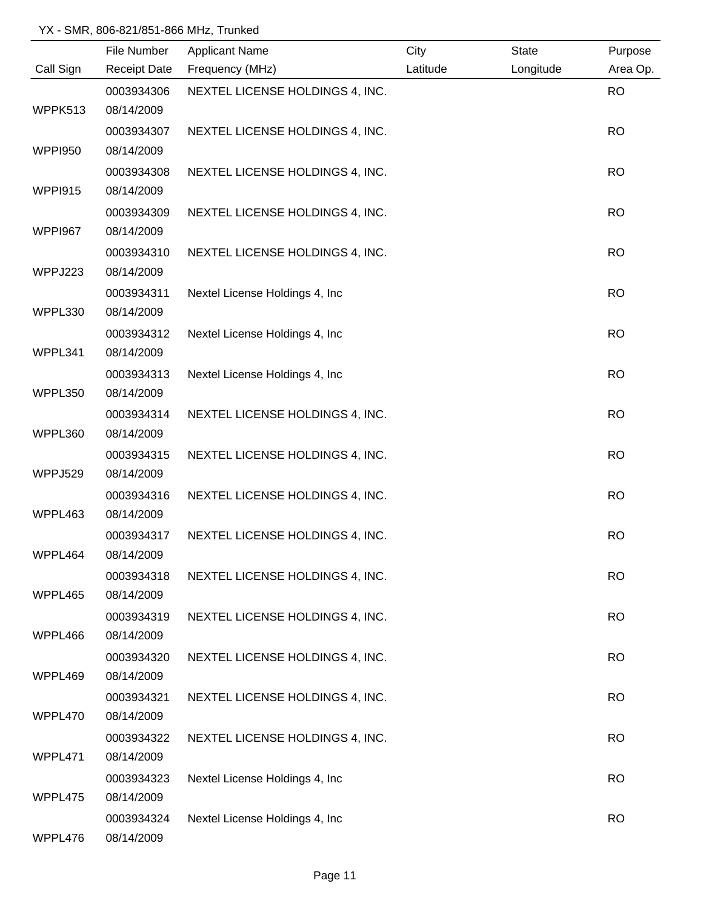YX - SMR, 806-821/851-866 MHz, Trunked

| Call Sign | File Number / Receipt Date | Applicant Name / Frequency (MHz) | City / Latitude | State / Longitude | Purpose / Area Op. |
|---|---|---|---|---|---|
| WPPK513 | 0003934306 08/14/2009 | NEXTEL LICENSE HOLDINGS 4, INC. | | | RO |
| WPPI950 | 0003934307 08/14/2009 | NEXTEL LICENSE HOLDINGS 4, INC. | | | RO |
| WPPI915 | 0003934308 08/14/2009 | NEXTEL LICENSE HOLDINGS 4, INC. | | | RO |
| WPPI967 | 0003934309 08/14/2009 | NEXTEL LICENSE HOLDINGS 4, INC. | | | RO |
| WPPJ223 | 0003934310 08/14/2009 | NEXTEL LICENSE HOLDINGS 4, INC. | | | RO |
| WPPL330 | 0003934311 08/14/2009 | Nextel License Holdings 4, Inc | | | RO |
| WPPL341 | 0003934312 08/14/2009 | Nextel License Holdings 4, Inc | | | RO |
| WPPL350 | 0003934313 08/14/2009 | Nextel License Holdings 4, Inc | | | RO |
| WPPL360 | 0003934314 08/14/2009 | NEXTEL LICENSE HOLDINGS 4, INC. | | | RO |
| WPPJ529 | 0003934315 08/14/2009 | NEXTEL LICENSE HOLDINGS 4, INC. | | | RO |
| WPPL463 | 0003934316 08/14/2009 | NEXTEL LICENSE HOLDINGS 4, INC. | | | RO |
| WPPL464 | 0003934317 08/14/2009 | NEXTEL LICENSE HOLDINGS 4, INC. | | | RO |
| WPPL465 | 0003934318 08/14/2009 | NEXTEL LICENSE HOLDINGS 4, INC. | | | RO |
| WPPL466 | 0003934319 08/14/2009 | NEXTEL LICENSE HOLDINGS 4, INC. | | | RO |
| WPPL469 | 0003934320 08/14/2009 | NEXTEL LICENSE HOLDINGS 4, INC. | | | RO |
| WPPL470 | 0003934321 08/14/2009 | NEXTEL LICENSE HOLDINGS 4, INC. | | | RO |
| WPPL471 | 0003934322 08/14/2009 | NEXTEL LICENSE HOLDINGS 4, INC. | | | RO |
| WPPL475 | 0003934323 08/14/2009 | Nextel License Holdings 4, Inc | | | RO |
| WPPL476 | 0003934324 08/14/2009 | Nextel License Holdings 4, Inc | | | RO |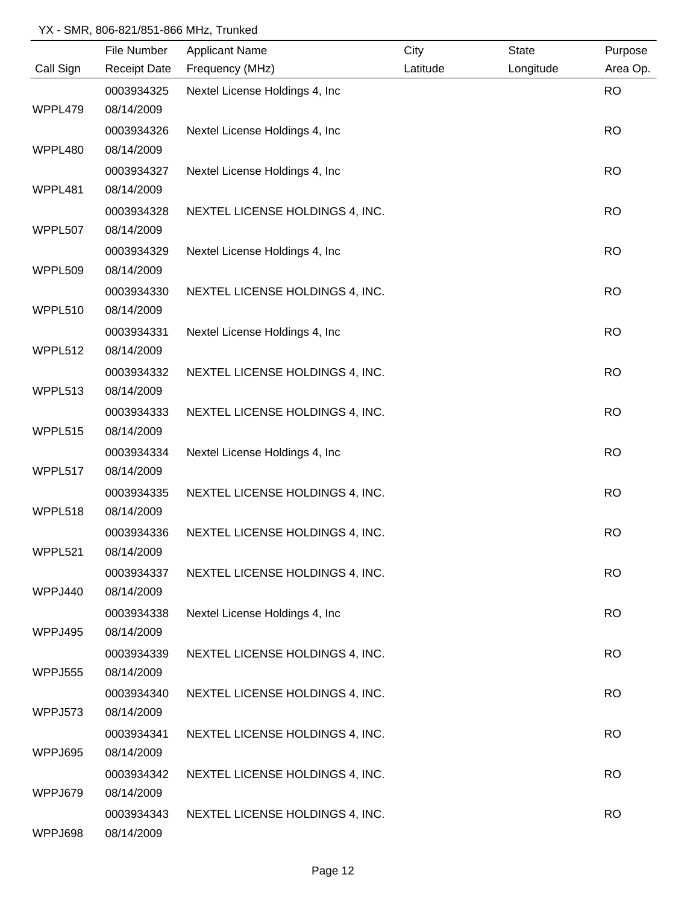YX - SMR, 806-821/851-866 MHz, Trunked

| Call Sign | File Number / Receipt Date | Applicant Name / Frequency (MHz) | City / Latitude | State / Longitude | Purpose / Area Op. |
|---|---|---|---|---|---|
| WPPL479 | 0003934325 08/14/2009 | Nextel License Holdings 4, Inc | | | RO |
| WPPL480 | 0003934326 08/14/2009 | Nextel License Holdings 4, Inc | | | RO |
| WPPL481 | 0003934327 08/14/2009 | Nextel License Holdings 4, Inc | | | RO |
| WPPL507 | 0003934328 08/14/2009 | NEXTEL LICENSE HOLDINGS 4, INC. | | | RO |
| WPPL509 | 0003934329 08/14/2009 | Nextel License Holdings 4, Inc | | | RO |
| WPPL510 | 0003934330 08/14/2009 | NEXTEL LICENSE HOLDINGS 4, INC. | | | RO |
| WPPL512 | 0003934331 08/14/2009 | Nextel License Holdings 4, Inc | | | RO |
| WPPL513 | 0003934332 08/14/2009 | NEXTEL LICENSE HOLDINGS 4, INC. | | | RO |
| WPPL515 | 0003934333 08/14/2009 | NEXTEL LICENSE HOLDINGS 4, INC. | | | RO |
| WPPL517 | 0003934334 08/14/2009 | Nextel License Holdings 4, Inc | | | RO |
| WPPL518 | 0003934335 08/14/2009 | NEXTEL LICENSE HOLDINGS 4, INC. | | | RO |
| WPPL521 | 0003934336 08/14/2009 | NEXTEL LICENSE HOLDINGS 4, INC. | | | RO |
| WPPJ440 | 0003934337 08/14/2009 | NEXTEL LICENSE HOLDINGS 4, INC. | | | RO |
| WPPJ495 | 0003934338 08/14/2009 | Nextel License Holdings 4, Inc | | | RO |
| WPPJ555 | 0003934339 08/14/2009 | NEXTEL LICENSE HOLDINGS 4, INC. | | | RO |
| WPPJ573 | 0003934340 08/14/2009 | NEXTEL LICENSE HOLDINGS 4, INC. | | | RO |
| WPPJ695 | 0003934341 08/14/2009 | NEXTEL LICENSE HOLDINGS 4, INC. | | | RO |
| WPPJ679 | 0003934342 08/14/2009 | NEXTEL LICENSE HOLDINGS 4, INC. | | | RO |
| WPPJ698 | 0003934343 08/14/2009 | NEXTEL LICENSE HOLDINGS 4, INC. | | | RO |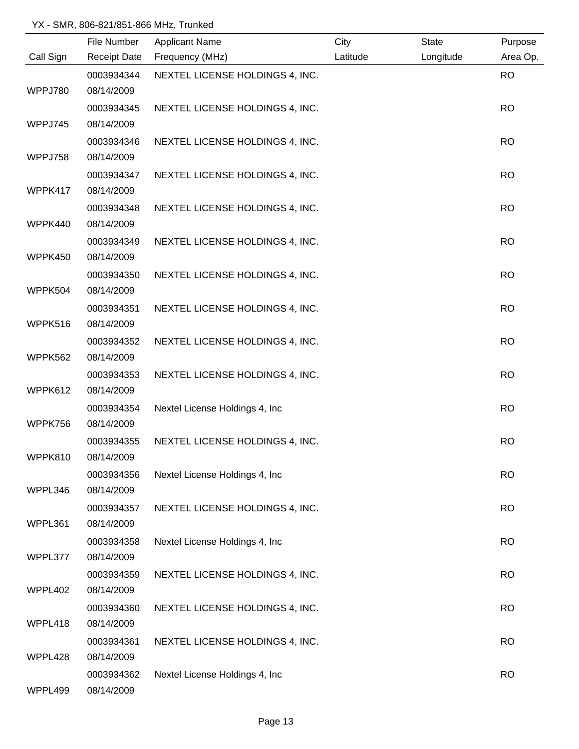YX - SMR, 806-821/851-866 MHz, Trunked

| Call Sign | File Number<br>Receipt Date | Applicant Name<br>Frequency (MHz) | City<br>Latitude | State<br>Longitude | Purpose<br>Area Op. |
|---|---|---|---|---|---|
| WPPJ780 | 0003934344<br>08/14/2009 | NEXTEL LICENSE HOLDINGS 4, INC. | | | RO |
| WPPJ745 | 0003934345<br>08/14/2009 | NEXTEL LICENSE HOLDINGS 4, INC. | | | RO |
| WPPJ758 | 0003934346<br>08/14/2009 | NEXTEL LICENSE HOLDINGS 4, INC. | | | RO |
| WPPK417 | 0003934347<br>08/14/2009 | NEXTEL LICENSE HOLDINGS 4, INC. | | | RO |
| WPPK440 | 0003934348<br>08/14/2009 | NEXTEL LICENSE HOLDINGS 4, INC. | | | RO |
| WPPK450 | 0003934349<br>08/14/2009 | NEXTEL LICENSE HOLDINGS 4, INC. | | | RO |
| WPPK504 | 0003934350<br>08/14/2009 | NEXTEL LICENSE HOLDINGS 4, INC. | | | RO |
| WPPK516 | 0003934351<br>08/14/2009 | NEXTEL LICENSE HOLDINGS 4, INC. | | | RO |
| WPPK562 | 0003934352<br>08/14/2009 | NEXTEL LICENSE HOLDINGS 4, INC. | | | RO |
| WPPK612 | 0003934353<br>08/14/2009 | NEXTEL LICENSE HOLDINGS 4, INC. | | | RO |
| WPPK756 | 0003934354<br>08/14/2009 | Nextel License Holdings 4, Inc | | | RO |
| WPPK810 | 0003934355<br>08/14/2009 | NEXTEL LICENSE HOLDINGS 4, INC. | | | RO |
| WPPL346 | 0003934356<br>08/14/2009 | Nextel License Holdings 4, Inc | | | RO |
| WPPL361 | 0003934357<br>08/14/2009 | NEXTEL LICENSE HOLDINGS 4, INC. | | | RO |
| WPPL377 | 0003934358<br>08/14/2009 | Nextel License Holdings 4, Inc | | | RO |
| WPPL402 | 0003934359<br>08/14/2009 | NEXTEL LICENSE HOLDINGS 4, INC. | | | RO |
| WPPL418 | 0003934360<br>08/14/2009 | NEXTEL LICENSE HOLDINGS 4, INC. | | | RO |
| WPPL428 | 0003934361<br>08/14/2009 | NEXTEL LICENSE HOLDINGS 4, INC. | | | RO |
| WPPL499 | 0003934362<br>08/14/2009 | Nextel License Holdings 4, Inc | | | RO |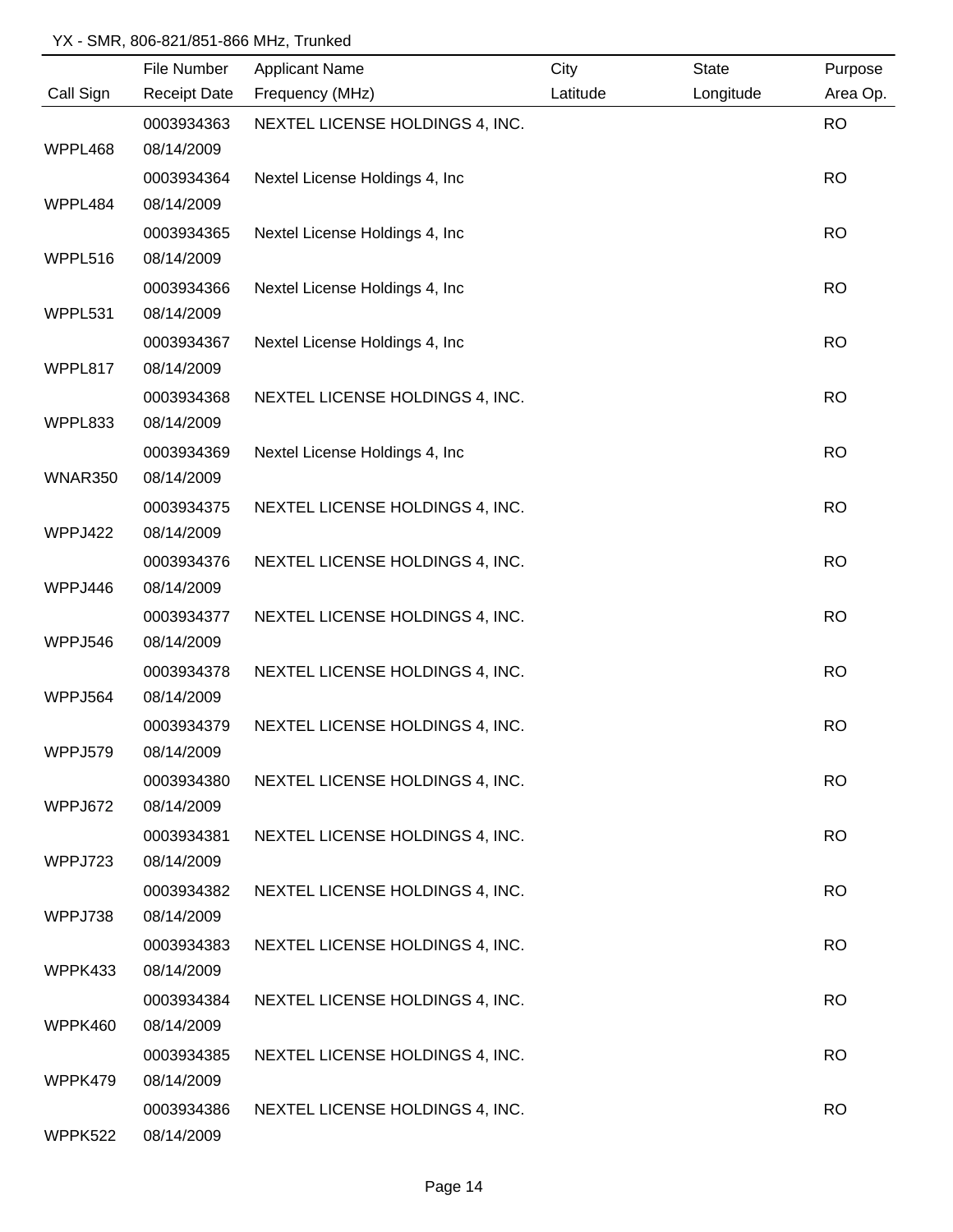YX - SMR, 806-821/851-866 MHz, Trunked

| Call Sign | File Number<br>Receipt Date | Applicant Name<br>Frequency (MHz) | City<br>Latitude | State<br>Longitude | Purpose<br>Area Op. |
|---|---|---|---|---|---|
| WPPL468 | 0003934363<br>08/14/2009 | NEXTEL LICENSE HOLDINGS 4, INC. | | | RO |
| WPPL484 | 0003934364<br>08/14/2009 | Nextel License Holdings 4, Inc | | | RO |
| WPPL516 | 0003934365<br>08/14/2009 | Nextel License Holdings 4, Inc | | | RO |
| WPPL531 | 0003934366<br>08/14/2009 | Nextel License Holdings 4, Inc | | | RO |
| WPPL817 | 0003934367<br>08/14/2009 | Nextel License Holdings 4, Inc | | | RO |
| WPPL833 | 0003934368<br>08/14/2009 | NEXTEL LICENSE HOLDINGS 4, INC. | | | RO |
| WNAR350 | 0003934369<br>08/14/2009 | Nextel License Holdings 4, Inc | | | RO |
| WPPJ422 | 0003934375<br>08/14/2009 | NEXTEL LICENSE HOLDINGS 4, INC. | | | RO |
| WPPJ446 | 0003934376<br>08/14/2009 | NEXTEL LICENSE HOLDINGS 4, INC. | | | RO |
| WPPJ546 | 0003934377<br>08/14/2009 | NEXTEL LICENSE HOLDINGS 4, INC. | | | RO |
| WPPJ564 | 0003934378<br>08/14/2009 | NEXTEL LICENSE HOLDINGS 4, INC. | | | RO |
| WPPJ579 | 0003934379<br>08/14/2009 | NEXTEL LICENSE HOLDINGS 4, INC. | | | RO |
| WPPJ672 | 0003934380<br>08/14/2009 | NEXTEL LICENSE HOLDINGS 4, INC. | | | RO |
| WPPJ723 | 0003934381<br>08/14/2009 | NEXTEL LICENSE HOLDINGS 4, INC. | | | RO |
| WPPJ738 | 0003934382<br>08/14/2009 | NEXTEL LICENSE HOLDINGS 4, INC. | | | RO |
| WPPK433 | 0003934383<br>08/14/2009 | NEXTEL LICENSE HOLDINGS 4, INC. | | | RO |
| WPPK460 | 0003934384<br>08/14/2009 | NEXTEL LICENSE HOLDINGS 4, INC. | | | RO |
| WPPK479 | 0003934385<br>08/14/2009 | NEXTEL LICENSE HOLDINGS 4, INC. | | | RO |
| WPPK522 | 0003934386<br>08/14/2009 | NEXTEL LICENSE HOLDINGS 4, INC. | | | RO |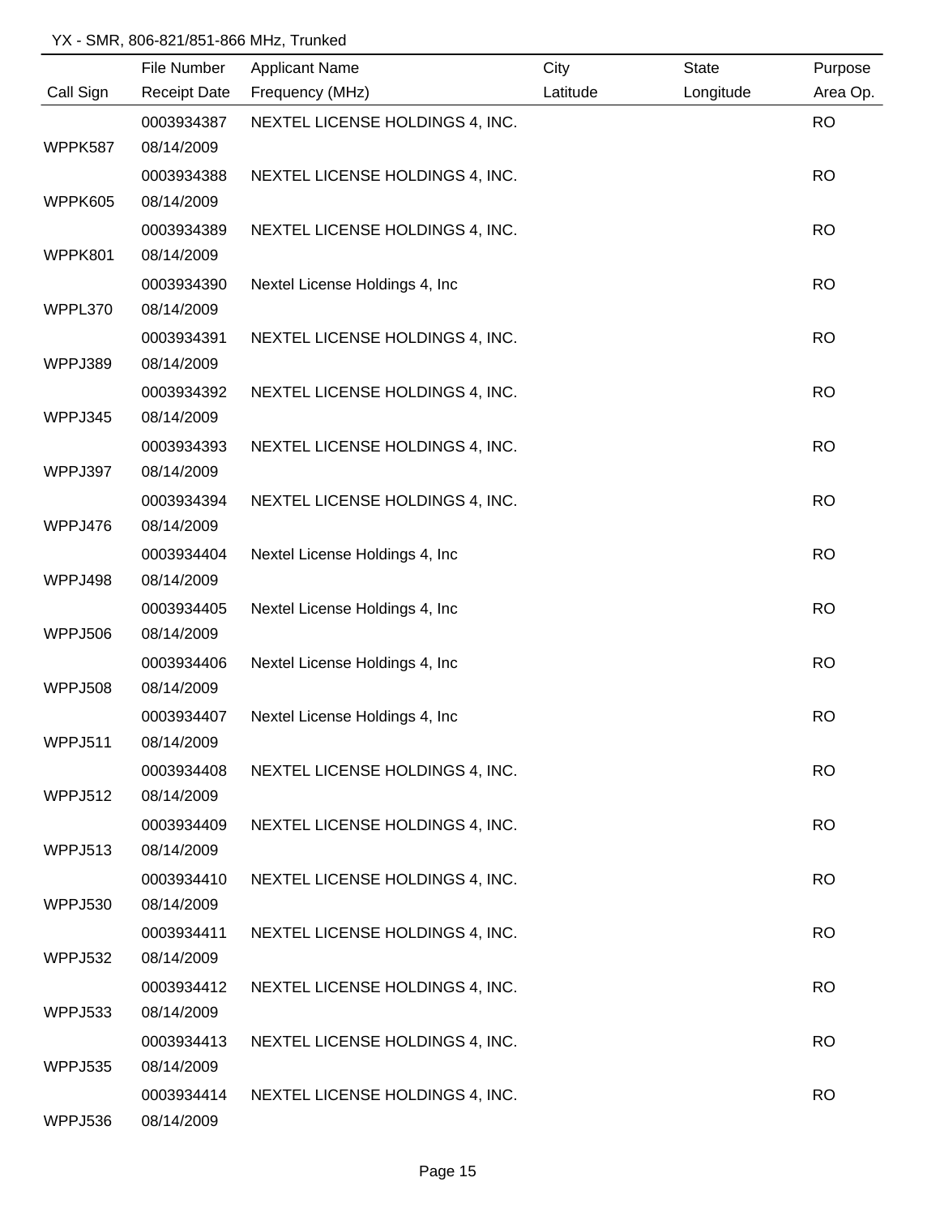YX - SMR, 806-821/851-866 MHz, Trunked

| Call Sign | File Number<br>Receipt Date | Applicant Name<br>Frequency (MHz) | City<br>Latitude | State<br>Longitude | Purpose<br>Area Op. |
|---|---|---|---|---|---|
| WPPK587 | 0003934387<br>08/14/2009 | NEXTEL LICENSE HOLDINGS 4, INC. | | | RO |
| WPPK605 | 0003934388<br>08/14/2009 | NEXTEL LICENSE HOLDINGS 4, INC. | | | RO |
| WPPK801 | 0003934389<br>08/14/2009 | NEXTEL LICENSE HOLDINGS 4, INC. | | | RO |
| WPPL370 | 0003934390<br>08/14/2009 | Nextel License Holdings 4, Inc | | | RO |
| WPPJ389 | 0003934391<br>08/14/2009 | NEXTEL LICENSE HOLDINGS 4, INC. | | | RO |
| WPPJ345 | 0003934392<br>08/14/2009 | NEXTEL LICENSE HOLDINGS 4, INC. | | | RO |
| WPPJ397 | 0003934393<br>08/14/2009 | NEXTEL LICENSE HOLDINGS 4, INC. | | | RO |
| WPPJ476 | 0003934394<br>08/14/2009 | NEXTEL LICENSE HOLDINGS 4, INC. | | | RO |
| WPPJ498 | 0003934404<br>08/14/2009 | Nextel License Holdings 4, Inc | | | RO |
| WPPJ506 | 0003934405<br>08/14/2009 | Nextel License Holdings 4, Inc | | | RO |
| WPPJ508 | 0003934406<br>08/14/2009 | Nextel License Holdings 4, Inc | | | RO |
| WPPJ511 | 0003934407<br>08/14/2009 | Nextel License Holdings 4, Inc | | | RO |
| WPPJ512 | 0003934408<br>08/14/2009 | NEXTEL LICENSE HOLDINGS 4, INC. | | | RO |
| WPPJ513 | 0003934409<br>08/14/2009 | NEXTEL LICENSE HOLDINGS 4, INC. | | | RO |
| WPPJ530 | 0003934410<br>08/14/2009 | NEXTEL LICENSE HOLDINGS 4, INC. | | | RO |
| WPPJ532 | 0003934411<br>08/14/2009 | NEXTEL LICENSE HOLDINGS 4, INC. | | | RO |
| WPPJ533 | 0003934412<br>08/14/2009 | NEXTEL LICENSE HOLDINGS 4, INC. | | | RO |
| WPPJ535 | 0003934413<br>08/14/2009 | NEXTEL LICENSE HOLDINGS 4, INC. | | | RO |
| WPPJ536 | 0003934414<br>08/14/2009 | NEXTEL LICENSE HOLDINGS 4, INC. | | | RO |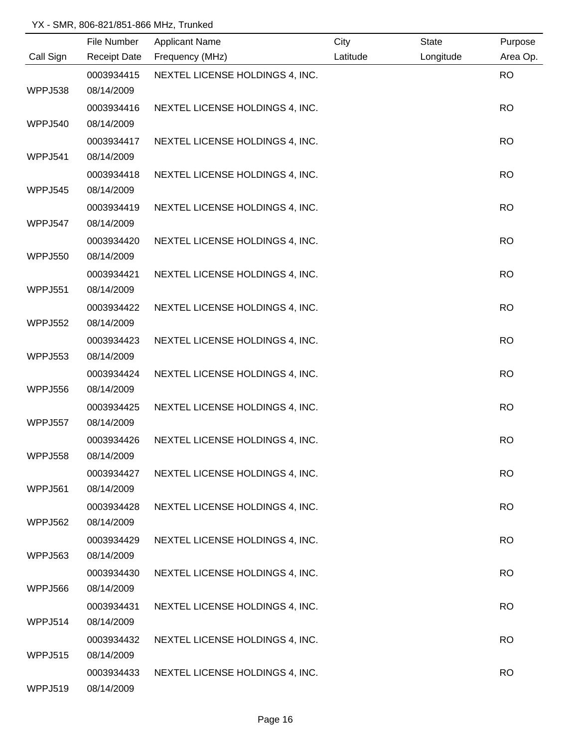YX - SMR, 806-821/851-866 MHz, Trunked

| Call Sign | File Number / Receipt Date | Applicant Name / Frequency (MHz) | City / Latitude | State / Longitude | Purpose / Area Op. |
|---|---|---|---|---|---|
| WPPJ538 | 0003934415 / 08/14/2009 | NEXTEL LICENSE HOLDINGS 4, INC. | | | RO |
| WPPJ540 | 0003934416 / 08/14/2009 | NEXTEL LICENSE HOLDINGS 4, INC. | | | RO |
| WPPJ541 | 0003934417 / 08/14/2009 | NEXTEL LICENSE HOLDINGS 4, INC. | | | RO |
| WPPJ545 | 0003934418 / 08/14/2009 | NEXTEL LICENSE HOLDINGS 4, INC. | | | RO |
| WPPJ547 | 0003934419 / 08/14/2009 | NEXTEL LICENSE HOLDINGS 4, INC. | | | RO |
| WPPJ550 | 0003934420 / 08/14/2009 | NEXTEL LICENSE HOLDINGS 4, INC. | | | RO |
| WPPJ551 | 0003934421 / 08/14/2009 | NEXTEL LICENSE HOLDINGS 4, INC. | | | RO |
| WPPJ552 | 0003934422 / 08/14/2009 | NEXTEL LICENSE HOLDINGS 4, INC. | | | RO |
| WPPJ553 | 0003934423 / 08/14/2009 | NEXTEL LICENSE HOLDINGS 4, INC. | | | RO |
| WPPJ556 | 0003934424 / 08/14/2009 | NEXTEL LICENSE HOLDINGS 4, INC. | | | RO |
| WPPJ557 | 0003934425 / 08/14/2009 | NEXTEL LICENSE HOLDINGS 4, INC. | | | RO |
| WPPJ558 | 0003934426 / 08/14/2009 | NEXTEL LICENSE HOLDINGS 4, INC. | | | RO |
| WPPJ561 | 0003934427 / 08/14/2009 | NEXTEL LICENSE HOLDINGS 4, INC. | | | RO |
| WPPJ562 | 0003934428 / 08/14/2009 | NEXTEL LICENSE HOLDINGS 4, INC. | | | RO |
| WPPJ563 | 0003934429 / 08/14/2009 | NEXTEL LICENSE HOLDINGS 4, INC. | | | RO |
| WPPJ566 | 0003934430 / 08/14/2009 | NEXTEL LICENSE HOLDINGS 4, INC. | | | RO |
| WPPJ514 | 0003934431 / 08/14/2009 | NEXTEL LICENSE HOLDINGS 4, INC. | | | RO |
| WPPJ515 | 0003934432 / 08/14/2009 | NEXTEL LICENSE HOLDINGS 4, INC. | | | RO |
| WPPJ519 | 0003934433 / 08/14/2009 | NEXTEL LICENSE HOLDINGS 4, INC. | | | RO |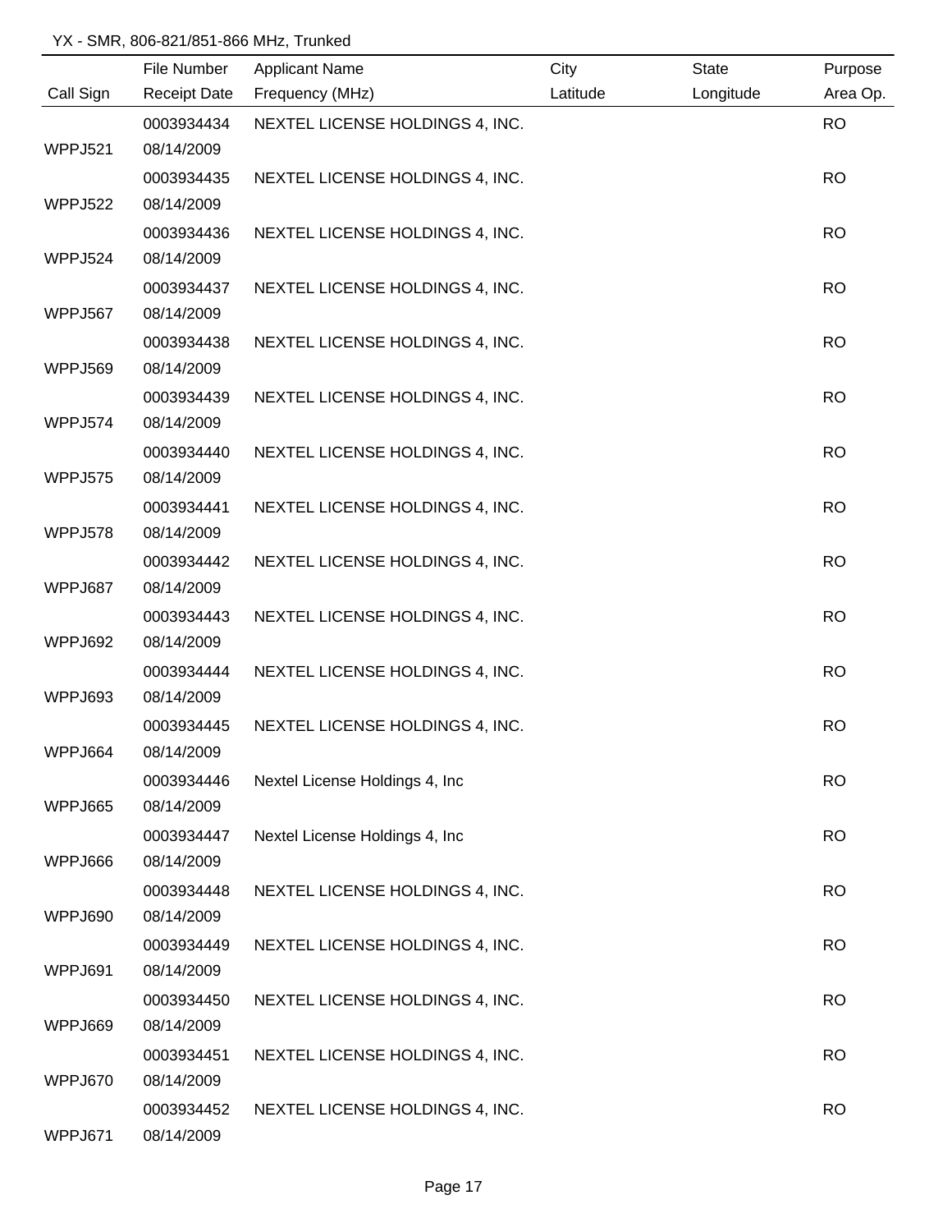YX - SMR, 806-821/851-866 MHz, Trunked

| Call Sign | File Number<br>Receipt Date | Applicant Name<br>Frequency (MHz) | City<br>Latitude | State<br>Longitude | Purpose<br>Area Op. |
|---|---|---|---|---|---|
| WPPJ521 | 0003934434<br>08/14/2009 | NEXTEL LICENSE HOLDINGS 4, INC. | | | RO |
| WPPJ522 | 0003934435<br>08/14/2009 | NEXTEL LICENSE HOLDINGS 4, INC. | | | RO |
| WPPJ524 | 0003934436<br>08/14/2009 | NEXTEL LICENSE HOLDINGS 4, INC. | | | RO |
| WPPJ567 | 0003934437<br>08/14/2009 | NEXTEL LICENSE HOLDINGS 4, INC. | | | RO |
| WPPJ569 | 0003934438<br>08/14/2009 | NEXTEL LICENSE HOLDINGS 4, INC. | | | RO |
| WPPJ574 | 0003934439<br>08/14/2009 | NEXTEL LICENSE HOLDINGS 4, INC. | | | RO |
| WPPJ575 | 0003934440<br>08/14/2009 | NEXTEL LICENSE HOLDINGS 4, INC. | | | RO |
| WPPJ578 | 0003934441<br>08/14/2009 | NEXTEL LICENSE HOLDINGS 4, INC. | | | RO |
| WPPJ687 | 0003934442<br>08/14/2009 | NEXTEL LICENSE HOLDINGS 4, INC. | | | RO |
| WPPJ692 | 0003934443<br>08/14/2009 | NEXTEL LICENSE HOLDINGS 4, INC. | | | RO |
| WPPJ693 | 0003934444<br>08/14/2009 | NEXTEL LICENSE HOLDINGS 4, INC. | | | RO |
| WPPJ664 | 0003934445<br>08/14/2009 | NEXTEL LICENSE HOLDINGS 4, INC. | | | RO |
| WPPJ665 | 0003934446<br>08/14/2009 | Nextel License Holdings 4, Inc | | | RO |
| WPPJ666 | 0003934447<br>08/14/2009 | Nextel License Holdings 4, Inc | | | RO |
| WPPJ690 | 0003934448<br>08/14/2009 | NEXTEL LICENSE HOLDINGS 4, INC. | | | RO |
| WPPJ691 | 0003934449<br>08/14/2009 | NEXTEL LICENSE HOLDINGS 4, INC. | | | RO |
| WPPJ669 | 0003934450<br>08/14/2009 | NEXTEL LICENSE HOLDINGS 4, INC. | | | RO |
| WPPJ670 | 0003934451<br>08/14/2009 | NEXTEL LICENSE HOLDINGS 4, INC. | | | RO |
| WPPJ671 | 0003934452<br>08/14/2009 | NEXTEL LICENSE HOLDINGS 4, INC. | | | RO |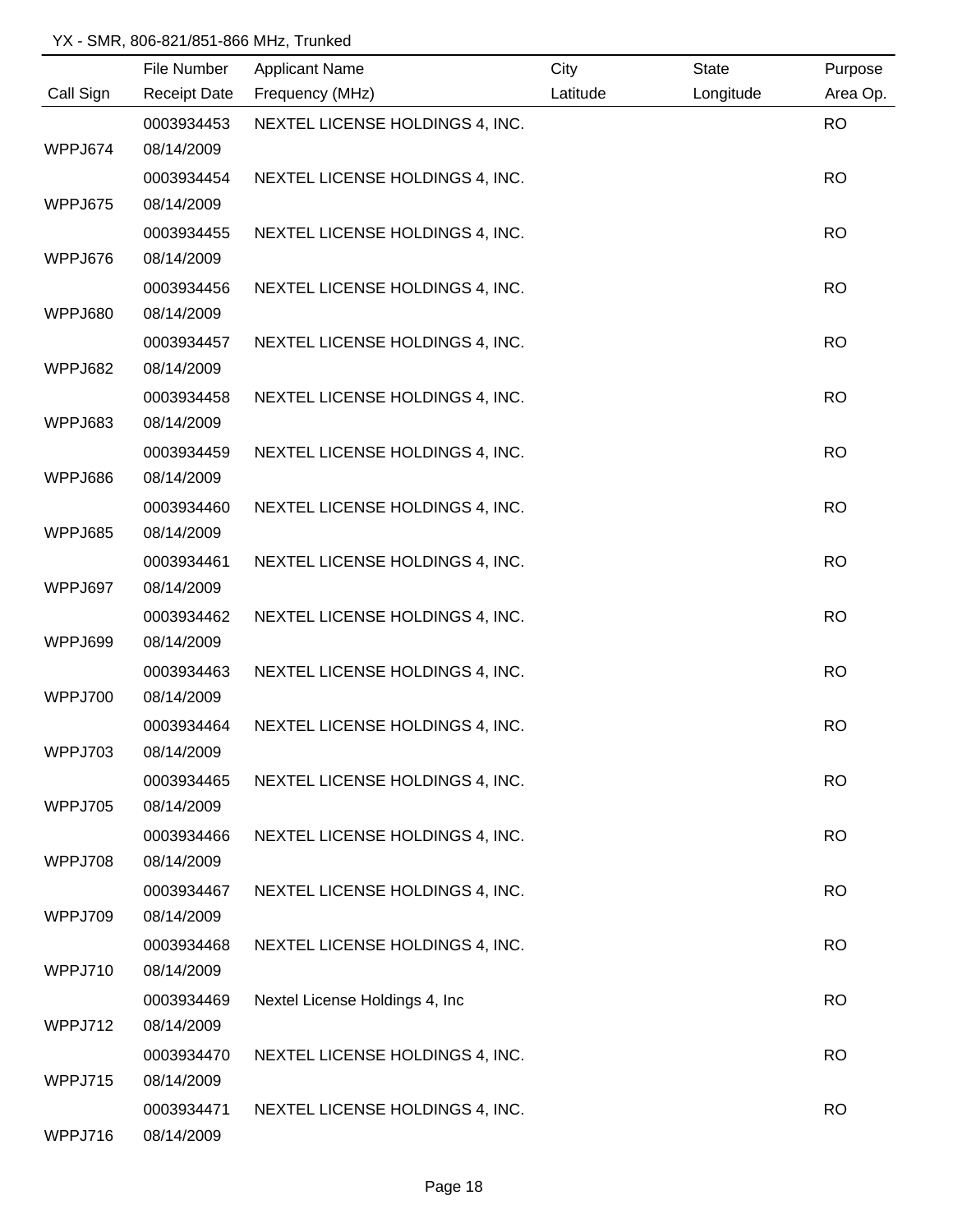YX - SMR, 806-821/851-866 MHz, Trunked

| Call Sign | File Number<br>Receipt Date | Applicant Name<br>Frequency (MHz) | City<br>Latitude | State<br>Longitude | Purpose<br>Area Op. |
|---|---|---|---|---|---|
| WPPJ674 | 0003934453<br>08/14/2009 | NEXTEL LICENSE HOLDINGS 4, INC. | | | RO |
| WPPJ675 | 0003934454<br>08/14/2009 | NEXTEL LICENSE HOLDINGS 4, INC. | | | RO |
| WPPJ676 | 0003934455<br>08/14/2009 | NEXTEL LICENSE HOLDINGS 4, INC. | | | RO |
| WPPJ680 | 0003934456<br>08/14/2009 | NEXTEL LICENSE HOLDINGS 4, INC. | | | RO |
| WPPJ682 | 0003934457<br>08/14/2009 | NEXTEL LICENSE HOLDINGS 4, INC. | | | RO |
| WPPJ683 | 0003934458<br>08/14/2009 | NEXTEL LICENSE HOLDINGS 4, INC. | | | RO |
| WPPJ686 | 0003934459<br>08/14/2009 | NEXTEL LICENSE HOLDINGS 4, INC. | | | RO |
| WPPJ685 | 0003934460<br>08/14/2009 | NEXTEL LICENSE HOLDINGS 4, INC. | | | RO |
| WPPJ697 | 0003934461<br>08/14/2009 | NEXTEL LICENSE HOLDINGS 4, INC. | | | RO |
| WPPJ699 | 0003934462<br>08/14/2009 | NEXTEL LICENSE HOLDINGS 4, INC. | | | RO |
| WPPJ700 | 0003934463<br>08/14/2009 | NEXTEL LICENSE HOLDINGS 4, INC. | | | RO |
| WPPJ703 | 0003934464<br>08/14/2009 | NEXTEL LICENSE HOLDINGS 4, INC. | | | RO |
| WPPJ705 | 0003934465<br>08/14/2009 | NEXTEL LICENSE HOLDINGS 4, INC. | | | RO |
| WPPJ708 | 0003934466<br>08/14/2009 | NEXTEL LICENSE HOLDINGS 4, INC. | | | RO |
| WPPJ709 | 0003934467<br>08/14/2009 | NEXTEL LICENSE HOLDINGS 4, INC. | | | RO |
| WPPJ710 | 0003934468<br>08/14/2009 | NEXTEL LICENSE HOLDINGS 4, INC. | | | RO |
| WPPJ712 | 0003934469<br>08/14/2009 | Nextel License Holdings 4, Inc | | | RO |
| WPPJ715 | 0003934470<br>08/14/2009 | NEXTEL LICENSE HOLDINGS 4, INC. | | | RO |
| WPPJ716 | 0003934471<br>08/14/2009 | NEXTEL LICENSE HOLDINGS 4, INC. | | | RO |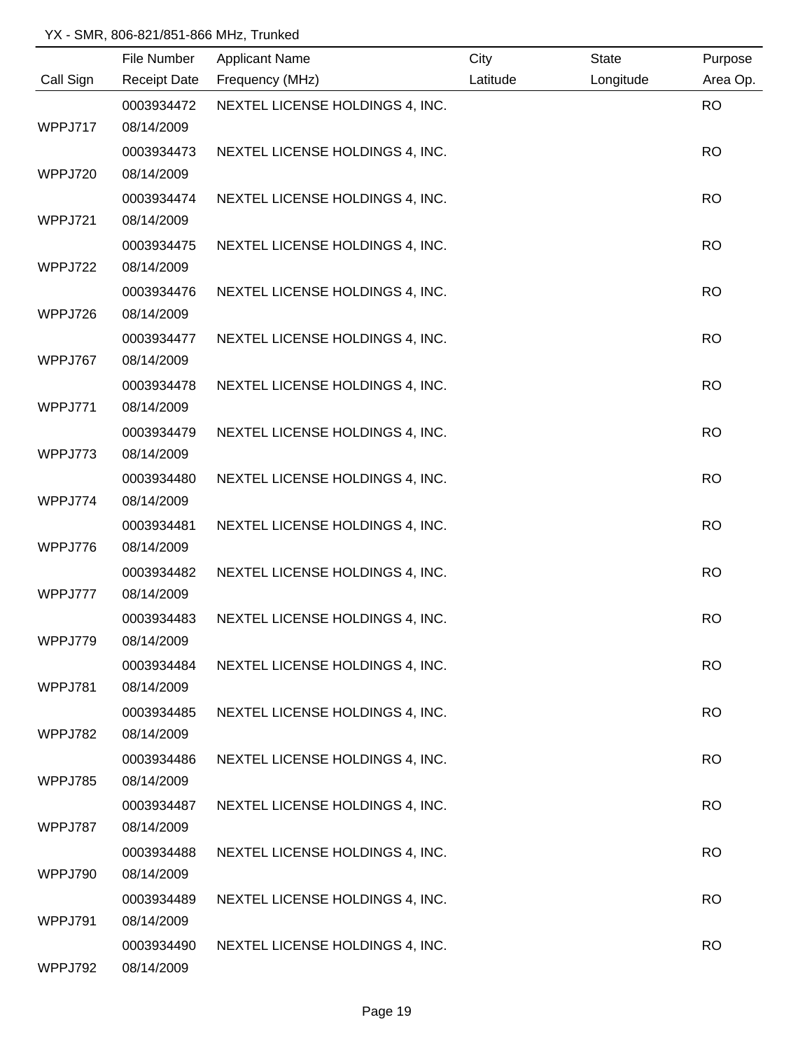YX - SMR, 806-821/851-866 MHz, Trunked

| Call Sign | File Number / Receipt Date | Applicant Name / Frequency (MHz) | City / Latitude | State / Longitude | Purpose / Area Op. |
|---|---|---|---|---|---|
| WPPJ717 | 0003934472 / 08/14/2009 | NEXTEL LICENSE HOLDINGS 4, INC. | | | RO |
| WPPJ720 | 0003934473 / 08/14/2009 | NEXTEL LICENSE HOLDINGS 4, INC. | | | RO |
| WPPJ721 | 0003934474 / 08/14/2009 | NEXTEL LICENSE HOLDINGS 4, INC. | | | RO |
| WPPJ722 | 0003934475 / 08/14/2009 | NEXTEL LICENSE HOLDINGS 4, INC. | | | RO |
| WPPJ726 | 0003934476 / 08/14/2009 | NEXTEL LICENSE HOLDINGS 4, INC. | | | RO |
| WPPJ767 | 0003934477 / 08/14/2009 | NEXTEL LICENSE HOLDINGS 4, INC. | | | RO |
| WPPJ771 | 0003934478 / 08/14/2009 | NEXTEL LICENSE HOLDINGS 4, INC. | | | RO |
| WPPJ773 | 0003934479 / 08/14/2009 | NEXTEL LICENSE HOLDINGS 4, INC. | | | RO |
| WPPJ774 | 0003934480 / 08/14/2009 | NEXTEL LICENSE HOLDINGS 4, INC. | | | RO |
| WPPJ776 | 0003934481 / 08/14/2009 | NEXTEL LICENSE HOLDINGS 4, INC. | | | RO |
| WPPJ777 | 0003934482 / 08/14/2009 | NEXTEL LICENSE HOLDINGS 4, INC. | | | RO |
| WPPJ779 | 0003934483 / 08/14/2009 | NEXTEL LICENSE HOLDINGS 4, INC. | | | RO |
| WPPJ781 | 0003934484 / 08/14/2009 | NEXTEL LICENSE HOLDINGS 4, INC. | | | RO |
| WPPJ782 | 0003934485 / 08/14/2009 | NEXTEL LICENSE HOLDINGS 4, INC. | | | RO |
| WPPJ785 | 0003934486 / 08/14/2009 | NEXTEL LICENSE HOLDINGS 4, INC. | | | RO |
| WPPJ787 | 0003934487 / 08/14/2009 | NEXTEL LICENSE HOLDINGS 4, INC. | | | RO |
| WPPJ790 | 0003934488 / 08/14/2009 | NEXTEL LICENSE HOLDINGS 4, INC. | | | RO |
| WPPJ791 | 0003934489 / 08/14/2009 | NEXTEL LICENSE HOLDINGS 4, INC. | | | RO |
| WPPJ792 | 0003934490 / 08/14/2009 | NEXTEL LICENSE HOLDINGS 4, INC. | | | RO |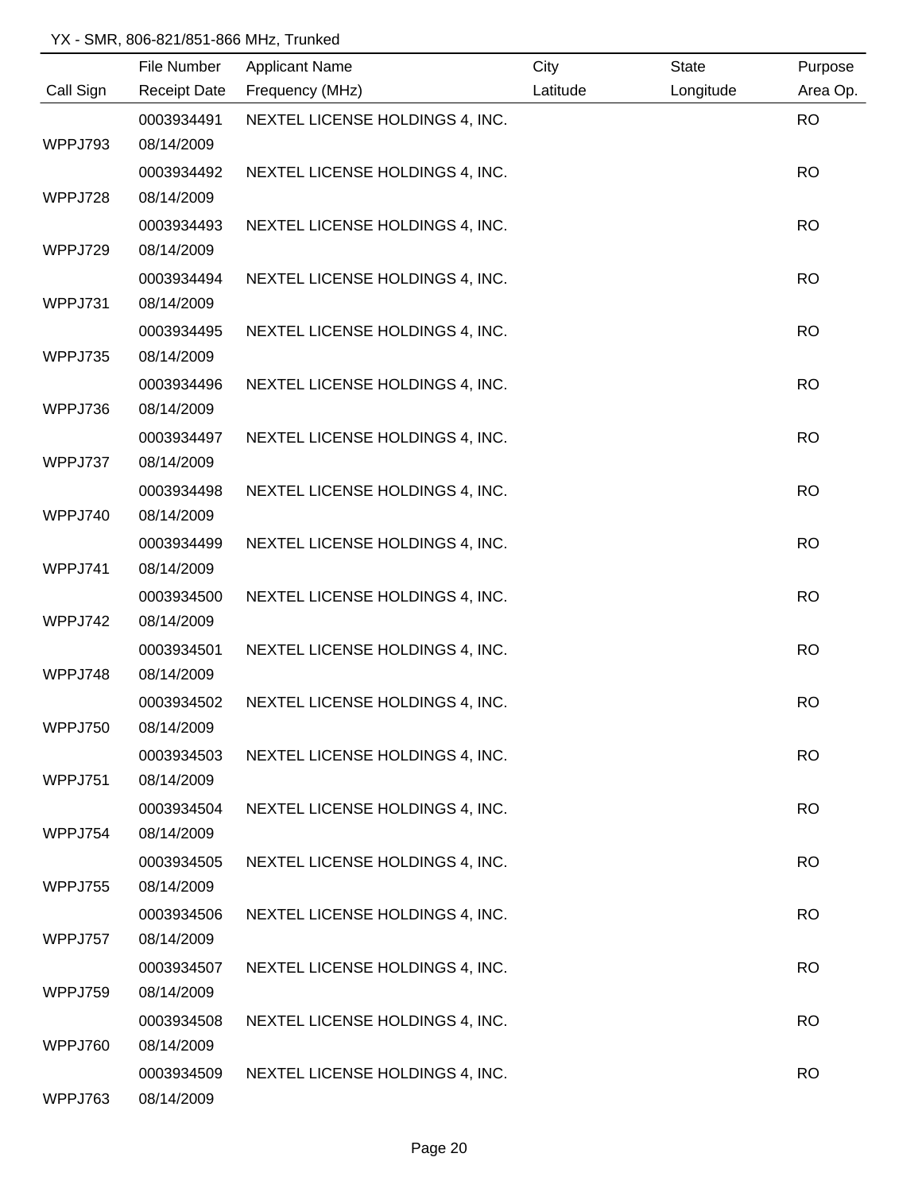YX - SMR, 806-821/851-866 MHz, Trunked

| Call Sign | File Number / Receipt Date | Applicant Name / Frequency (MHz) | City / Latitude | State / Longitude | Purpose / Area Op. |
|---|---|---|---|---|---|
| WPPJ793 | 0003934491 08/14/2009 | NEXTEL LICENSE HOLDINGS 4, INC. | | | RO |
| WPPJ728 | 0003934492 08/14/2009 | NEXTEL LICENSE HOLDINGS 4, INC. | | | RO |
| WPPJ729 | 0003934493 08/14/2009 | NEXTEL LICENSE HOLDINGS 4, INC. | | | RO |
| WPPJ731 | 0003934494 08/14/2009 | NEXTEL LICENSE HOLDINGS 4, INC. | | | RO |
| WPPJ735 | 0003934495 08/14/2009 | NEXTEL LICENSE HOLDINGS 4, INC. | | | RO |
| WPPJ736 | 0003934496 08/14/2009 | NEXTEL LICENSE HOLDINGS 4, INC. | | | RO |
| WPPJ737 | 0003934497 08/14/2009 | NEXTEL LICENSE HOLDINGS 4, INC. | | | RO |
| WPPJ740 | 0003934498 08/14/2009 | NEXTEL LICENSE HOLDINGS 4, INC. | | | RO |
| WPPJ741 | 0003934499 08/14/2009 | NEXTEL LICENSE HOLDINGS 4, INC. | | | RO |
| WPPJ742 | 0003934500 08/14/2009 | NEXTEL LICENSE HOLDINGS 4, INC. | | | RO |
| WPPJ748 | 0003934501 08/14/2009 | NEXTEL LICENSE HOLDINGS 4, INC. | | | RO |
| WPPJ750 | 0003934502 08/14/2009 | NEXTEL LICENSE HOLDINGS 4, INC. | | | RO |
| WPPJ751 | 0003934503 08/14/2009 | NEXTEL LICENSE HOLDINGS 4, INC. | | | RO |
| WPPJ754 | 0003934504 08/14/2009 | NEXTEL LICENSE HOLDINGS 4, INC. | | | RO |
| WPPJ755 | 0003934505 08/14/2009 | NEXTEL LICENSE HOLDINGS 4, INC. | | | RO |
| WPPJ757 | 0003934506 08/14/2009 | NEXTEL LICENSE HOLDINGS 4, INC. | | | RO |
| WPPJ759 | 0003934507 08/14/2009 | NEXTEL LICENSE HOLDINGS 4, INC. | | | RO |
| WPPJ760 | 0003934508 08/14/2009 | NEXTEL LICENSE HOLDINGS 4, INC. | | | RO |
| WPPJ763 | 0003934509 08/14/2009 | NEXTEL LICENSE HOLDINGS 4, INC. | | | RO |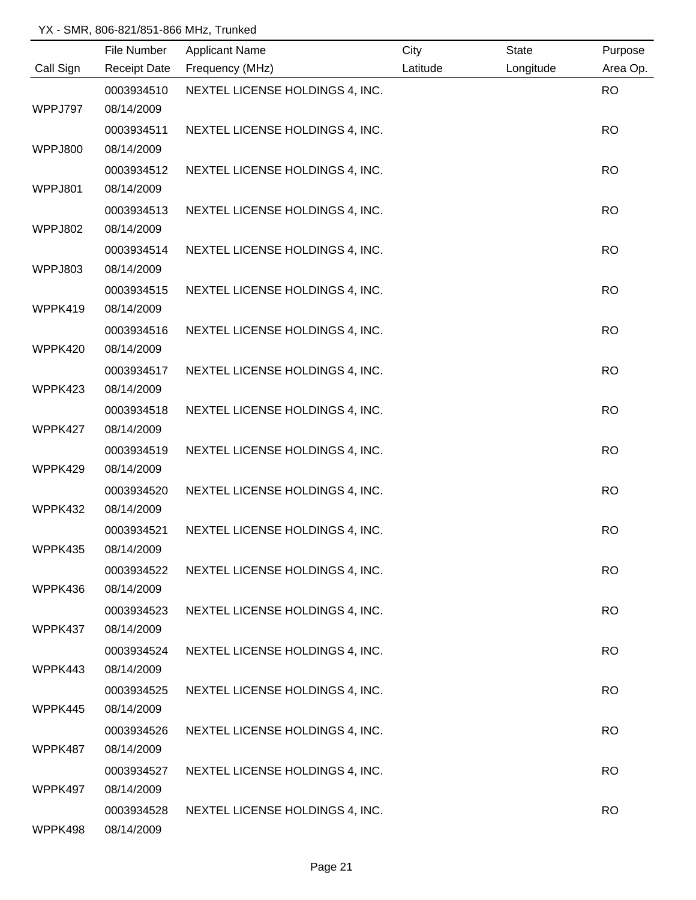YX - SMR, 806-821/851-866 MHz, Trunked

| Call Sign | File Number / Receipt Date | Applicant Name / Frequency (MHz) | City / Latitude | State / Longitude | Purpose / Area Op. |
|---|---|---|---|---|---|
| WPPJ797 | 0003934510 08/14/2009 | NEXTEL LICENSE HOLDINGS 4, INC. | | | RO |
| WPPJ800 | 0003934511 08/14/2009 | NEXTEL LICENSE HOLDINGS 4, INC. | | | RO |
| WPPJ801 | 0003934512 08/14/2009 | NEXTEL LICENSE HOLDINGS 4, INC. | | | RO |
| WPPJ802 | 0003934513 08/14/2009 | NEXTEL LICENSE HOLDINGS 4, INC. | | | RO |
| WPPJ803 | 0003934514 08/14/2009 | NEXTEL LICENSE HOLDINGS 4, INC. | | | RO |
| WPPK419 | 0003934515 08/14/2009 | NEXTEL LICENSE HOLDINGS 4, INC. | | | RO |
| WPPK420 | 0003934516 08/14/2009 | NEXTEL LICENSE HOLDINGS 4, INC. | | | RO |
| WPPK423 | 0003934517 08/14/2009 | NEXTEL LICENSE HOLDINGS 4, INC. | | | RO |
| WPPK427 | 0003934518 08/14/2009 | NEXTEL LICENSE HOLDINGS 4, INC. | | | RO |
| WPPK429 | 0003934519 08/14/2009 | NEXTEL LICENSE HOLDINGS 4, INC. | | | RO |
| WPPK432 | 0003934520 08/14/2009 | NEXTEL LICENSE HOLDINGS 4, INC. | | | RO |
| WPPK435 | 0003934521 08/14/2009 | NEXTEL LICENSE HOLDINGS 4, INC. | | | RO |
| WPPK436 | 0003934522 08/14/2009 | NEXTEL LICENSE HOLDINGS 4, INC. | | | RO |
| WPPK437 | 0003934523 08/14/2009 | NEXTEL LICENSE HOLDINGS 4, INC. | | | RO |
| WPPK443 | 0003934524 08/14/2009 | NEXTEL LICENSE HOLDINGS 4, INC. | | | RO |
| WPPK445 | 0003934525 08/14/2009 | NEXTEL LICENSE HOLDINGS 4, INC. | | | RO |
| WPPK487 | 0003934526 08/14/2009 | NEXTEL LICENSE HOLDINGS 4, INC. | | | RO |
| WPPK497 | 0003934527 08/14/2009 | NEXTEL LICENSE HOLDINGS 4, INC. | | | RO |
| WPPK498 | 0003934528 08/14/2009 | NEXTEL LICENSE HOLDINGS 4, INC. | | | RO |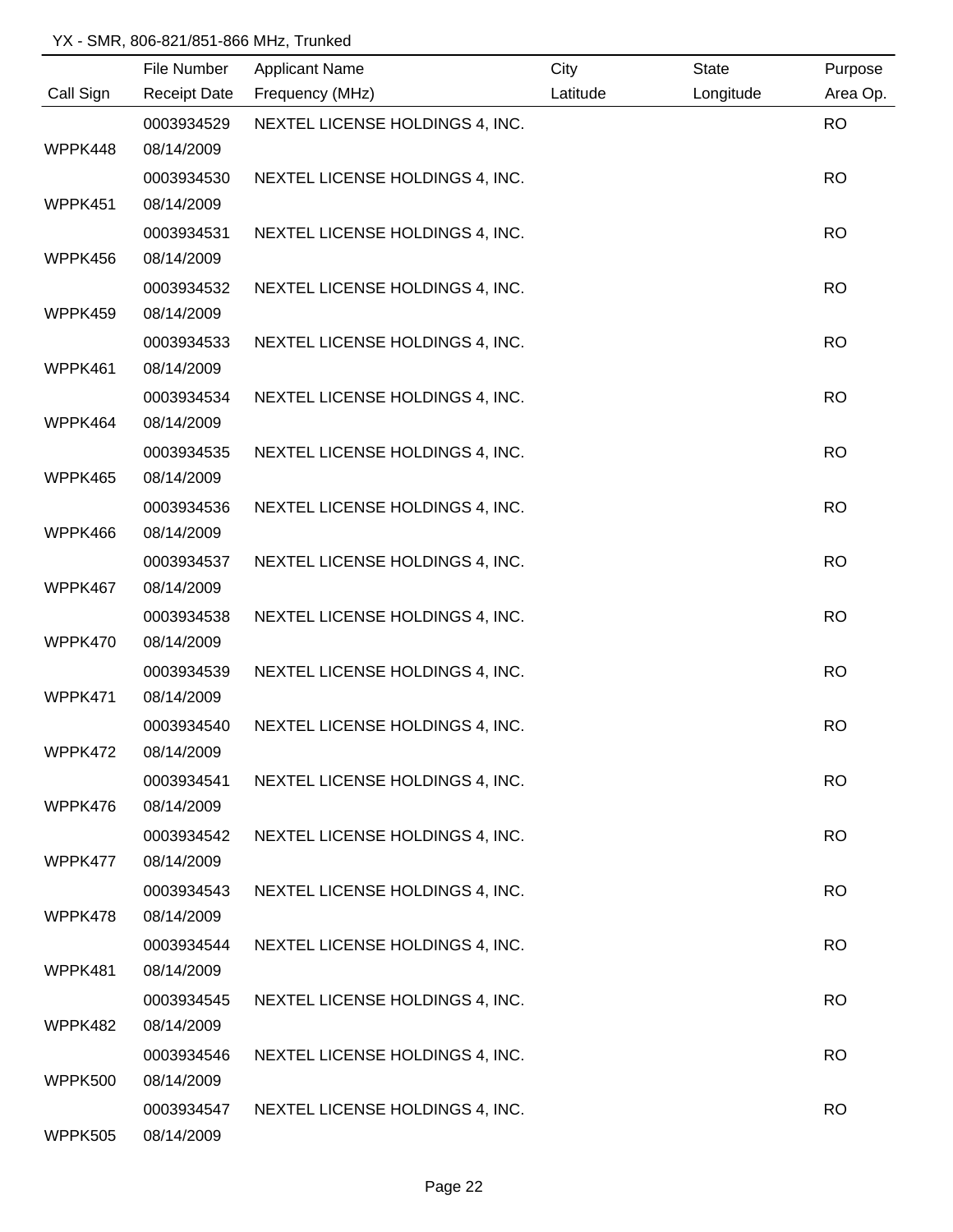YX - SMR, 806-821/851-866 MHz, Trunked

| Call Sign | File Number / Receipt Date | Applicant Name / Frequency (MHz) | City / Latitude | State / Longitude | Purpose / Area Op. |
|---|---|---|---|---|---|
| WPPK448 | 0003934529 08/14/2009 | NEXTEL LICENSE HOLDINGS 4, INC. | | | RO |
| WPPK451 | 0003934530 08/14/2009 | NEXTEL LICENSE HOLDINGS 4, INC. | | | RO |
| WPPK456 | 0003934531 08/14/2009 | NEXTEL LICENSE HOLDINGS 4, INC. | | | RO |
| WPPK459 | 0003934532 08/14/2009 | NEXTEL LICENSE HOLDINGS 4, INC. | | | RO |
| WPPK461 | 0003934533 08/14/2009 | NEXTEL LICENSE HOLDINGS 4, INC. | | | RO |
| WPPK464 | 0003934534 08/14/2009 | NEXTEL LICENSE HOLDINGS 4, INC. | | | RO |
| WPPK465 | 0003934535 08/14/2009 | NEXTEL LICENSE HOLDINGS 4, INC. | | | RO |
| WPPK466 | 0003934536 08/14/2009 | NEXTEL LICENSE HOLDINGS 4, INC. | | | RO |
| WPPK467 | 0003934537 08/14/2009 | NEXTEL LICENSE HOLDINGS 4, INC. | | | RO |
| WPPK470 | 0003934538 08/14/2009 | NEXTEL LICENSE HOLDINGS 4, INC. | | | RO |
| WPPK471 | 0003934539 08/14/2009 | NEXTEL LICENSE HOLDINGS 4, INC. | | | RO |
| WPPK472 | 0003934540 08/14/2009 | NEXTEL LICENSE HOLDINGS 4, INC. | | | RO |
| WPPK476 | 0003934541 08/14/2009 | NEXTEL LICENSE HOLDINGS 4, INC. | | | RO |
| WPPK477 | 0003934542 08/14/2009 | NEXTEL LICENSE HOLDINGS 4, INC. | | | RO |
| WPPK478 | 0003934543 08/14/2009 | NEXTEL LICENSE HOLDINGS 4, INC. | | | RO |
| WPPK481 | 0003934544 08/14/2009 | NEXTEL LICENSE HOLDINGS 4, INC. | | | RO |
| WPPK482 | 0003934545 08/14/2009 | NEXTEL LICENSE HOLDINGS 4, INC. | | | RO |
| WPPK500 | 0003934546 08/14/2009 | NEXTEL LICENSE HOLDINGS 4, INC. | | | RO |
| WPPK505 | 0003934547 08/14/2009 | NEXTEL LICENSE HOLDINGS 4, INC. | | | RO |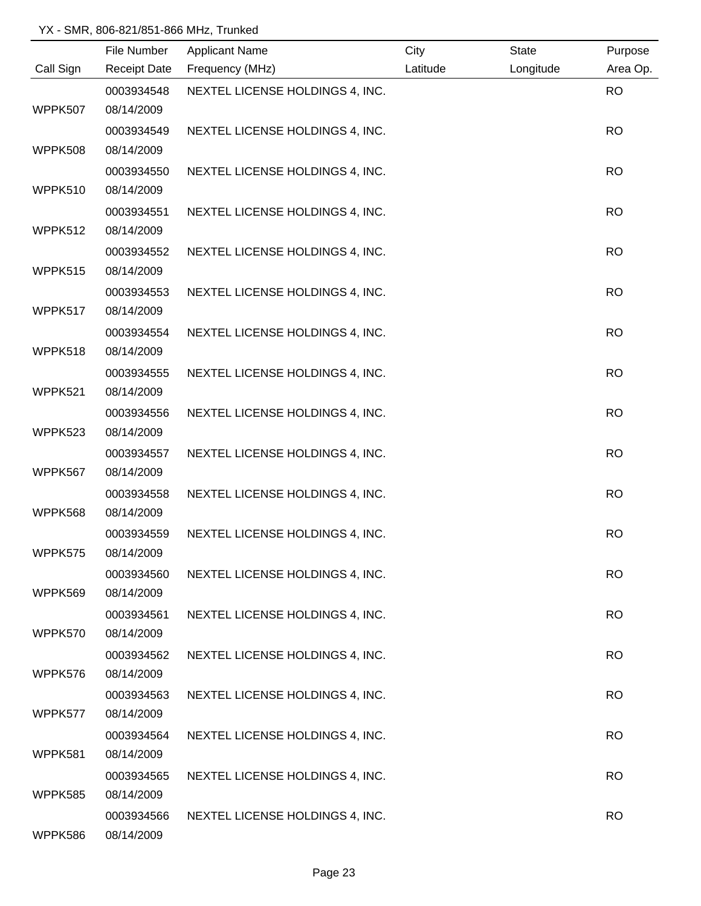YX - SMR, 806-821/851-866 MHz, Trunked

| Call Sign | File Number<br>Receipt Date | Applicant Name<br>Frequency (MHz) | City<br>Latitude | State<br>Longitude | Purpose<br>Area Op. |
|---|---|---|---|---|---|
| WPPK507 | 0003934548<br>08/14/2009 | NEXTEL LICENSE HOLDINGS 4, INC. | | | RO |
| WPPK508 | 0003934549<br>08/14/2009 | NEXTEL LICENSE HOLDINGS 4, INC. | | | RO |
| WPPK510 | 0003934550<br>08/14/2009 | NEXTEL LICENSE HOLDINGS 4, INC. | | | RO |
| WPPK512 | 0003934551<br>08/14/2009 | NEXTEL LICENSE HOLDINGS 4, INC. | | | RO |
| WPPK515 | 0003934552<br>08/14/2009 | NEXTEL LICENSE HOLDINGS 4, INC. | | | RO |
| WPPK517 | 0003934553<br>08/14/2009 | NEXTEL LICENSE HOLDINGS 4, INC. | | | RO |
| WPPK518 | 0003934554<br>08/14/2009 | NEXTEL LICENSE HOLDINGS 4, INC. | | | RO |
| WPPK521 | 0003934555<br>08/14/2009 | NEXTEL LICENSE HOLDINGS 4, INC. | | | RO |
| WPPK523 | 0003934556<br>08/14/2009 | NEXTEL LICENSE HOLDINGS 4, INC. | | | RO |
| WPPK567 | 0003934557<br>08/14/2009 | NEXTEL LICENSE HOLDINGS 4, INC. | | | RO |
| WPPK568 | 0003934558<br>08/14/2009 | NEXTEL LICENSE HOLDINGS 4, INC. | | | RO |
| WPPK575 | 0003934559<br>08/14/2009 | NEXTEL LICENSE HOLDINGS 4, INC. | | | RO |
| WPPK569 | 0003934560<br>08/14/2009 | NEXTEL LICENSE HOLDINGS 4, INC. | | | RO |
| WPPK570 | 0003934561<br>08/14/2009 | NEXTEL LICENSE HOLDINGS 4, INC. | | | RO |
| WPPK576 | 0003934562<br>08/14/2009 | NEXTEL LICENSE HOLDINGS 4, INC. | | | RO |
| WPPK577 | 0003934563<br>08/14/2009 | NEXTEL LICENSE HOLDINGS 4, INC. | | | RO |
| WPPK581 | 0003934564<br>08/14/2009 | NEXTEL LICENSE HOLDINGS 4, INC. | | | RO |
| WPPK585 | 0003934565<br>08/14/2009 | NEXTEL LICENSE HOLDINGS 4, INC. | | | RO |
| WPPK586 | 0003934566<br>08/14/2009 | NEXTEL LICENSE HOLDINGS 4, INC. | | | RO |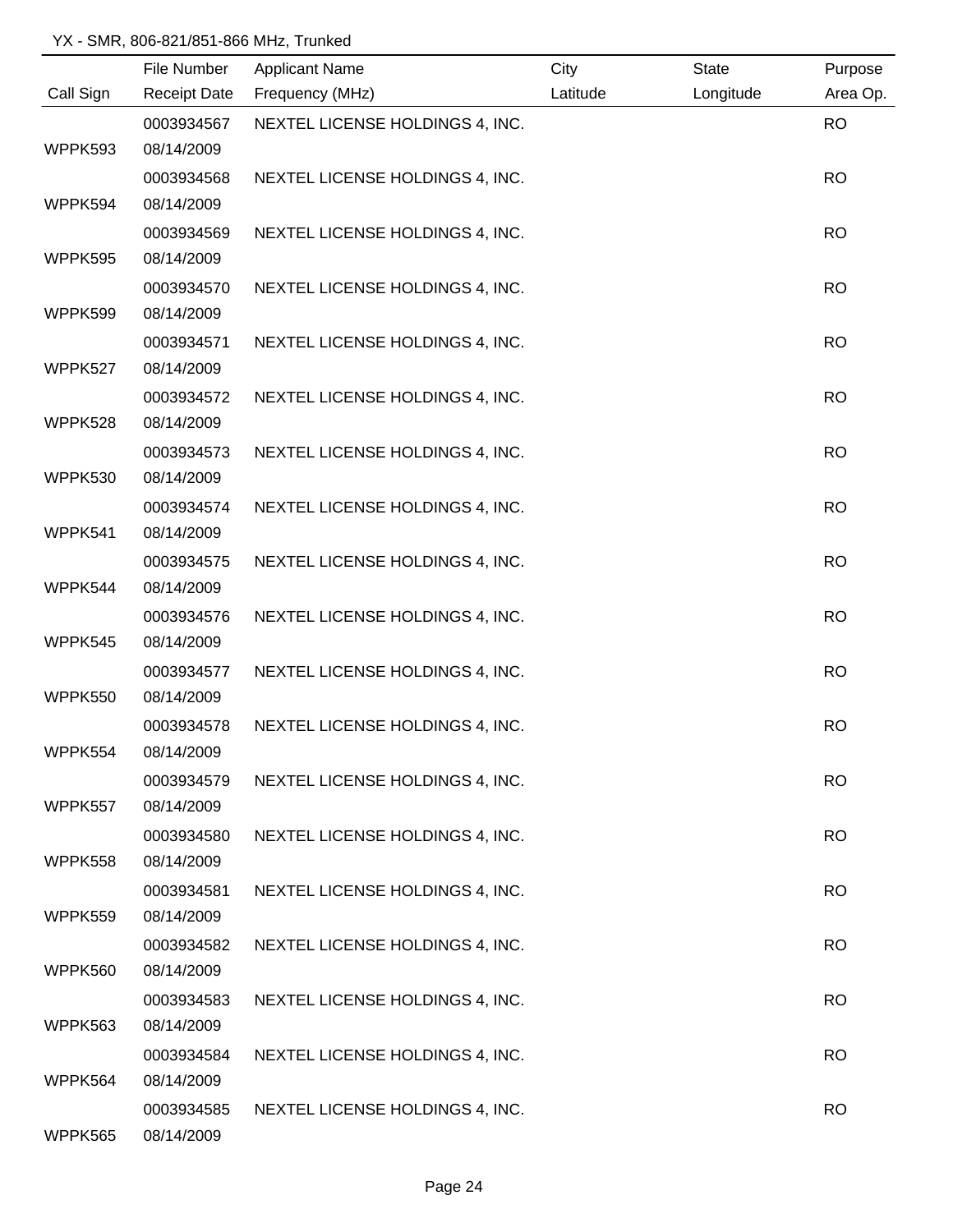YX - SMR, 806-821/851-866 MHz, Trunked

| Call Sign | File Number<br>Receipt Date | Applicant Name<br>Frequency (MHz) | City<br>Latitude | State<br>Longitude | Purpose<br>Area Op. |
|---|---|---|---|---|---|
| WPPK593 | 0003934567<br>08/14/2009 | NEXTEL LICENSE HOLDINGS 4, INC. | | | RO |
| WPPK594 | 0003934568<br>08/14/2009 | NEXTEL LICENSE HOLDINGS 4, INC. | | | RO |
| WPPK595 | 0003934569<br>08/14/2009 | NEXTEL LICENSE HOLDINGS 4, INC. | | | RO |
| WPPK599 | 0003934570<br>08/14/2009 | NEXTEL LICENSE HOLDINGS 4, INC. | | | RO |
| WPPK527 | 0003934571<br>08/14/2009 | NEXTEL LICENSE HOLDINGS 4, INC. | | | RO |
| WPPK528 | 0003934572<br>08/14/2009 | NEXTEL LICENSE HOLDINGS 4, INC. | | | RO |
| WPPK530 | 0003934573<br>08/14/2009 | NEXTEL LICENSE HOLDINGS 4, INC. | | | RO |
| WPPK541 | 0003934574<br>08/14/2009 | NEXTEL LICENSE HOLDINGS 4, INC. | | | RO |
| WPPK544 | 0003934575<br>08/14/2009 | NEXTEL LICENSE HOLDINGS 4, INC. | | | RO |
| WPPK545 | 0003934576<br>08/14/2009 | NEXTEL LICENSE HOLDINGS 4, INC. | | | RO |
| WPPK550 | 0003934577<br>08/14/2009 | NEXTEL LICENSE HOLDINGS 4, INC. | | | RO |
| WPPK554 | 0003934578<br>08/14/2009 | NEXTEL LICENSE HOLDINGS 4, INC. | | | RO |
| WPPK557 | 0003934579<br>08/14/2009 | NEXTEL LICENSE HOLDINGS 4, INC. | | | RO |
| WPPK558 | 0003934580<br>08/14/2009 | NEXTEL LICENSE HOLDINGS 4, INC. | | | RO |
| WPPK559 | 0003934581<br>08/14/2009 | NEXTEL LICENSE HOLDINGS 4, INC. | | | RO |
| WPPK560 | 0003934582<br>08/14/2009 | NEXTEL LICENSE HOLDINGS 4, INC. | | | RO |
| WPPK563 | 0003934583<br>08/14/2009 | NEXTEL LICENSE HOLDINGS 4, INC. | | | RO |
| WPPK564 | 0003934584<br>08/14/2009 | NEXTEL LICENSE HOLDINGS 4, INC. | | | RO |
| WPPK565 | 0003934585<br>08/14/2009 | NEXTEL LICENSE HOLDINGS 4, INC. | | | RO |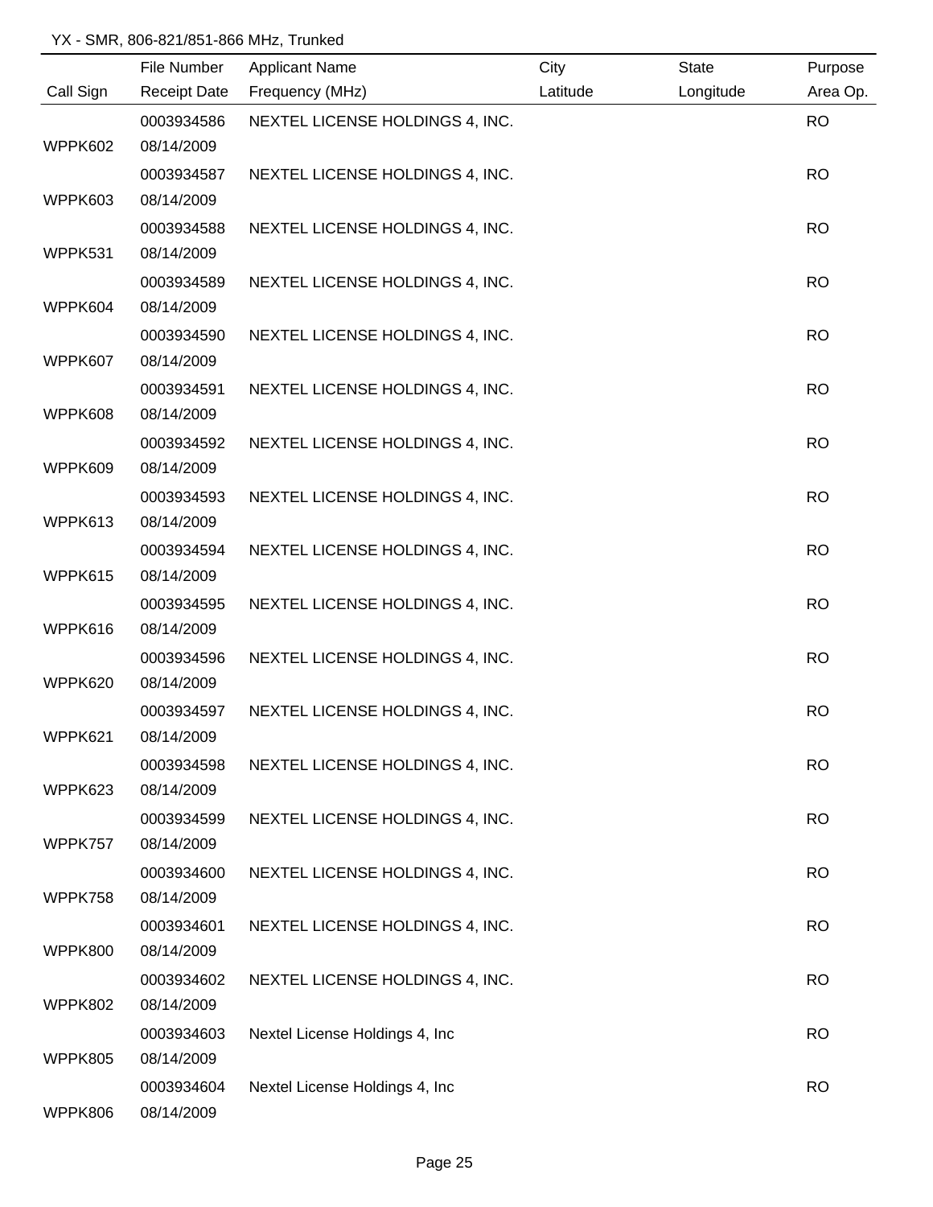YX - SMR, 806-821/851-866 MHz, Trunked

| Call Sign | File Number / Receipt Date | Applicant Name / Frequency (MHz) | City / Latitude | State / Longitude | Purpose / Area Op. |
|---|---|---|---|---|---|
| WPPK602 | 0003934586 08/14/2009 | NEXTEL LICENSE HOLDINGS 4, INC. | | | RO |
| WPPK603 | 0003934587 08/14/2009 | NEXTEL LICENSE HOLDINGS 4, INC. | | | RO |
| WPPK531 | 0003934588 08/14/2009 | NEXTEL LICENSE HOLDINGS 4, INC. | | | RO |
| WPPK604 | 0003934589 08/14/2009 | NEXTEL LICENSE HOLDINGS 4, INC. | | | RO |
| WPPK607 | 0003934590 08/14/2009 | NEXTEL LICENSE HOLDINGS 4, INC. | | | RO |
| WPPK608 | 0003934591 08/14/2009 | NEXTEL LICENSE HOLDINGS 4, INC. | | | RO |
| WPPK609 | 0003934592 08/14/2009 | NEXTEL LICENSE HOLDINGS 4, INC. | | | RO |
| WPPK613 | 0003934593 08/14/2009 | NEXTEL LICENSE HOLDINGS 4, INC. | | | RO |
| WPPK615 | 0003934594 08/14/2009 | NEXTEL LICENSE HOLDINGS 4, INC. | | | RO |
| WPPK616 | 0003934595 08/14/2009 | NEXTEL LICENSE HOLDINGS 4, INC. | | | RO |
| WPPK620 | 0003934596 08/14/2009 | NEXTEL LICENSE HOLDINGS 4, INC. | | | RO |
| WPPK621 | 0003934597 08/14/2009 | NEXTEL LICENSE HOLDINGS 4, INC. | | | RO |
| WPPK623 | 0003934598 08/14/2009 | NEXTEL LICENSE HOLDINGS 4, INC. | | | RO |
| WPPK757 | 0003934599 08/14/2009 | NEXTEL LICENSE HOLDINGS 4, INC. | | | RO |
| WPPK758 | 0003934600 08/14/2009 | NEXTEL LICENSE HOLDINGS 4, INC. | | | RO |
| WPPK800 | 0003934601 08/14/2009 | NEXTEL LICENSE HOLDINGS 4, INC. | | | RO |
| WPPK802 | 0003934602 08/14/2009 | NEXTEL LICENSE HOLDINGS 4, INC. | | | RO |
| WPPK805 | 0003934603 08/14/2009 | Nextel License Holdings 4, Inc | | | RO |
| WPPK806 | 0003934604 08/14/2009 | Nextel License Holdings 4, Inc | | | RO |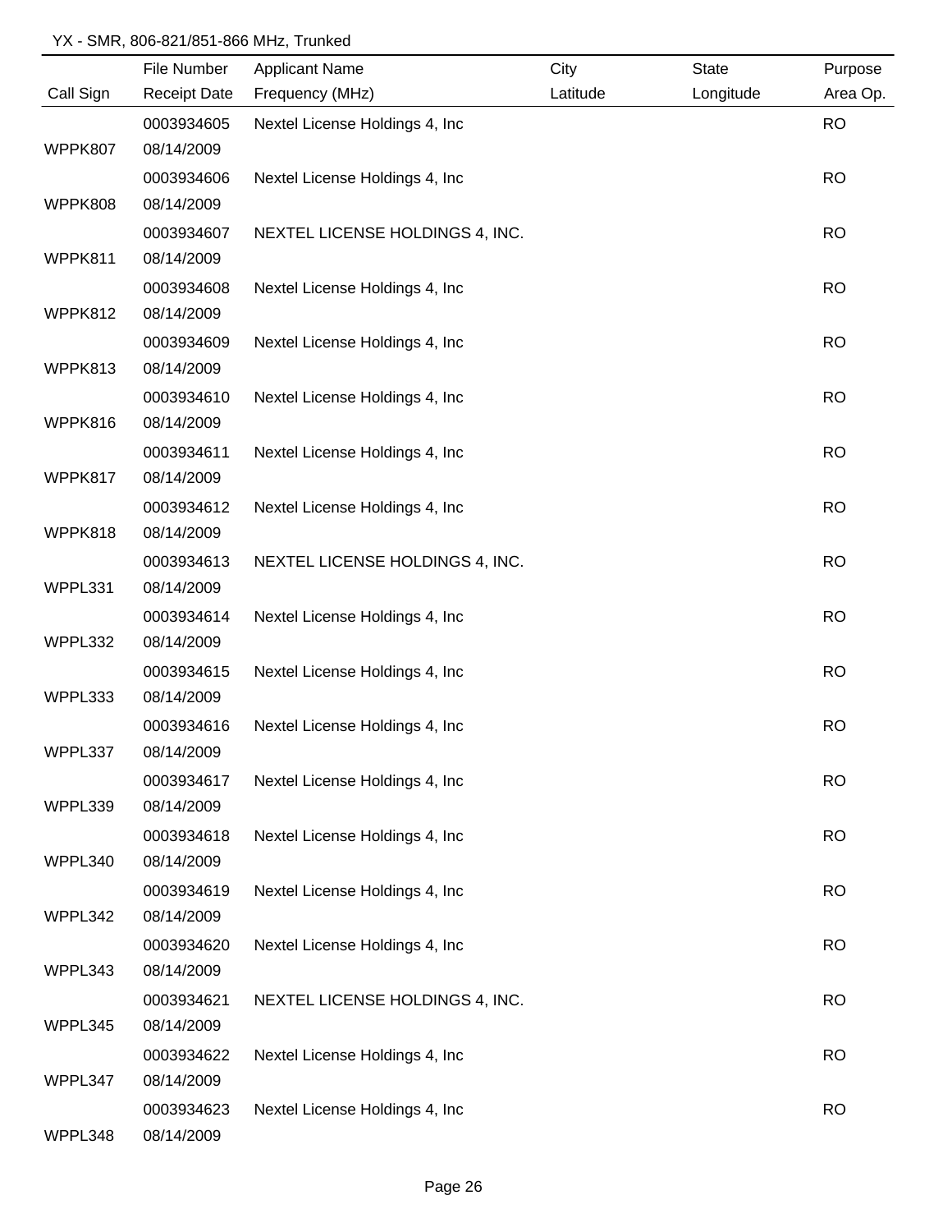YX - SMR, 806-821/851-866 MHz, Trunked

| Call Sign | File Number<br>Receipt Date | Applicant Name<br>Frequency (MHz) | City<br>Latitude | State<br>Longitude | Purpose<br>Area Op. |
|---|---|---|---|---|---|
| WPPK807 | 0003934605<br>08/14/2009 | Nextel License Holdings 4, Inc | | | RO |
| WPPK808 | 0003934606<br>08/14/2009 | Nextel License Holdings 4, Inc | | | RO |
| WPPK811 | 0003934607<br>08/14/2009 | NEXTEL LICENSE HOLDINGS 4, INC. | | | RO |
| WPPK812 | 0003934608<br>08/14/2009 | Nextel License Holdings 4, Inc | | | RO |
| WPPK813 | 0003934609<br>08/14/2009 | Nextel License Holdings 4, Inc | | | RO |
| WPPK816 | 0003934610<br>08/14/2009 | Nextel License Holdings 4, Inc | | | RO |
| WPPK817 | 0003934611<br>08/14/2009 | Nextel License Holdings 4, Inc | | | RO |
| WPPK818 | 0003934612<br>08/14/2009 | Nextel License Holdings 4, Inc | | | RO |
| WPPL331 | 0003934613<br>08/14/2009 | NEXTEL LICENSE HOLDINGS 4, INC. | | | RO |
| WPPL332 | 0003934614<br>08/14/2009 | Nextel License Holdings 4, Inc | | | RO |
| WPPL333 | 0003934615<br>08/14/2009 | Nextel License Holdings 4, Inc | | | RO |
| WPPL337 | 0003934616<br>08/14/2009 | Nextel License Holdings 4, Inc | | | RO |
| WPPL339 | 0003934617<br>08/14/2009 | Nextel License Holdings 4, Inc | | | RO |
| WPPL340 | 0003934618<br>08/14/2009 | Nextel License Holdings 4, Inc | | | RO |
| WPPL342 | 0003934619<br>08/14/2009 | Nextel License Holdings 4, Inc | | | RO |
| WPPL343 | 0003934620<br>08/14/2009 | Nextel License Holdings 4, Inc | | | RO |
| WPPL345 | 0003934621<br>08/14/2009 | NEXTEL LICENSE HOLDINGS 4, INC. | | | RO |
| WPPL347 | 0003934622<br>08/14/2009 | Nextel License Holdings 4, Inc | | | RO |
| WPPL348 | 0003934623<br>08/14/2009 | Nextel License Holdings 4, Inc | | | RO |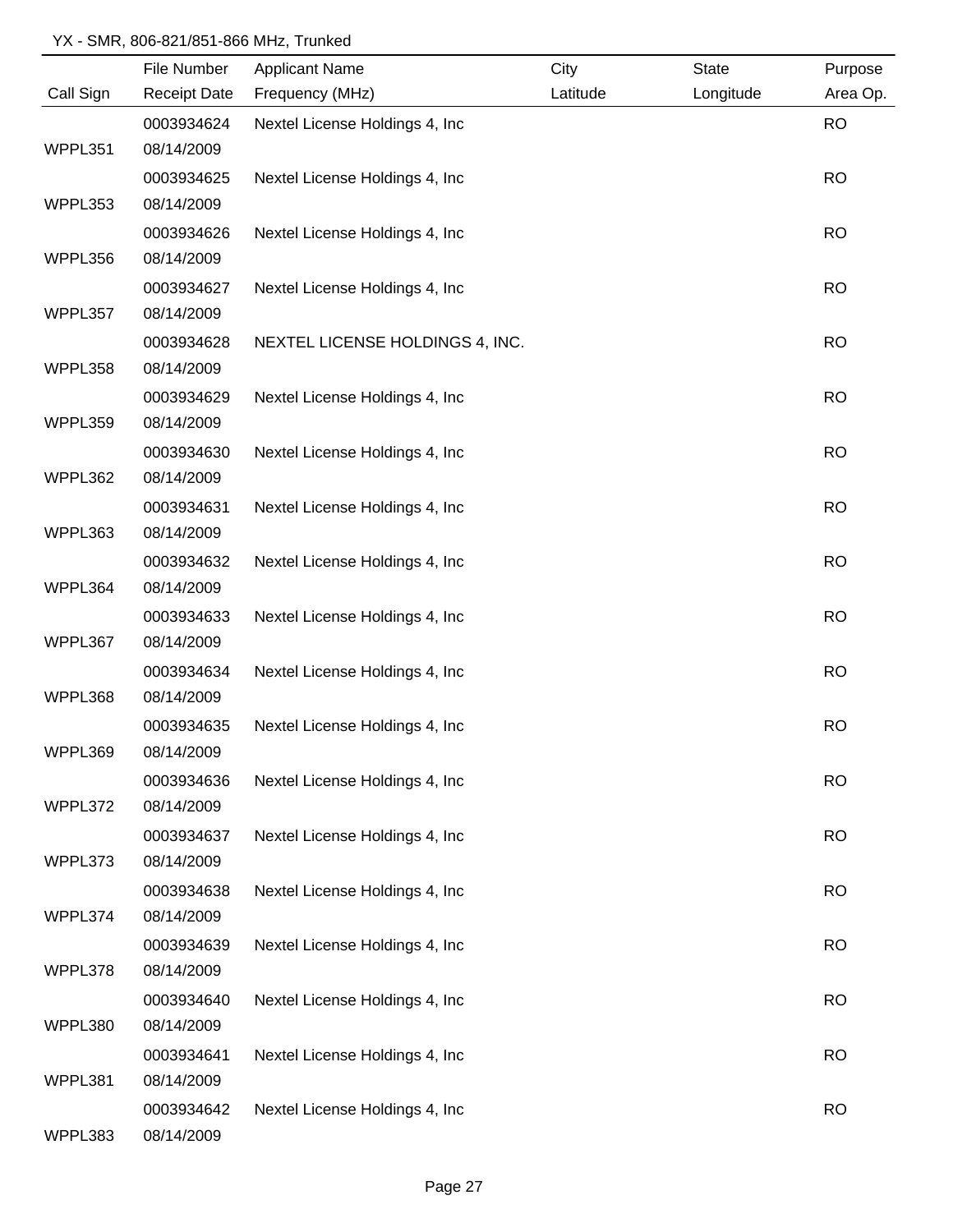YX - SMR, 806-821/851-866 MHz, Trunked

| Call Sign | File Number<br>Receipt Date | Applicant Name<br>Frequency (MHz) | City<br>Latitude | State<br>Longitude | Purpose<br>Area Op. |
|---|---|---|---|---|---|
| WPPL351 | 0003934624<br>08/14/2009 | Nextel License Holdings 4, Inc | | | RO |
| WPPL353 | 0003934625<br>08/14/2009 | Nextel License Holdings 4, Inc | | | RO |
| WPPL356 | 0003934626<br>08/14/2009 | Nextel License Holdings 4, Inc | | | RO |
| WPPL357 | 0003934627<br>08/14/2009 | Nextel License Holdings 4, Inc | | | RO |
| WPPL358 | 0003934628<br>08/14/2009 | NEXTEL LICENSE HOLDINGS 4, INC. | | | RO |
| WPPL359 | 0003934629<br>08/14/2009 | Nextel License Holdings 4, Inc | | | RO |
| WPPL362 | 0003934630<br>08/14/2009 | Nextel License Holdings 4, Inc | | | RO |
| WPPL363 | 0003934631<br>08/14/2009 | Nextel License Holdings 4, Inc | | | RO |
| WPPL364 | 0003934632<br>08/14/2009 | Nextel License Holdings 4, Inc | | | RO |
| WPPL367 | 0003934633<br>08/14/2009 | Nextel License Holdings 4, Inc | | | RO |
| WPPL368 | 0003934634<br>08/14/2009 | Nextel License Holdings 4, Inc | | | RO |
| WPPL369 | 0003934635<br>08/14/2009 | Nextel License Holdings 4, Inc | | | RO |
| WPPL372 | 0003934636<br>08/14/2009 | Nextel License Holdings 4, Inc | | | RO |
| WPPL373 | 0003934637<br>08/14/2009 | Nextel License Holdings 4, Inc | | | RO |
| WPPL374 | 0003934638<br>08/14/2009 | Nextel License Holdings 4, Inc | | | RO |
| WPPL378 | 0003934639<br>08/14/2009 | Nextel License Holdings 4, Inc | | | RO |
| WPPL380 | 0003934640<br>08/14/2009 | Nextel License Holdings 4, Inc | | | RO |
| WPPL381 | 0003934641<br>08/14/2009 | Nextel License Holdings 4, Inc | | | RO |
| WPPL383 | 0003934642<br>08/14/2009 | Nextel License Holdings 4, Inc | | | RO |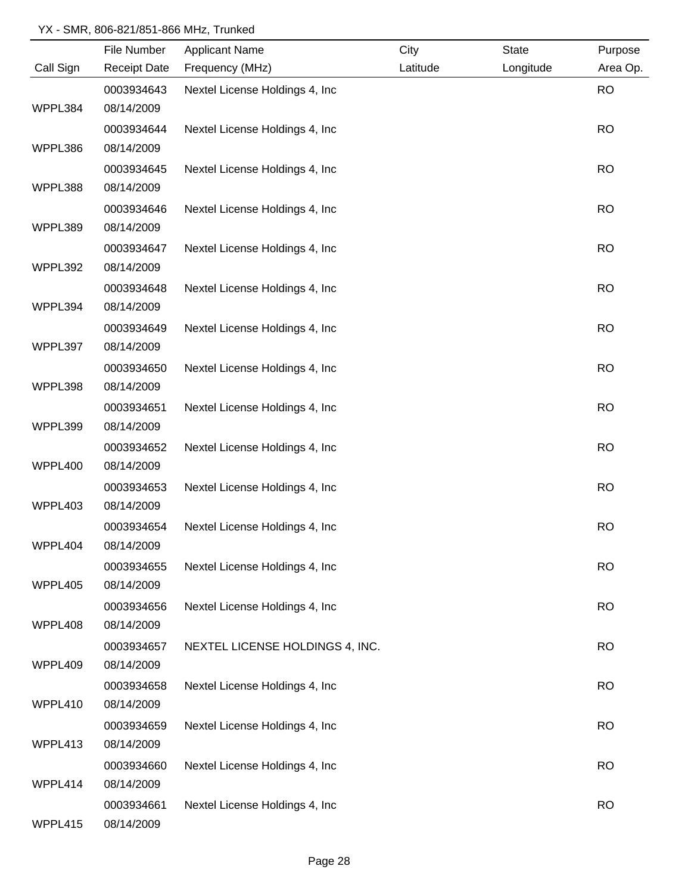YX - SMR, 806-821/851-866 MHz, Trunked

| Call Sign | File Number<br>Receipt Date | Applicant Name<br>Frequency (MHz) | City<br>Latitude | State<br>Longitude | Purpose<br>Area Op. |
|---|---|---|---|---|---|
| WPPL384 | 0003934643<br>08/14/2009 | Nextel License Holdings 4, Inc | | | RO |
| WPPL386 | 0003934644<br>08/14/2009 | Nextel License Holdings 4, Inc | | | RO |
| WPPL388 | 0003934645<br>08/14/2009 | Nextel License Holdings 4, Inc | | | RO |
| WPPL389 | 0003934646<br>08/14/2009 | Nextel License Holdings 4, Inc | | | RO |
| WPPL392 | 0003934647<br>08/14/2009 | Nextel License Holdings 4, Inc | | | RO |
| WPPL394 | 0003934648<br>08/14/2009 | Nextel License Holdings 4, Inc | | | RO |
| WPPL397 | 0003934649<br>08/14/2009 | Nextel License Holdings 4, Inc | | | RO |
| WPPL398 | 0003934650<br>08/14/2009 | Nextel License Holdings 4, Inc | | | RO |
| WPPL399 | 0003934651<br>08/14/2009 | Nextel License Holdings 4, Inc | | | RO |
| WPPL400 | 0003934652<br>08/14/2009 | Nextel License Holdings 4, Inc | | | RO |
| WPPL403 | 0003934653<br>08/14/2009 | Nextel License Holdings 4, Inc | | | RO |
| WPPL404 | 0003934654<br>08/14/2009 | Nextel License Holdings 4, Inc | | | RO |
| WPPL405 | 0003934655<br>08/14/2009 | Nextel License Holdings 4, Inc | | | RO |
| WPPL408 | 0003934656<br>08/14/2009 | Nextel License Holdings 4, Inc | | | RO |
| WPPL409 | 0003934657<br>08/14/2009 | NEXTEL LICENSE HOLDINGS 4, INC. | | | RO |
| WPPL410 | 0003934658<br>08/14/2009 | Nextel License Holdings 4, Inc | | | RO |
| WPPL413 | 0003934659<br>08/14/2009 | Nextel License Holdings 4, Inc | | | RO |
| WPPL414 | 0003934660<br>08/14/2009 | Nextel License Holdings 4, Inc | | | RO |
| WPPL415 | 0003934661<br>08/14/2009 | Nextel License Holdings 4, Inc | | | RO |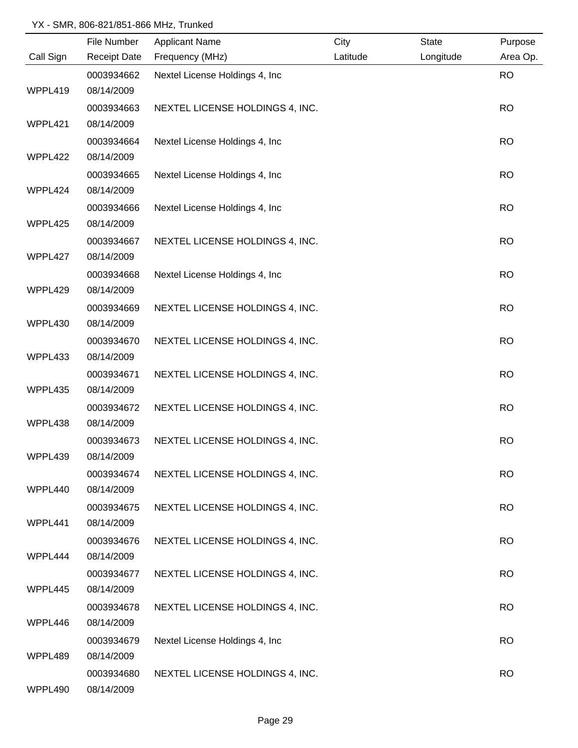YX - SMR, 806-821/851-866 MHz, Trunked

| Call Sign | File Number<br>Receipt Date | Applicant Name<br>Frequency (MHz) | City<br>Latitude | State<br>Longitude | Purpose<br>Area Op. |
|---|---|---|---|---|---|
| WPPL419 | 0003934662<br>08/14/2009 | Nextel License Holdings 4, Inc | | | RO |
| WPPL421 | 0003934663<br>08/14/2009 | NEXTEL LICENSE HOLDINGS 4, INC. | | | RO |
| WPPL422 | 0003934664<br>08/14/2009 | Nextel License Holdings 4, Inc | | | RO |
| WPPL424 | 0003934665<br>08/14/2009 | Nextel License Holdings 4, Inc | | | RO |
| WPPL425 | 0003934666<br>08/14/2009 | Nextel License Holdings 4, Inc | | | RO |
| WPPL427 | 0003934667<br>08/14/2009 | NEXTEL LICENSE HOLDINGS 4, INC. | | | RO |
| WPPL429 | 0003934668<br>08/14/2009 | Nextel License Holdings 4, Inc | | | RO |
| WPPL430 | 0003934669<br>08/14/2009 | NEXTEL LICENSE HOLDINGS 4, INC. | | | RO |
| WPPL433 | 0003934670<br>08/14/2009 | NEXTEL LICENSE HOLDINGS 4, INC. | | | RO |
| WPPL435 | 0003934671<br>08/14/2009 | NEXTEL LICENSE HOLDINGS 4, INC. | | | RO |
| WPPL438 | 0003934672<br>08/14/2009 | NEXTEL LICENSE HOLDINGS 4, INC. | | | RO |
| WPPL439 | 0003934673<br>08/14/2009 | NEXTEL LICENSE HOLDINGS 4, INC. | | | RO |
| WPPL440 | 0003934674<br>08/14/2009 | NEXTEL LICENSE HOLDINGS 4, INC. | | | RO |
| WPPL441 | 0003934675<br>08/14/2009 | NEXTEL LICENSE HOLDINGS 4, INC. | | | RO |
| WPPL444 | 0003934676<br>08/14/2009 | NEXTEL LICENSE HOLDINGS 4, INC. | | | RO |
| WPPL445 | 0003934677<br>08/14/2009 | NEXTEL LICENSE HOLDINGS 4, INC. | | | RO |
| WPPL446 | 0003934678<br>08/14/2009 | NEXTEL LICENSE HOLDINGS 4, INC. | | | RO |
| WPPL489 | 0003934679<br>08/14/2009 | Nextel License Holdings 4, Inc | | | RO |
| WPPL490 | 0003934680<br>08/14/2009 | NEXTEL LICENSE HOLDINGS 4, INC. | | | RO |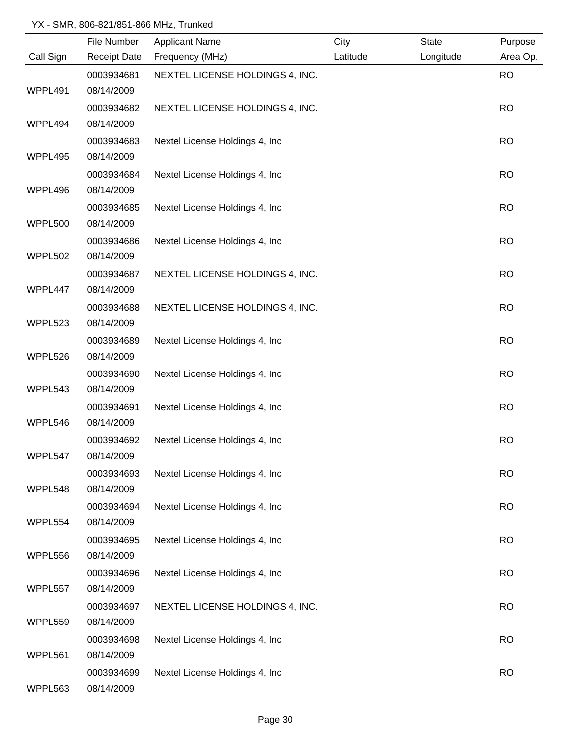YX - SMR, 806-821/851-866 MHz, Trunked

| Call Sign | File Number / Receipt Date | Applicant Name / Frequency (MHz) | City / Latitude | State / Longitude | Purpose / Area Op. |
|---|---|---|---|---|---|
| WPPL491 | 0003934681 / 08/14/2009 | NEXTEL LICENSE HOLDINGS 4, INC. | | | RO |
| WPPL494 | 0003934682 / 08/14/2009 | NEXTEL LICENSE HOLDINGS 4, INC. | | | RO |
| WPPL495 | 0003934683 / 08/14/2009 | Nextel License Holdings 4, Inc | | | RO |
| WPPL496 | 0003934684 / 08/14/2009 | Nextel License Holdings 4, Inc | | | RO |
| WPPL500 | 0003934685 / 08/14/2009 | Nextel License Holdings 4, Inc | | | RO |
| WPPL502 | 0003934686 / 08/14/2009 | Nextel License Holdings 4, Inc | | | RO |
| WPPL447 | 0003934687 / 08/14/2009 | NEXTEL LICENSE HOLDINGS 4, INC. | | | RO |
| WPPL523 | 0003934688 / 08/14/2009 | NEXTEL LICENSE HOLDINGS 4, INC. | | | RO |
| WPPL526 | 0003934689 / 08/14/2009 | Nextel License Holdings 4, Inc | | | RO |
| WPPL543 | 0003934690 / 08/14/2009 | Nextel License Holdings 4, Inc | | | RO |
| WPPL546 | 0003934691 / 08/14/2009 | Nextel License Holdings 4, Inc | | | RO |
| WPPL547 | 0003934692 / 08/14/2009 | Nextel License Holdings 4, Inc | | | RO |
| WPPL548 | 0003934693 / 08/14/2009 | Nextel License Holdings 4, Inc | | | RO |
| WPPL554 | 0003934694 / 08/14/2009 | Nextel License Holdings 4, Inc | | | RO |
| WPPL556 | 0003934695 / 08/14/2009 | Nextel License Holdings 4, Inc | | | RO |
| WPPL557 | 0003934696 / 08/14/2009 | Nextel License Holdings 4, Inc | | | RO |
| WPPL559 | 0003934697 / 08/14/2009 | NEXTEL LICENSE HOLDINGS 4, INC. | | | RO |
| WPPL561 | 0003934698 / 08/14/2009 | Nextel License Holdings 4, Inc | | | RO |
| WPPL563 | 0003934699 / 08/14/2009 | Nextel License Holdings 4, Inc | | | RO |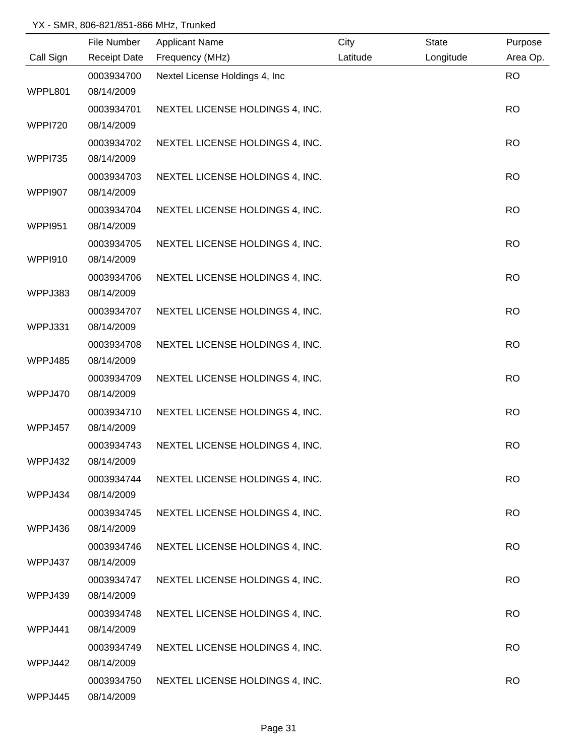YX - SMR, 806-821/851-866 MHz, Trunked

| Call Sign | File Number / Receipt Date | Applicant Name / Frequency (MHz) | City / Latitude | State / Longitude | Purpose / Area Op. |
|---|---|---|---|---|---|
| WPPL801 | 0003934700<br>08/14/2009 | Nextel License Holdings 4, Inc | | | RO |
| WPPI720 | 0003934701<br>08/14/2009 | NEXTEL LICENSE HOLDINGS 4, INC. | | | RO |
| WPPI735 | 0003934702<br>08/14/2009 | NEXTEL LICENSE HOLDINGS 4, INC. | | | RO |
| WPPI907 | 0003934703<br>08/14/2009 | NEXTEL LICENSE HOLDINGS 4, INC. | | | RO |
| WPPI951 | 0003934704<br>08/14/2009 | NEXTEL LICENSE HOLDINGS 4, INC. | | | RO |
| WPPI910 | 0003934705<br>08/14/2009 | NEXTEL LICENSE HOLDINGS 4, INC. | | | RO |
| WPPJ383 | 0003934706<br>08/14/2009 | NEXTEL LICENSE HOLDINGS 4, INC. | | | RO |
| WPPJ331 | 0003934707<br>08/14/2009 | NEXTEL LICENSE HOLDINGS 4, INC. | | | RO |
| WPPJ485 | 0003934708<br>08/14/2009 | NEXTEL LICENSE HOLDINGS 4, INC. | | | RO |
| WPPJ470 | 0003934709<br>08/14/2009 | NEXTEL LICENSE HOLDINGS 4, INC. | | | RO |
| WPPJ457 | 0003934710<br>08/14/2009 | NEXTEL LICENSE HOLDINGS 4, INC. | | | RO |
| WPPJ432 | 0003934743<br>08/14/2009 | NEXTEL LICENSE HOLDINGS 4, INC. | | | RO |
| WPPJ434 | 0003934744<br>08/14/2009 | NEXTEL LICENSE HOLDINGS 4, INC. | | | RO |
| WPPJ436 | 0003934745<br>08/14/2009 | NEXTEL LICENSE HOLDINGS 4, INC. | | | RO |
| WPPJ437 | 0003934746<br>08/14/2009 | NEXTEL LICENSE HOLDINGS 4, INC. | | | RO |
| WPPJ439 | 0003934747<br>08/14/2009 | NEXTEL LICENSE HOLDINGS 4, INC. | | | RO |
| WPPJ441 | 0003934748<br>08/14/2009 | NEXTEL LICENSE HOLDINGS 4, INC. | | | RO |
| WPPJ442 | 0003934749<br>08/14/2009 | NEXTEL LICENSE HOLDINGS 4, INC. | | | RO |
| WPPJ445 | 0003934750<br>08/14/2009 | NEXTEL LICENSE HOLDINGS 4, INC. | | | RO |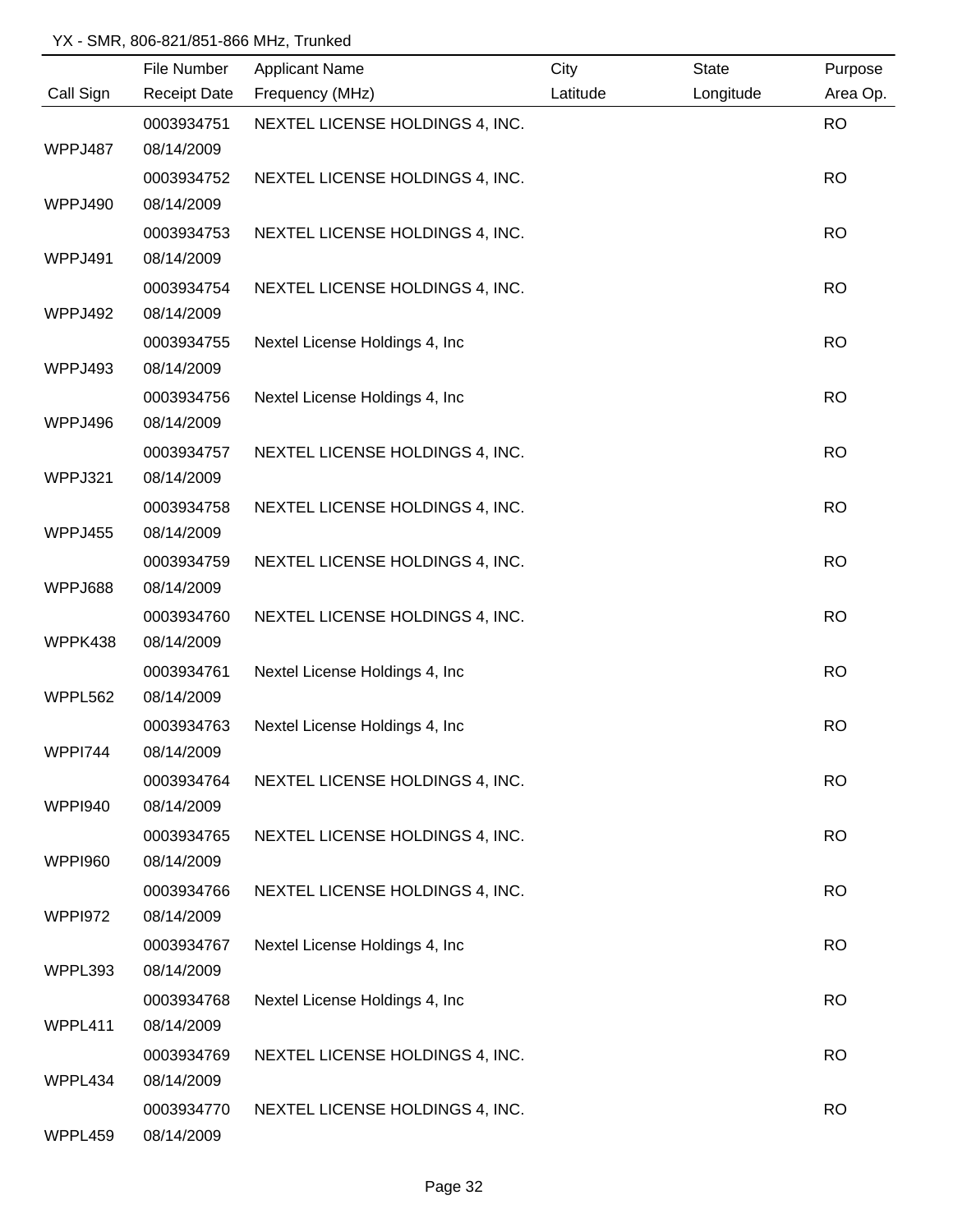YX - SMR, 806-821/851-866 MHz, Trunked

| Call Sign | File Number<br>Receipt Date | Applicant Name<br>Frequency (MHz) | City<br>Latitude | State<br>Longitude | Purpose<br>Area Op. |
|---|---|---|---|---|---|
| WPPJ487 | 0003934751<br>08/14/2009 | NEXTEL LICENSE HOLDINGS 4, INC. | | | RO |
| WPPJ490 | 0003934752<br>08/14/2009 | NEXTEL LICENSE HOLDINGS 4, INC. | | | RO |
| WPPJ491 | 0003934753<br>08/14/2009 | NEXTEL LICENSE HOLDINGS 4, INC. | | | RO |
| WPPJ492 | 0003934754<br>08/14/2009 | NEXTEL LICENSE HOLDINGS 4, INC. | | | RO |
| WPPJ493 | 0003934755<br>08/14/2009 | Nextel License Holdings 4, Inc | | | RO |
| WPPJ496 | 0003934756<br>08/14/2009 | Nextel License Holdings 4, Inc | | | RO |
| WPPJ321 | 0003934757<br>08/14/2009 | NEXTEL LICENSE HOLDINGS 4, INC. | | | RO |
| WPPJ455 | 0003934758<br>08/14/2009 | NEXTEL LICENSE HOLDINGS 4, INC. | | | RO |
| WPPJ688 | 0003934759<br>08/14/2009 | NEXTEL LICENSE HOLDINGS 4, INC. | | | RO |
| WPPK438 | 0003934760<br>08/14/2009 | NEXTEL LICENSE HOLDINGS 4, INC. | | | RO |
| WPPL562 | 0003934761<br>08/14/2009 | Nextel License Holdings 4, Inc | | | RO |
| WPPI744 | 0003934763<br>08/14/2009 | Nextel License Holdings 4, Inc | | | RO |
| WPPI940 | 0003934764<br>08/14/2009 | NEXTEL LICENSE HOLDINGS 4, INC. | | | RO |
| WPPI960 | 0003934765<br>08/14/2009 | NEXTEL LICENSE HOLDINGS 4, INC. | | | RO |
| WPPI972 | 0003934766<br>08/14/2009 | NEXTEL LICENSE HOLDINGS 4, INC. | | | RO |
| WPPL393 | 0003934767<br>08/14/2009 | Nextel License Holdings 4, Inc | | | RO |
| WPPL411 | 0003934768<br>08/14/2009 | Nextel License Holdings 4, Inc | | | RO |
| WPPL434 | 0003934769<br>08/14/2009 | NEXTEL LICENSE HOLDINGS 4, INC. | | | RO |
| WPPL459 | 0003934770<br>08/14/2009 | NEXTEL LICENSE HOLDINGS 4, INC. | | | RO |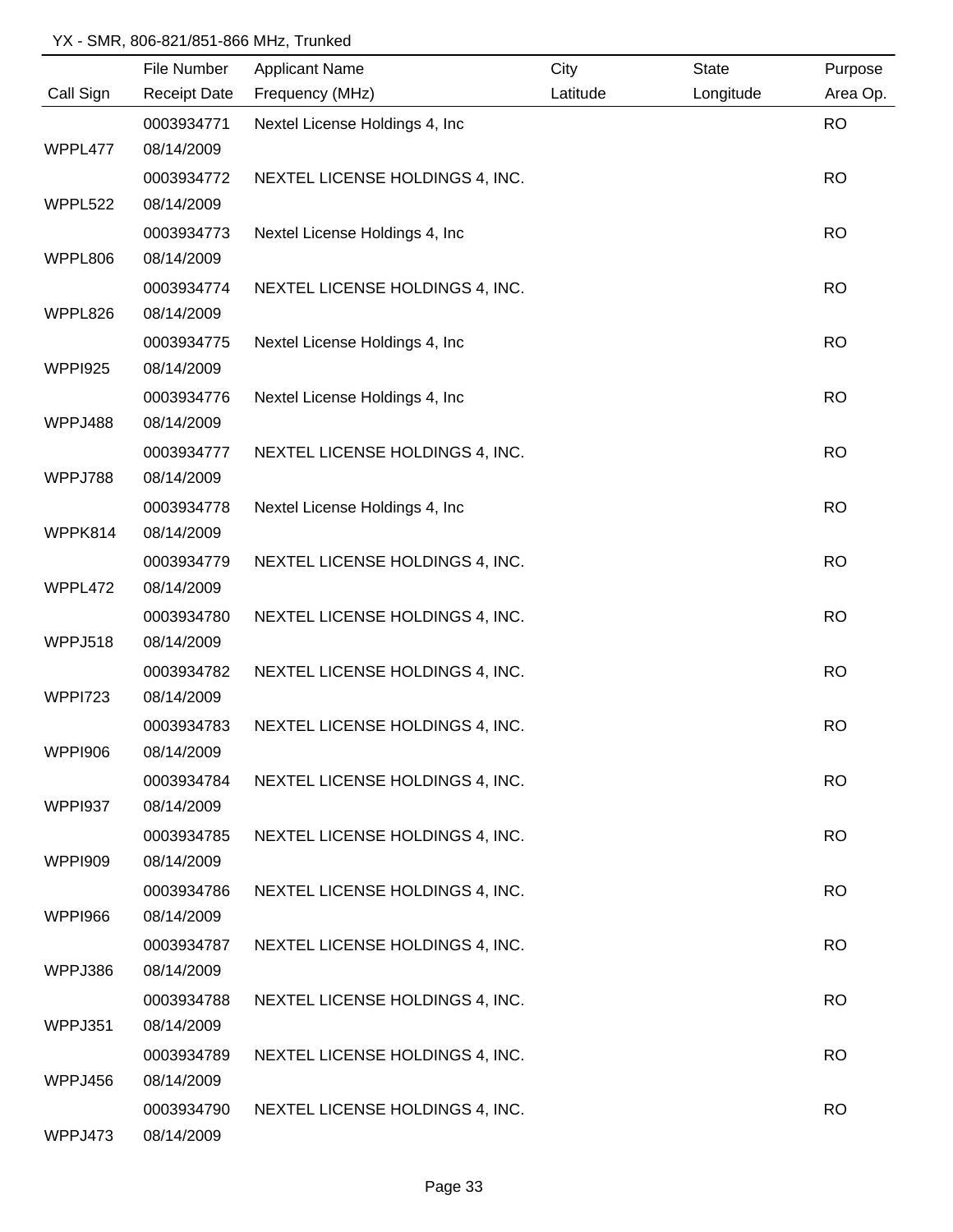YX - SMR, 806-821/851-866 MHz, Trunked

| Call Sign | File Number / Receipt Date | Applicant Name / Frequency (MHz) | City / Latitude | State / Longitude | Purpose / Area Op. |
|---|---|---|---|---|---|
| WPPL477 | 0003934771 08/14/2009 | Nextel License Holdings 4, Inc | | | RO |
| WPPL522 | 0003934772 08/14/2009 | NEXTEL LICENSE HOLDINGS 4, INC. | | | RO |
| WPPL806 | 0003934773 08/14/2009 | Nextel License Holdings 4, Inc | | | RO |
| WPPL826 | 0003934774 08/14/2009 | NEXTEL LICENSE HOLDINGS 4, INC. | | | RO |
| WPPI925 | 0003934775 08/14/2009 | Nextel License Holdings 4, Inc | | | RO |
| WPPJ488 | 0003934776 08/14/2009 | Nextel License Holdings 4, Inc | | | RO |
| WPPJ788 | 0003934777 08/14/2009 | NEXTEL LICENSE HOLDINGS 4, INC. | | | RO |
| WPPK814 | 0003934778 08/14/2009 | Nextel License Holdings 4, Inc | | | RO |
| WPPL472 | 0003934779 08/14/2009 | NEXTEL LICENSE HOLDINGS 4, INC. | | | RO |
| WPPJ518 | 0003934780 08/14/2009 | NEXTEL LICENSE HOLDINGS 4, INC. | | | RO |
| WPPI723 | 0003934782 08/14/2009 | NEXTEL LICENSE HOLDINGS 4, INC. | | | RO |
| WPPI906 | 0003934783 08/14/2009 | NEXTEL LICENSE HOLDINGS 4, INC. | | | RO |
| WPPI937 | 0003934784 08/14/2009 | NEXTEL LICENSE HOLDINGS 4, INC. | | | RO |
| WPPI909 | 0003934785 08/14/2009 | NEXTEL LICENSE HOLDINGS 4, INC. | | | RO |
| WPPI966 | 0003934786 08/14/2009 | NEXTEL LICENSE HOLDINGS 4, INC. | | | RO |
| WPPJ386 | 0003934787 08/14/2009 | NEXTEL LICENSE HOLDINGS 4, INC. | | | RO |
| WPPJ351 | 0003934788 08/14/2009 | NEXTEL LICENSE HOLDINGS 4, INC. | | | RO |
| WPPJ456 | 0003934789 08/14/2009 | NEXTEL LICENSE HOLDINGS 4, INC. | | | RO |
| WPPJ473 | 0003934790 08/14/2009 | NEXTEL LICENSE HOLDINGS 4, INC. | | | RO |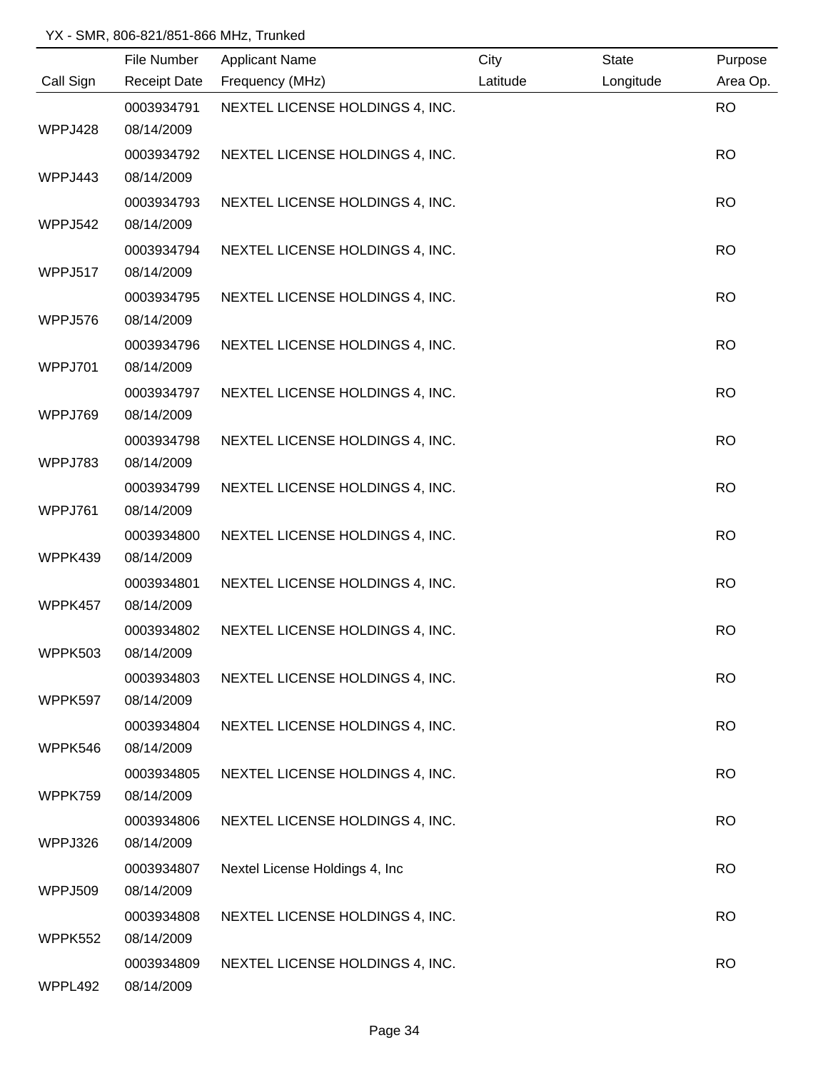YX - SMR, 806-821/851-866 MHz, Trunked

| Call Sign | File Number<br>Receipt Date | Applicant Name<br>Frequency (MHz) | City<br>Latitude | State<br>Longitude | Purpose<br>Area Op. |
|---|---|---|---|---|---|
| WPPJ428 | 0003934791<br>08/14/2009 | NEXTEL LICENSE HOLDINGS 4, INC. | | | RO |
| WPPJ443 | 0003934792<br>08/14/2009 | NEXTEL LICENSE HOLDINGS 4, INC. | | | RO |
| WPPJ542 | 0003934793<br>08/14/2009 | NEXTEL LICENSE HOLDINGS 4, INC. | | | RO |
| WPPJ517 | 0003934794<br>08/14/2009 | NEXTEL LICENSE HOLDINGS 4, INC. | | | RO |
| WPPJ576 | 0003934795<br>08/14/2009 | NEXTEL LICENSE HOLDINGS 4, INC. | | | RO |
| WPPJ701 | 0003934796<br>08/14/2009 | NEXTEL LICENSE HOLDINGS 4, INC. | | | RO |
| WPPJ769 | 0003934797<br>08/14/2009 | NEXTEL LICENSE HOLDINGS 4, INC. | | | RO |
| WPPJ783 | 0003934798<br>08/14/2009 | NEXTEL LICENSE HOLDINGS 4, INC. | | | RO |
| WPPJ761 | 0003934799<br>08/14/2009 | NEXTEL LICENSE HOLDINGS 4, INC. | | | RO |
| WPPK439 | 0003934800<br>08/14/2009 | NEXTEL LICENSE HOLDINGS 4, INC. | | | RO |
| WPPK457 | 0003934801<br>08/14/2009 | NEXTEL LICENSE HOLDINGS 4, INC. | | | RO |
| WPPK503 | 0003934802<br>08/14/2009 | NEXTEL LICENSE HOLDINGS 4, INC. | | | RO |
| WPPK597 | 0003934803<br>08/14/2009 | NEXTEL LICENSE HOLDINGS 4, INC. | | | RO |
| WPPK546 | 0003934804<br>08/14/2009 | NEXTEL LICENSE HOLDINGS 4, INC. | | | RO |
| WPPK759 | 0003934805<br>08/14/2009 | NEXTEL LICENSE HOLDINGS 4, INC. | | | RO |
| WPPJ326 | 0003934806<br>08/14/2009 | NEXTEL LICENSE HOLDINGS 4, INC. | | | RO |
| WPPJ509 | 0003934807<br>08/14/2009 | Nextel License Holdings 4, Inc | | | RO |
| WPPK552 | 0003934808<br>08/14/2009 | NEXTEL LICENSE HOLDINGS 4, INC. | | | RO |
| WPPL492 | 0003934809<br>08/14/2009 | NEXTEL LICENSE HOLDINGS 4, INC. | | | RO |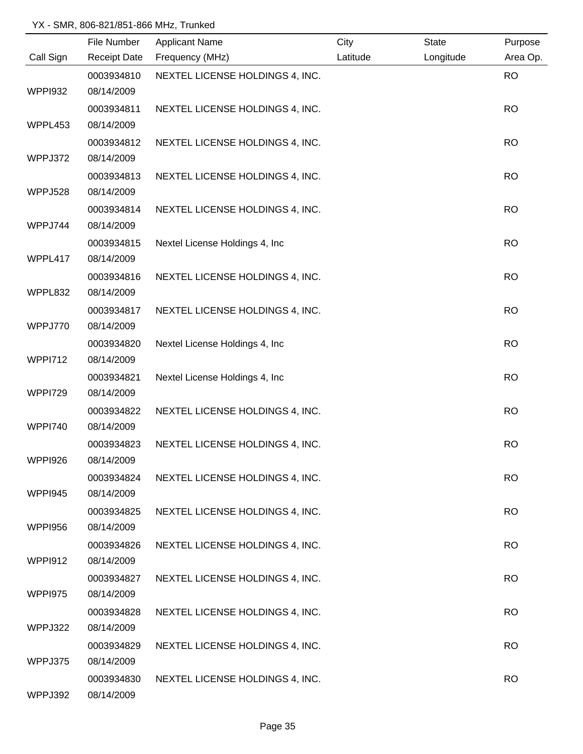YX - SMR, 806-821/851-866 MHz, Trunked

| Call Sign | File Number<br>Receipt Date | Applicant Name<br>Frequency (MHz) | City<br>Latitude | State<br>Longitude | Purpose<br>Area Op. |
|---|---|---|---|---|---|
| WPPI932 | 0003934810<br>08/14/2009 | NEXTEL LICENSE HOLDINGS 4, INC. | | | RO |
| WPPL453 | 0003934811<br>08/14/2009 | NEXTEL LICENSE HOLDINGS 4, INC. | | | RO |
| WPPJ372 | 0003934812<br>08/14/2009 | NEXTEL LICENSE HOLDINGS 4, INC. | | | RO |
| WPPJ528 | 0003934813<br>08/14/2009 | NEXTEL LICENSE HOLDINGS 4, INC. | | | RO |
| WPPJ744 | 0003934814<br>08/14/2009 | NEXTEL LICENSE HOLDINGS 4, INC. | | | RO |
| WPPL417 | 0003934815<br>08/14/2009 | Nextel License Holdings 4, Inc | | | RO |
| WPPL832 | 0003934816<br>08/14/2009 | NEXTEL LICENSE HOLDINGS 4, INC. | | | RO |
| WPPJ770 | 0003934817<br>08/14/2009 | NEXTEL LICENSE HOLDINGS 4, INC. | | | RO |
| WPPI712 | 0003934820<br>08/14/2009 | Nextel License Holdings 4, Inc | | | RO |
| WPPI729 | 0003934821<br>08/14/2009 | Nextel License Holdings 4, Inc | | | RO |
| WPPI740 | 0003934822<br>08/14/2009 | NEXTEL LICENSE HOLDINGS 4, INC. | | | RO |
| WPPI926 | 0003934823<br>08/14/2009 | NEXTEL LICENSE HOLDINGS 4, INC. | | | RO |
| WPPI945 | 0003934824<br>08/14/2009 | NEXTEL LICENSE HOLDINGS 4, INC. | | | RO |
| WPPI956 | 0003934825<br>08/14/2009 | NEXTEL LICENSE HOLDINGS 4, INC. | | | RO |
| WPPI912 | 0003934826<br>08/14/2009 | NEXTEL LICENSE HOLDINGS 4, INC. | | | RO |
| WPPI975 | 0003934827<br>08/14/2009 | NEXTEL LICENSE HOLDINGS 4, INC. | | | RO |
| WPPJ322 | 0003934828<br>08/14/2009 | NEXTEL LICENSE HOLDINGS 4, INC. | | | RO |
| WPPJ375 | 0003934829<br>08/14/2009 | NEXTEL LICENSE HOLDINGS 4, INC. | | | RO |
| WPPJ392 | 0003934830<br>08/14/2009 | NEXTEL LICENSE HOLDINGS 4, INC. | | | RO |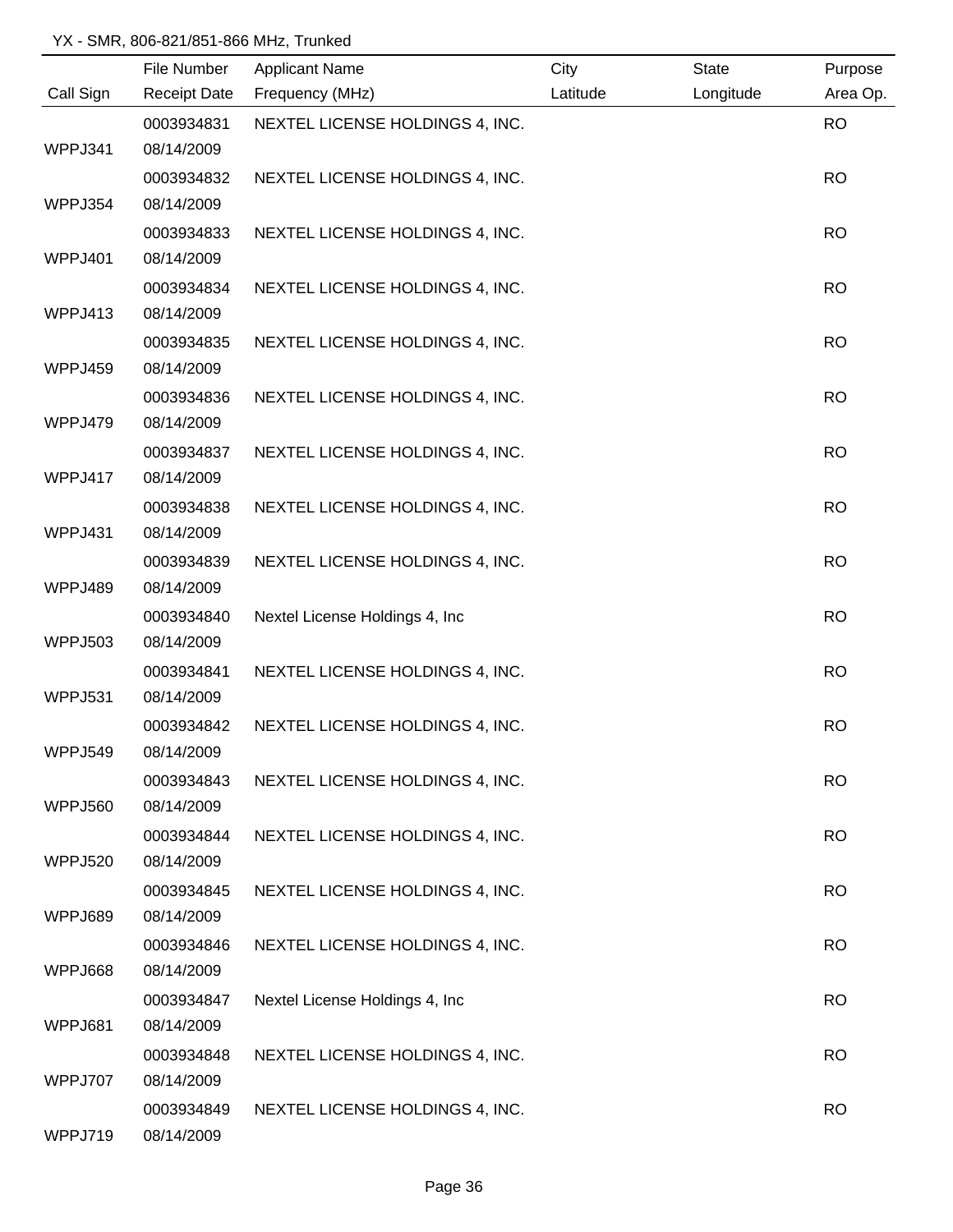YX - SMR, 806-821/851-866 MHz, Trunked

| Call Sign | File Number / Receipt Date | Applicant Name / Frequency (MHz) | City / Latitude | State / Longitude | Purpose / Area Op. |
|---|---|---|---|---|---|
| WPPJ341 | 0003934831 08/14/2009 | NEXTEL LICENSE HOLDINGS 4, INC. | | | RO |
| WPPJ354 | 0003934832 08/14/2009 | NEXTEL LICENSE HOLDINGS 4, INC. | | | RO |
| WPPJ401 | 0003934833 08/14/2009 | NEXTEL LICENSE HOLDINGS 4, INC. | | | RO |
| WPPJ413 | 0003934834 08/14/2009 | NEXTEL LICENSE HOLDINGS 4, INC. | | | RO |
| WPPJ459 | 0003934835 08/14/2009 | NEXTEL LICENSE HOLDINGS 4, INC. | | | RO |
| WPPJ479 | 0003934836 08/14/2009 | NEXTEL LICENSE HOLDINGS 4, INC. | | | RO |
| WPPJ417 | 0003934837 08/14/2009 | NEXTEL LICENSE HOLDINGS 4, INC. | | | RO |
| WPPJ431 | 0003934838 08/14/2009 | NEXTEL LICENSE HOLDINGS 4, INC. | | | RO |
| WPPJ489 | 0003934839 08/14/2009 | NEXTEL LICENSE HOLDINGS 4, INC. | | | RO |
| WPPJ503 | 0003934840 08/14/2009 | Nextel License Holdings 4, Inc | | | RO |
| WPPJ531 | 0003934841 08/14/2009 | NEXTEL LICENSE HOLDINGS 4, INC. | | | RO |
| WPPJ549 | 0003934842 08/14/2009 | NEXTEL LICENSE HOLDINGS 4, INC. | | | RO |
| WPPJ560 | 0003934843 08/14/2009 | NEXTEL LICENSE HOLDINGS 4, INC. | | | RO |
| WPPJ520 | 0003934844 08/14/2009 | NEXTEL LICENSE HOLDINGS 4, INC. | | | RO |
| WPPJ689 | 0003934845 08/14/2009 | NEXTEL LICENSE HOLDINGS 4, INC. | | | RO |
| WPPJ668 | 0003934846 08/14/2009 | NEXTEL LICENSE HOLDINGS 4, INC. | | | RO |
| WPPJ681 | 0003934847 08/14/2009 | Nextel License Holdings 4, Inc | | | RO |
| WPPJ707 | 0003934848 08/14/2009 | NEXTEL LICENSE HOLDINGS 4, INC. | | | RO |
| WPPJ719 | 0003934849 08/14/2009 | NEXTEL LICENSE HOLDINGS 4, INC. | | | RO |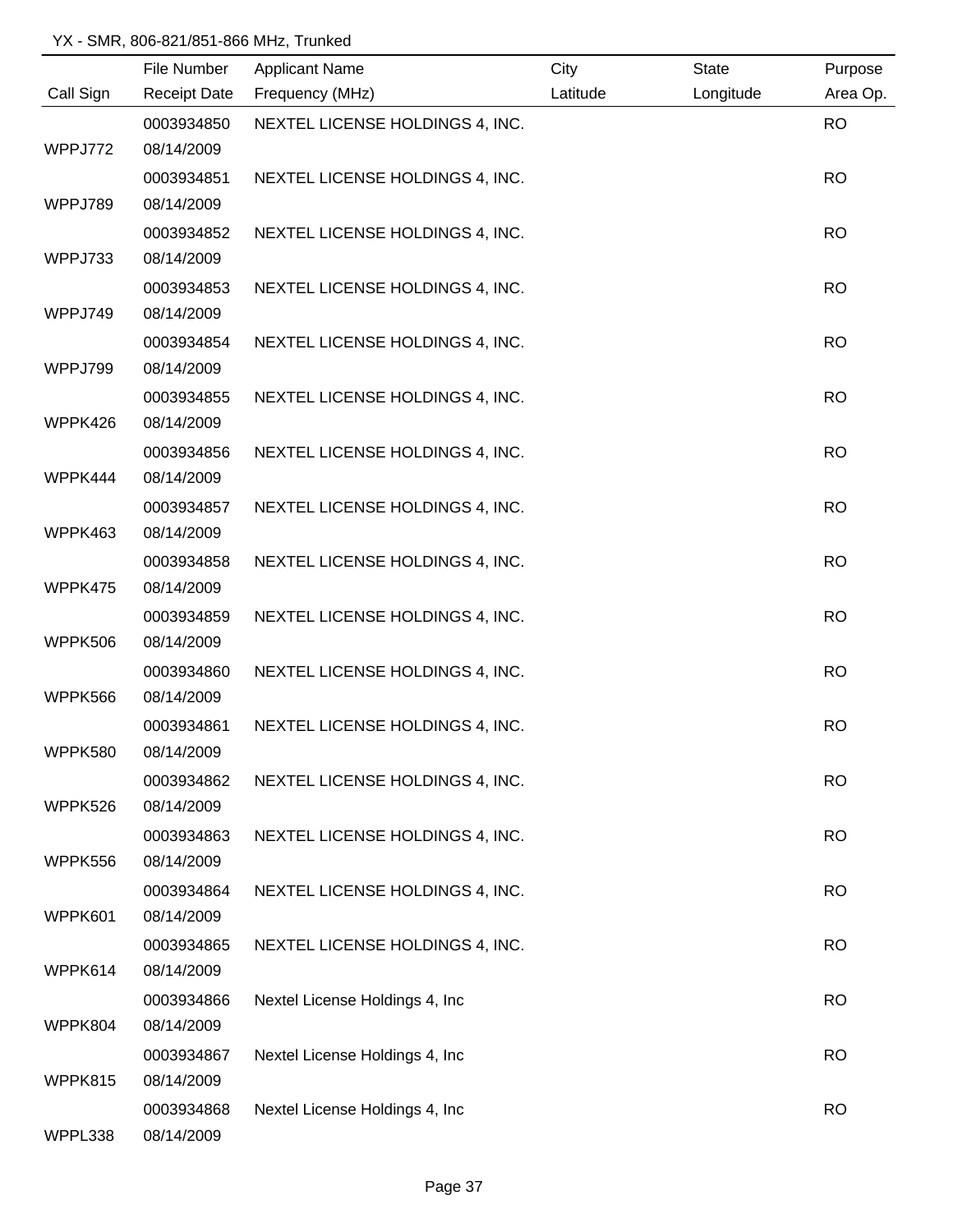YX - SMR, 806-821/851-866 MHz, Trunked

| Call Sign | File Number / Receipt Date | Applicant Name / Frequency (MHz) | City / Latitude | State / Longitude | Purpose / Area Op. |
|---|---|---|---|---|---|
| WPPJ772 | 0003934850 08/14/2009 | NEXTEL LICENSE HOLDINGS 4, INC. | | | RO |
| WPPJ789 | 0003934851 08/14/2009 | NEXTEL LICENSE HOLDINGS 4, INC. | | | RO |
| WPPJ733 | 0003934852 08/14/2009 | NEXTEL LICENSE HOLDINGS 4, INC. | | | RO |
| WPPJ749 | 0003934853 08/14/2009 | NEXTEL LICENSE HOLDINGS 4, INC. | | | RO |
| WPPJ799 | 0003934854 08/14/2009 | NEXTEL LICENSE HOLDINGS 4, INC. | | | RO |
| WPPK426 | 0003934855 08/14/2009 | NEXTEL LICENSE HOLDINGS 4, INC. | | | RO |
| WPPK444 | 0003934856 08/14/2009 | NEXTEL LICENSE HOLDINGS 4, INC. | | | RO |
| WPPK463 | 0003934857 08/14/2009 | NEXTEL LICENSE HOLDINGS 4, INC. | | | RO |
| WPPK475 | 0003934858 08/14/2009 | NEXTEL LICENSE HOLDINGS 4, INC. | | | RO |
| WPPK506 | 0003934859 08/14/2009 | NEXTEL LICENSE HOLDINGS 4, INC. | | | RO |
| WPPK566 | 0003934860 08/14/2009 | NEXTEL LICENSE HOLDINGS 4, INC. | | | RO |
| WPPK580 | 0003934861 08/14/2009 | NEXTEL LICENSE HOLDINGS 4, INC. | | | RO |
| WPPK526 | 0003934862 08/14/2009 | NEXTEL LICENSE HOLDINGS 4, INC. | | | RO |
| WPPK556 | 0003934863 08/14/2009 | NEXTEL LICENSE HOLDINGS 4, INC. | | | RO |
| WPPK601 | 0003934864 08/14/2009 | NEXTEL LICENSE HOLDINGS 4, INC. | | | RO |
| WPPK614 | 0003934865 08/14/2009 | NEXTEL LICENSE HOLDINGS 4, INC. | | | RO |
| WPPK804 | 0003934866 08/14/2009 | Nextel License Holdings 4, Inc | | | RO |
| WPPK815 | 0003934867 08/14/2009 | Nextel License Holdings 4, Inc | | | RO |
| WPPL338 | 0003934868 08/14/2009 | Nextel License Holdings 4, Inc | | | RO |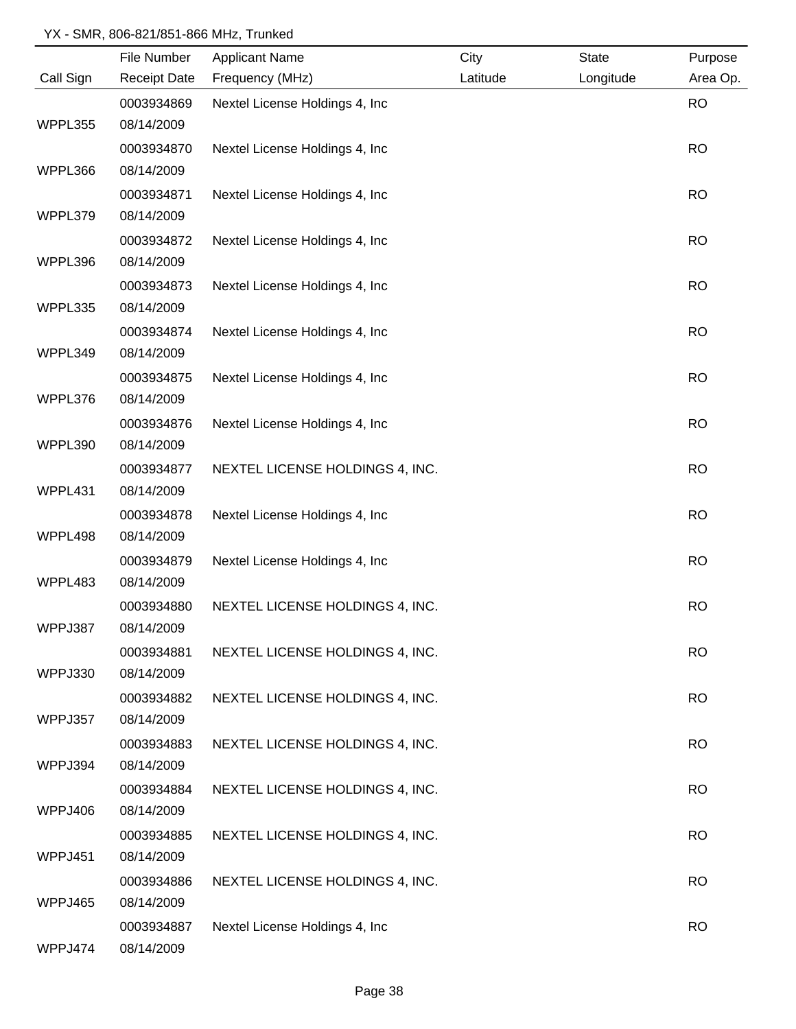YX - SMR, 806-821/851-866 MHz, Trunked

| Call Sign | File Number<br>Receipt Date | Applicant Name<br>Frequency (MHz) | City<br>Latitude | State<br>Longitude | Purpose<br>Area Op. |
|---|---|---|---|---|---|
| WPPL355 | 0003934869<br>08/14/2009 | Nextel License Holdings 4, Inc | | | RO |
| WPPL366 | 0003934870<br>08/14/2009 | Nextel License Holdings 4, Inc | | | RO |
| WPPL379 | 0003934871<br>08/14/2009 | Nextel License Holdings 4, Inc | | | RO |
| WPPL396 | 0003934872<br>08/14/2009 | Nextel License Holdings 4, Inc | | | RO |
| WPPL335 | 0003934873<br>08/14/2009 | Nextel License Holdings 4, Inc | | | RO |
| WPPL349 | 0003934874<br>08/14/2009 | Nextel License Holdings 4, Inc | | | RO |
| WPPL376 | 0003934875<br>08/14/2009 | Nextel License Holdings 4, Inc | | | RO |
| WPPL390 | 0003934876<br>08/14/2009 | Nextel License Holdings 4, Inc | | | RO |
| WPPL431 | 0003934877<br>08/14/2009 | NEXTEL LICENSE HOLDINGS 4, INC. | | | RO |
| WPPL498 | 0003934878<br>08/14/2009 | Nextel License Holdings 4, Inc | | | RO |
| WPPL483 | 0003934879<br>08/14/2009 | Nextel License Holdings 4, Inc | | | RO |
| WPPJ387 | 0003934880<br>08/14/2009 | NEXTEL LICENSE HOLDINGS 4, INC. | | | RO |
| WPPJ330 | 0003934881<br>08/14/2009 | NEXTEL LICENSE HOLDINGS 4, INC. | | | RO |
| WPPJ357 | 0003934882<br>08/14/2009 | NEXTEL LICENSE HOLDINGS 4, INC. | | | RO |
| WPPJ394 | 0003934883<br>08/14/2009 | NEXTEL LICENSE HOLDINGS 4, INC. | | | RO |
| WPPJ406 | 0003934884<br>08/14/2009 | NEXTEL LICENSE HOLDINGS 4, INC. | | | RO |
| WPPJ451 | 0003934885<br>08/14/2009 | NEXTEL LICENSE HOLDINGS 4, INC. | | | RO |
| WPPJ465 | 0003934886<br>08/14/2009 | NEXTEL LICENSE HOLDINGS 4, INC. | | | RO |
| WPPJ474 | 0003934887<br>08/14/2009 | Nextel License Holdings 4, Inc | | | RO |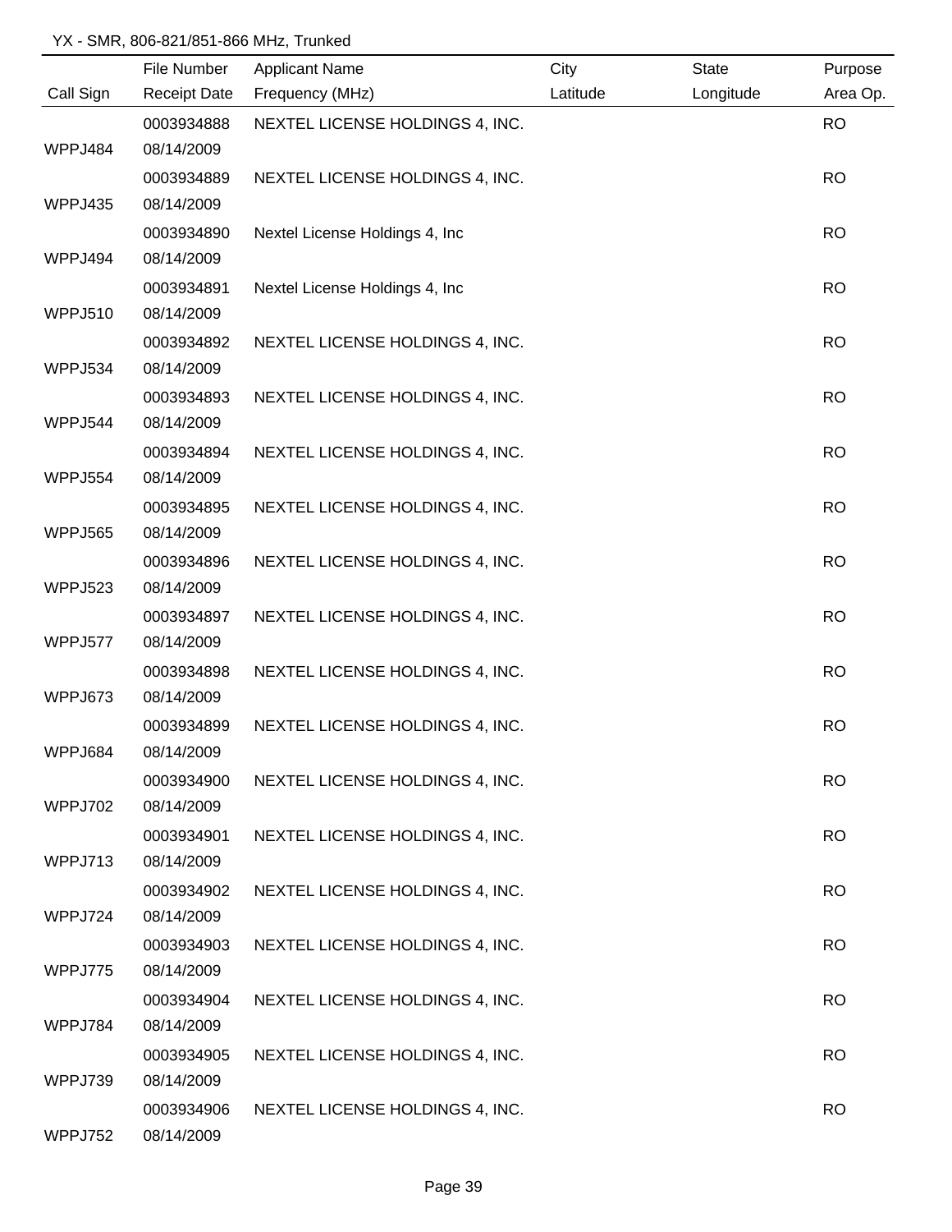YX - SMR, 806-821/851-866 MHz, Trunked

| Call Sign | File Number / Receipt Date | Applicant Name / Frequency (MHz) | City / Latitude | State / Longitude | Purpose / Area Op. |
|---|---|---|---|---|---|
| WPPJ484 | 0003934888 08/14/2009 | NEXTEL LICENSE HOLDINGS 4, INC. | | | RO |
| WPPJ435 | 0003934889 08/14/2009 | NEXTEL LICENSE HOLDINGS 4, INC. | | | RO |
| WPPJ494 | 0003934890 08/14/2009 | Nextel License Holdings 4, Inc | | | RO |
| WPPJ510 | 0003934891 08/14/2009 | Nextel License Holdings 4, Inc | | | RO |
| WPPJ534 | 0003934892 08/14/2009 | NEXTEL LICENSE HOLDINGS 4, INC. | | | RO |
| WPPJ544 | 0003934893 08/14/2009 | NEXTEL LICENSE HOLDINGS 4, INC. | | | RO |
| WPPJ554 | 0003934894 08/14/2009 | NEXTEL LICENSE HOLDINGS 4, INC. | | | RO |
| WPPJ565 | 0003934895 08/14/2009 | NEXTEL LICENSE HOLDINGS 4, INC. | | | RO |
| WPPJ523 | 0003934896 08/14/2009 | NEXTEL LICENSE HOLDINGS 4, INC. | | | RO |
| WPPJ577 | 0003934897 08/14/2009 | NEXTEL LICENSE HOLDINGS 4, INC. | | | RO |
| WPPJ673 | 0003934898 08/14/2009 | NEXTEL LICENSE HOLDINGS 4, INC. | | | RO |
| WPPJ684 | 0003934899 08/14/2009 | NEXTEL LICENSE HOLDINGS 4, INC. | | | RO |
| WPPJ702 | 0003934900 08/14/2009 | NEXTEL LICENSE HOLDINGS 4, INC. | | | RO |
| WPPJ713 | 0003934901 08/14/2009 | NEXTEL LICENSE HOLDINGS 4, INC. | | | RO |
| WPPJ724 | 0003934902 08/14/2009 | NEXTEL LICENSE HOLDINGS 4, INC. | | | RO |
| WPPJ775 | 0003934903 08/14/2009 | NEXTEL LICENSE HOLDINGS 4, INC. | | | RO |
| WPPJ784 | 0003934904 08/14/2009 | NEXTEL LICENSE HOLDINGS 4, INC. | | | RO |
| WPPJ739 | 0003934905 08/14/2009 | NEXTEL LICENSE HOLDINGS 4, INC. | | | RO |
| WPPJ752 | 0003934906 08/14/2009 | NEXTEL LICENSE HOLDINGS 4, INC. | | | RO |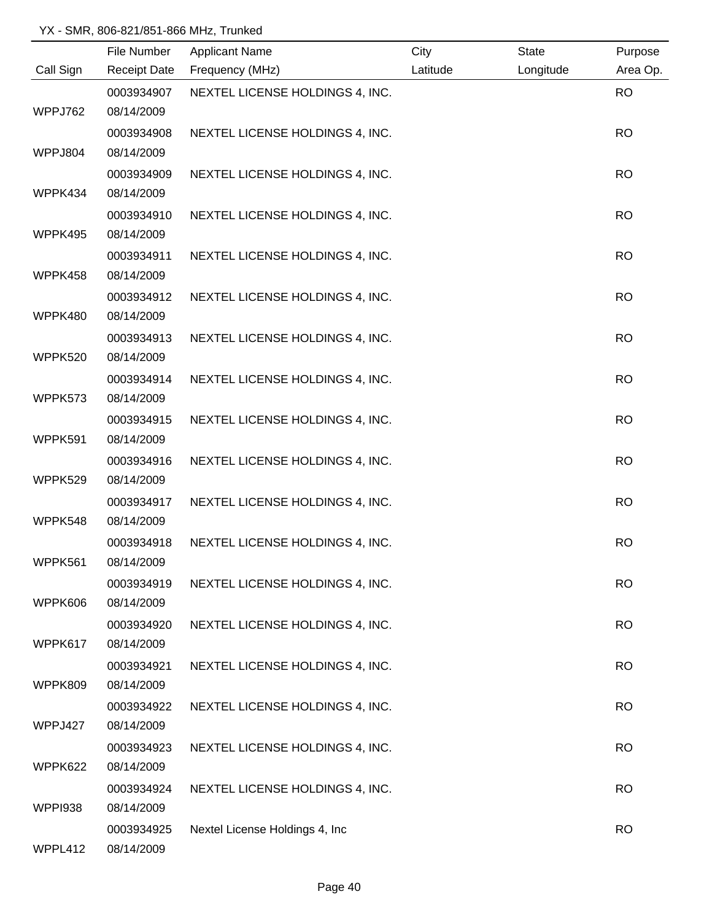YX - SMR, 806-821/851-866 MHz, Trunked

| Call Sign | File Number<br>Receipt Date | Applicant Name<br>Frequency (MHz) | City<br>Latitude | State<br>Longitude | Purpose<br>Area Op. |
|---|---|---|---|---|---|
| WPPJ762 | 0003934907<br>08/14/2009 | NEXTEL LICENSE HOLDINGS 4, INC. | | | RO |
| WPPJ804 | 0003934908<br>08/14/2009 | NEXTEL LICENSE HOLDINGS 4, INC. | | | RO |
| WPPK434 | 0003934909<br>08/14/2009 | NEXTEL LICENSE HOLDINGS 4, INC. | | | RO |
| WPPK495 | 0003934910<br>08/14/2009 | NEXTEL LICENSE HOLDINGS 4, INC. | | | RO |
| WPPK458 | 0003934911<br>08/14/2009 | NEXTEL LICENSE HOLDINGS 4, INC. | | | RO |
| WPPK480 | 0003934912<br>08/14/2009 | NEXTEL LICENSE HOLDINGS 4, INC. | | | RO |
| WPPK520 | 0003934913<br>08/14/2009 | NEXTEL LICENSE HOLDINGS 4, INC. | | | RO |
| WPPK573 | 0003934914<br>08/14/2009 | NEXTEL LICENSE HOLDINGS 4, INC. | | | RO |
| WPPK591 | 0003934915<br>08/14/2009 | NEXTEL LICENSE HOLDINGS 4, INC. | | | RO |
| WPPK529 | 0003934916<br>08/14/2009 | NEXTEL LICENSE HOLDINGS 4, INC. | | | RO |
| WPPK548 | 0003934917<br>08/14/2009 | NEXTEL LICENSE HOLDINGS 4, INC. | | | RO |
| WPPK561 | 0003934918<br>08/14/2009 | NEXTEL LICENSE HOLDINGS 4, INC. | | | RO |
| WPPK606 | 0003934919<br>08/14/2009 | NEXTEL LICENSE HOLDINGS 4, INC. | | | RO |
| WPPK617 | 0003934920<br>08/14/2009 | NEXTEL LICENSE HOLDINGS 4, INC. | | | RO |
| WPPK809 | 0003934921<br>08/14/2009 | NEXTEL LICENSE HOLDINGS 4, INC. | | | RO |
| WPPJ427 | 0003934922<br>08/14/2009 | NEXTEL LICENSE HOLDINGS 4, INC. | | | RO |
| WPPK622 | 0003934923<br>08/14/2009 | NEXTEL LICENSE HOLDINGS 4, INC. | | | RO |
| WPPI938 | 0003934924<br>08/14/2009 | NEXTEL LICENSE HOLDINGS 4, INC. | | | RO |
| WPPL412 | 0003934925<br>08/14/2009 | Nextel License Holdings 4, Inc | | | RO |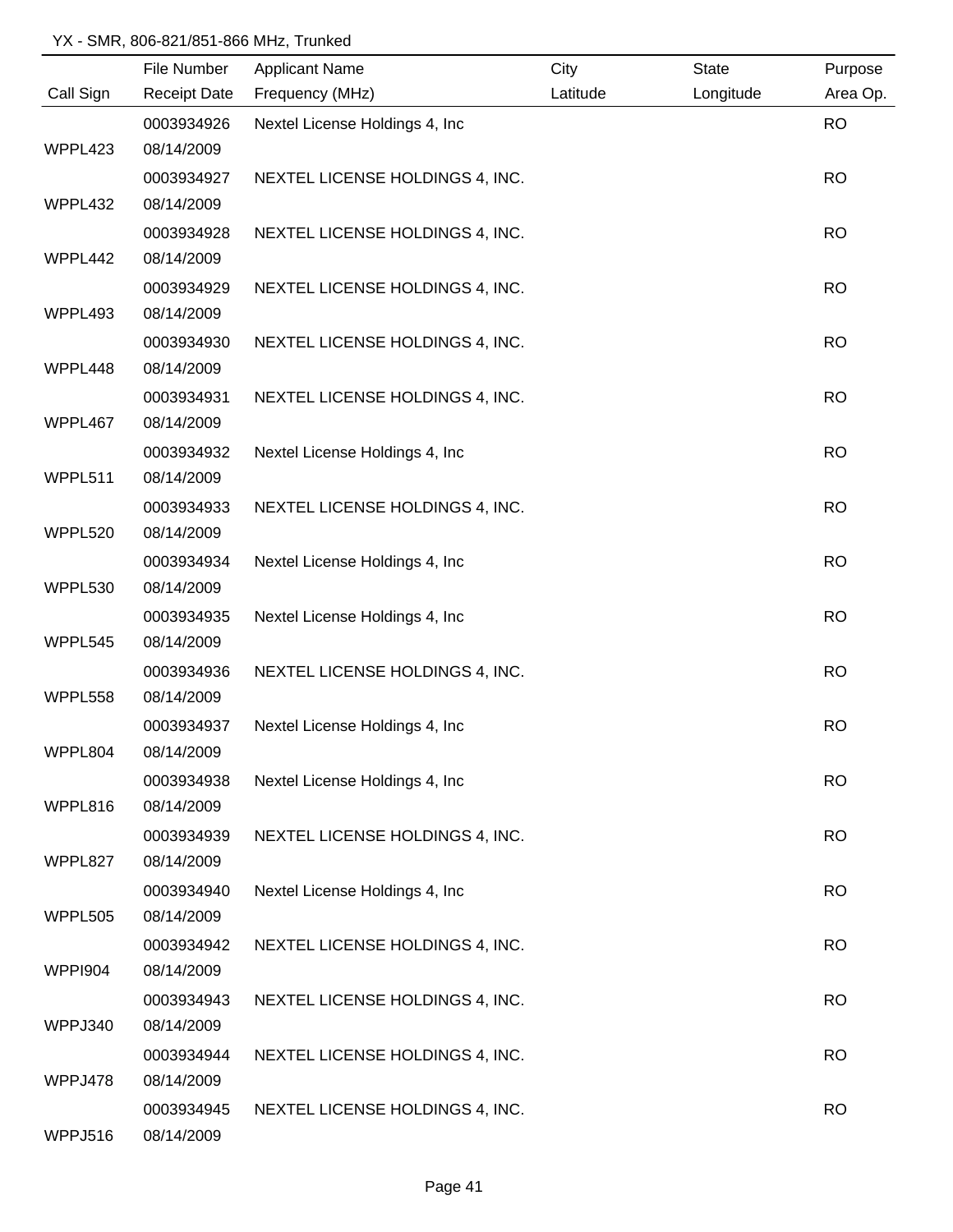YX - SMR, 806-821/851-866 MHz, Trunked

| Call Sign | File Number / Receipt Date | Applicant Name / Frequency (MHz) | City / Latitude | State / Longitude | Purpose / Area Op. |
|---|---|---|---|---|---|
| WPPL423 | 0003934926 / 08/14/2009 | Nextel License Holdings 4, Inc | | | RO |
| WPPL432 | 0003934927 / 08/14/2009 | NEXTEL LICENSE HOLDINGS 4, INC. | | | RO |
| WPPL442 | 0003934928 / 08/14/2009 | NEXTEL LICENSE HOLDINGS 4, INC. | | | RO |
| WPPL493 | 0003934929 / 08/14/2009 | NEXTEL LICENSE HOLDINGS 4, INC. | | | RO |
| WPPL448 | 0003934930 / 08/14/2009 | NEXTEL LICENSE HOLDINGS 4, INC. | | | RO |
| WPPL467 | 0003934931 / 08/14/2009 | NEXTEL LICENSE HOLDINGS 4, INC. | | | RO |
| WPPL511 | 0003934932 / 08/14/2009 | Nextel License Holdings 4, Inc | | | RO |
| WPPL520 | 0003934933 / 08/14/2009 | NEXTEL LICENSE HOLDINGS 4, INC. | | | RO |
| WPPL530 | 0003934934 / 08/14/2009 | Nextel License Holdings 4, Inc | | | RO |
| WPPL545 | 0003934935 / 08/14/2009 | Nextel License Holdings 4, Inc | | | RO |
| WPPL558 | 0003934936 / 08/14/2009 | NEXTEL LICENSE HOLDINGS 4, INC. | | | RO |
| WPPL804 | 0003934937 / 08/14/2009 | Nextel License Holdings 4, Inc | | | RO |
| WPPL816 | 0003934938 / 08/14/2009 | Nextel License Holdings 4, Inc | | | RO |
| WPPL827 | 0003934939 / 08/14/2009 | NEXTEL LICENSE HOLDINGS 4, INC. | | | RO |
| WPPL505 | 0003934940 / 08/14/2009 | Nextel License Holdings 4, Inc | | | RO |
| WPPI904 | 0003934942 / 08/14/2009 | NEXTEL LICENSE HOLDINGS 4, INC. | | | RO |
| WPPJ340 | 0003934943 / 08/14/2009 | NEXTEL LICENSE HOLDINGS 4, INC. | | | RO |
| WPPJ478 | 0003934944 / 08/14/2009 | NEXTEL LICENSE HOLDINGS 4, INC. | | | RO |
| WPPJ516 | 0003934945 / 08/14/2009 | NEXTEL LICENSE HOLDINGS 4, INC. | | | RO |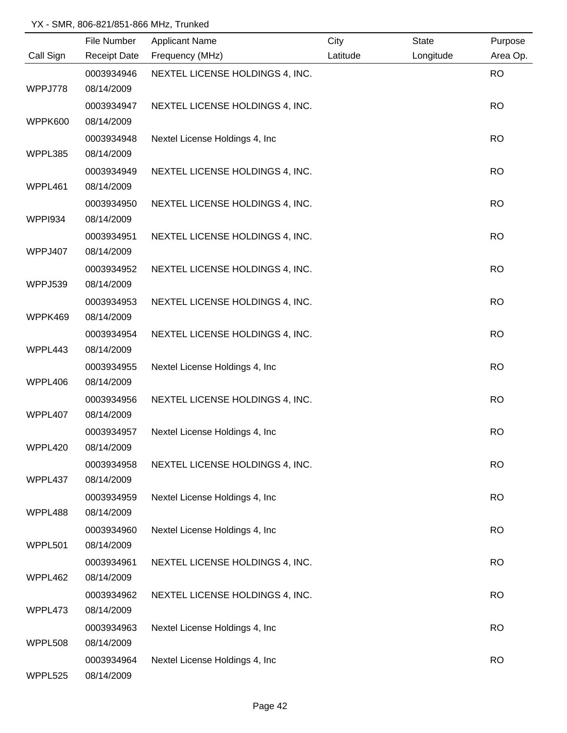YX - SMR, 806-821/851-866 MHz, Trunked

| Call Sign | File Number / Receipt Date | Applicant Name / Frequency (MHz) | City / Latitude | State / Longitude | Purpose / Area Op. |
|---|---|---|---|---|---|
| WPPJ778 | 0003934946 / 08/14/2009 | NEXTEL LICENSE HOLDINGS 4, INC. | | | RO |
| WPPK600 | 0003934947 / 08/14/2009 | NEXTEL LICENSE HOLDINGS 4, INC. | | | RO |
| WPPL385 | 0003934948 / 08/14/2009 | Nextel License Holdings 4, Inc | | | RO |
| WPPL461 | 0003934949 / 08/14/2009 | NEXTEL LICENSE HOLDINGS 4, INC. | | | RO |
| WPPI934 | 0003934950 / 08/14/2009 | NEXTEL LICENSE HOLDINGS 4, INC. | | | RO |
| WPPJ407 | 0003934951 / 08/14/2009 | NEXTEL LICENSE HOLDINGS 4, INC. | | | RO |
| WPPJ539 | 0003934952 / 08/14/2009 | NEXTEL LICENSE HOLDINGS 4, INC. | | | RO |
| WPPK469 | 0003934953 / 08/14/2009 | NEXTEL LICENSE HOLDINGS 4, INC. | | | RO |
| WPPL443 | 0003934954 / 08/14/2009 | NEXTEL LICENSE HOLDINGS 4, INC. | | | RO |
| WPPL406 | 0003934955 / 08/14/2009 | Nextel License Holdings 4, Inc | | | RO |
| WPPL407 | 0003934956 / 08/14/2009 | NEXTEL LICENSE HOLDINGS 4, INC. | | | RO |
| WPPL420 | 0003934957 / 08/14/2009 | Nextel License Holdings 4, Inc | | | RO |
| WPPL437 | 0003934958 / 08/14/2009 | NEXTEL LICENSE HOLDINGS 4, INC. | | | RO |
| WPPL488 | 0003934959 / 08/14/2009 | Nextel License Holdings 4, Inc | | | RO |
| WPPL501 | 0003934960 / 08/14/2009 | Nextel License Holdings 4, Inc | | | RO |
| WPPL462 | 0003934961 / 08/14/2009 | NEXTEL LICENSE HOLDINGS 4, INC. | | | RO |
| WPPL473 | 0003934962 / 08/14/2009 | NEXTEL LICENSE HOLDINGS 4, INC. | | | RO |
| WPPL508 | 0003934963 / 08/14/2009 | Nextel License Holdings 4, Inc | | | RO |
| WPPL525 | 0003934964 / 08/14/2009 | Nextel License Holdings 4, Inc | | | RO |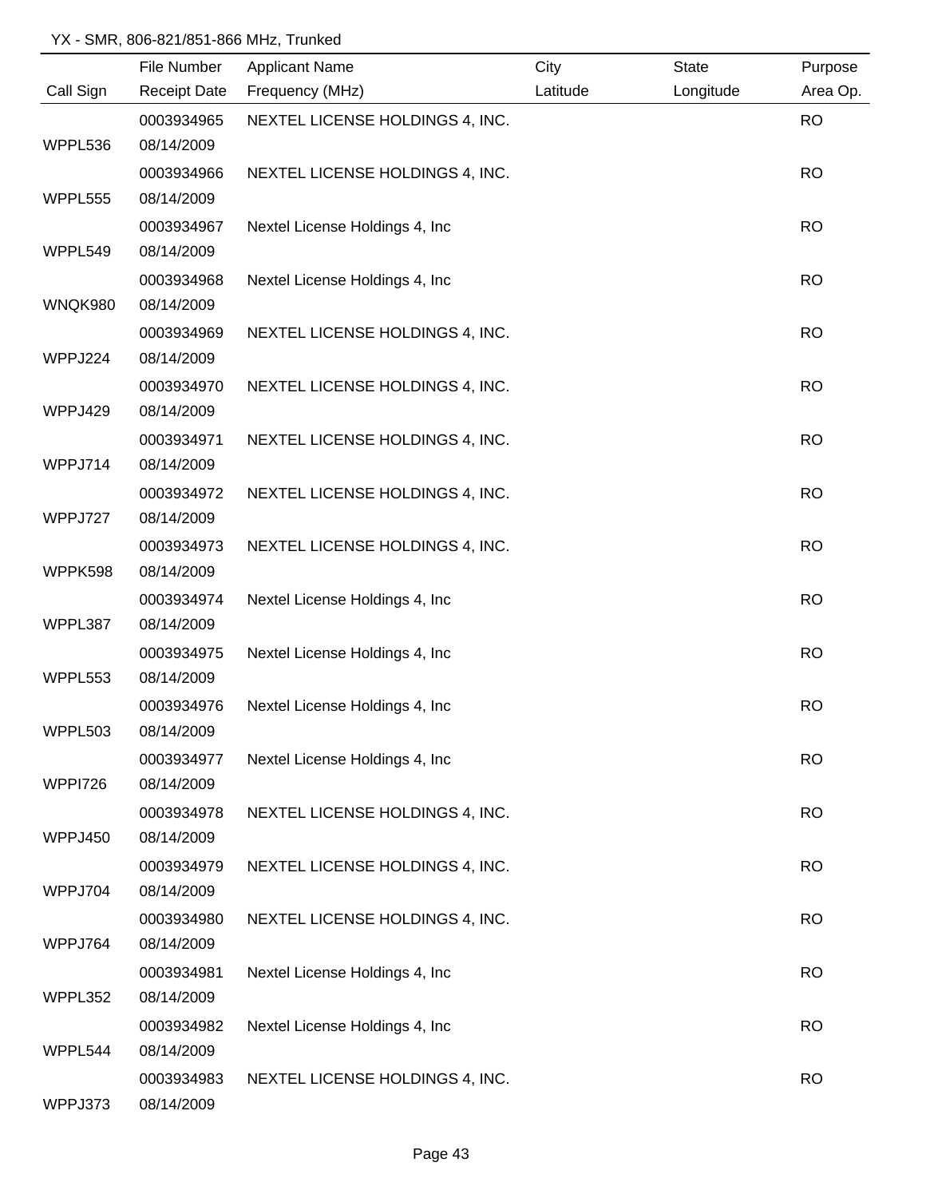YX - SMR, 806-821/851-866 MHz, Trunked

| Call Sign | File Number<br>Receipt Date | Applicant Name<br>Frequency (MHz) | City<br>Latitude | State<br>Longitude | Purpose<br>Area Op. |
|---|---|---|---|---|---|
| WPPL536 | 0003934965<br>08/14/2009 | NEXTEL LICENSE HOLDINGS 4, INC. | | | RO |
| WPPL555 | 0003934966<br>08/14/2009 | NEXTEL LICENSE HOLDINGS 4, INC. | | | RO |
| WPPL549 | 0003934967<br>08/14/2009 | Nextel License Holdings 4, Inc | | | RO |
| WNQK980 | 0003934968<br>08/14/2009 | Nextel License Holdings 4, Inc | | | RO |
| WPPJ224 | 0003934969<br>08/14/2009 | NEXTEL LICENSE HOLDINGS 4, INC. | | | RO |
| WPPJ429 | 0003934970<br>08/14/2009 | NEXTEL LICENSE HOLDINGS 4, INC. | | | RO |
| WPPJ714 | 0003934971<br>08/14/2009 | NEXTEL LICENSE HOLDINGS 4, INC. | | | RO |
| WPPJ727 | 0003934972<br>08/14/2009 | NEXTEL LICENSE HOLDINGS 4, INC. | | | RO |
| WPPK598 | 0003934973<br>08/14/2009 | NEXTEL LICENSE HOLDINGS 4, INC. | | | RO |
| WPPL387 | 0003934974<br>08/14/2009 | Nextel License Holdings 4, Inc | | | RO |
| WPPL553 | 0003934975<br>08/14/2009 | Nextel License Holdings 4, Inc | | | RO |
| WPPL503 | 0003934976<br>08/14/2009 | Nextel License Holdings 4, Inc | | | RO |
| WPPI726 | 0003934977<br>08/14/2009 | Nextel License Holdings 4, Inc | | | RO |
| WPPJ450 | 0003934978<br>08/14/2009 | NEXTEL LICENSE HOLDINGS 4, INC. | | | RO |
| WPPJ704 | 0003934979<br>08/14/2009 | NEXTEL LICENSE HOLDINGS 4, INC. | | | RO |
| WPPJ764 | 0003934980<br>08/14/2009 | NEXTEL LICENSE HOLDINGS 4, INC. | | | RO |
| WPPL352 | 0003934981<br>08/14/2009 | Nextel License Holdings 4, Inc | | | RO |
| WPPL544 | 0003934982<br>08/14/2009 | Nextel License Holdings 4, Inc | | | RO |
| WPPJ373 | 0003934983<br>08/14/2009 | NEXTEL LICENSE HOLDINGS 4, INC. | | | RO |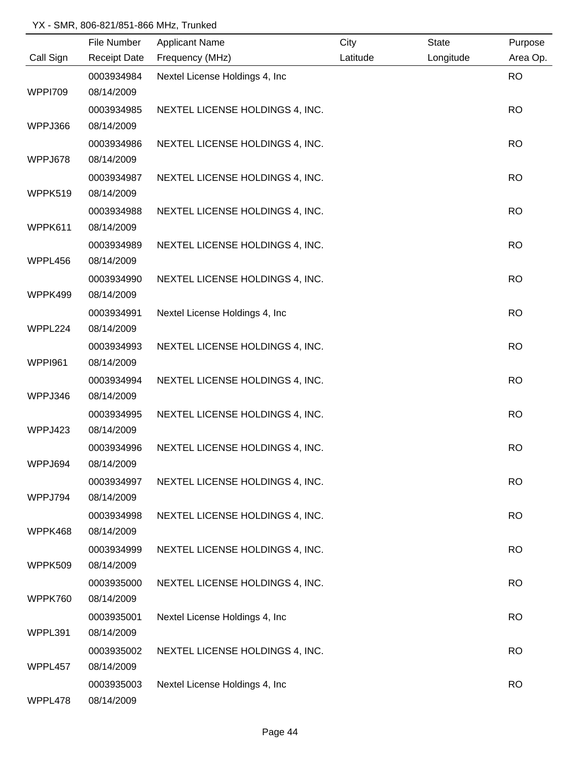YX - SMR, 806-821/851-866 MHz, Trunked

| Call Sign | File Number<br>Receipt Date | Applicant Name<br>Frequency (MHz) | City<br>Latitude | State<br>Longitude | Purpose<br>Area Op. |
|---|---|---|---|---|---|
| WPPI709 | 0003934984<br>08/14/2009 | Nextel License Holdings 4, Inc | | | RO |
| WPPJ366 | 0003934985<br>08/14/2009 | NEXTEL LICENSE HOLDINGS 4, INC. | | | RO |
| WPPJ678 | 0003934986<br>08/14/2009 | NEXTEL LICENSE HOLDINGS 4, INC. | | | RO |
| WPPK519 | 0003934987<br>08/14/2009 | NEXTEL LICENSE HOLDINGS 4, INC. | | | RO |
| WPPK611 | 0003934988<br>08/14/2009 | NEXTEL LICENSE HOLDINGS 4, INC. | | | RO |
| WPPL456 | 0003934989<br>08/14/2009 | NEXTEL LICENSE HOLDINGS 4, INC. | | | RO |
| WPPK499 | 0003934990<br>08/14/2009 | NEXTEL LICENSE HOLDINGS 4, INC. | | | RO |
| WPPL224 | 0003934991<br>08/14/2009 | Nextel License Holdings 4, Inc | | | RO |
| WPPI961 | 0003934993<br>08/14/2009 | NEXTEL LICENSE HOLDINGS 4, INC. | | | RO |
| WPPJ346 | 0003934994<br>08/14/2009 | NEXTEL LICENSE HOLDINGS 4, INC. | | | RO |
| WPPJ423 | 0003934995<br>08/14/2009 | NEXTEL LICENSE HOLDINGS 4, INC. | | | RO |
| WPPJ694 | 0003934996<br>08/14/2009 | NEXTEL LICENSE HOLDINGS 4, INC. | | | RO |
| WPPJ794 | 0003934997<br>08/14/2009 | NEXTEL LICENSE HOLDINGS 4, INC. | | | RO |
| WPPK468 | 0003934998<br>08/14/2009 | NEXTEL LICENSE HOLDINGS 4, INC. | | | RO |
| WPPK509 | 0003934999<br>08/14/2009 | NEXTEL LICENSE HOLDINGS 4, INC. | | | RO |
| WPPK760 | 0003935000<br>08/14/2009 | NEXTEL LICENSE HOLDINGS 4, INC. | | | RO |
| WPPL391 | 0003935001<br>08/14/2009 | Nextel License Holdings 4, Inc | | | RO |
| WPPL457 | 0003935002<br>08/14/2009 | NEXTEL LICENSE HOLDINGS 4, INC. | | | RO |
| WPPL478 | 0003935003<br>08/14/2009 | Nextel License Holdings 4, Inc | | | RO |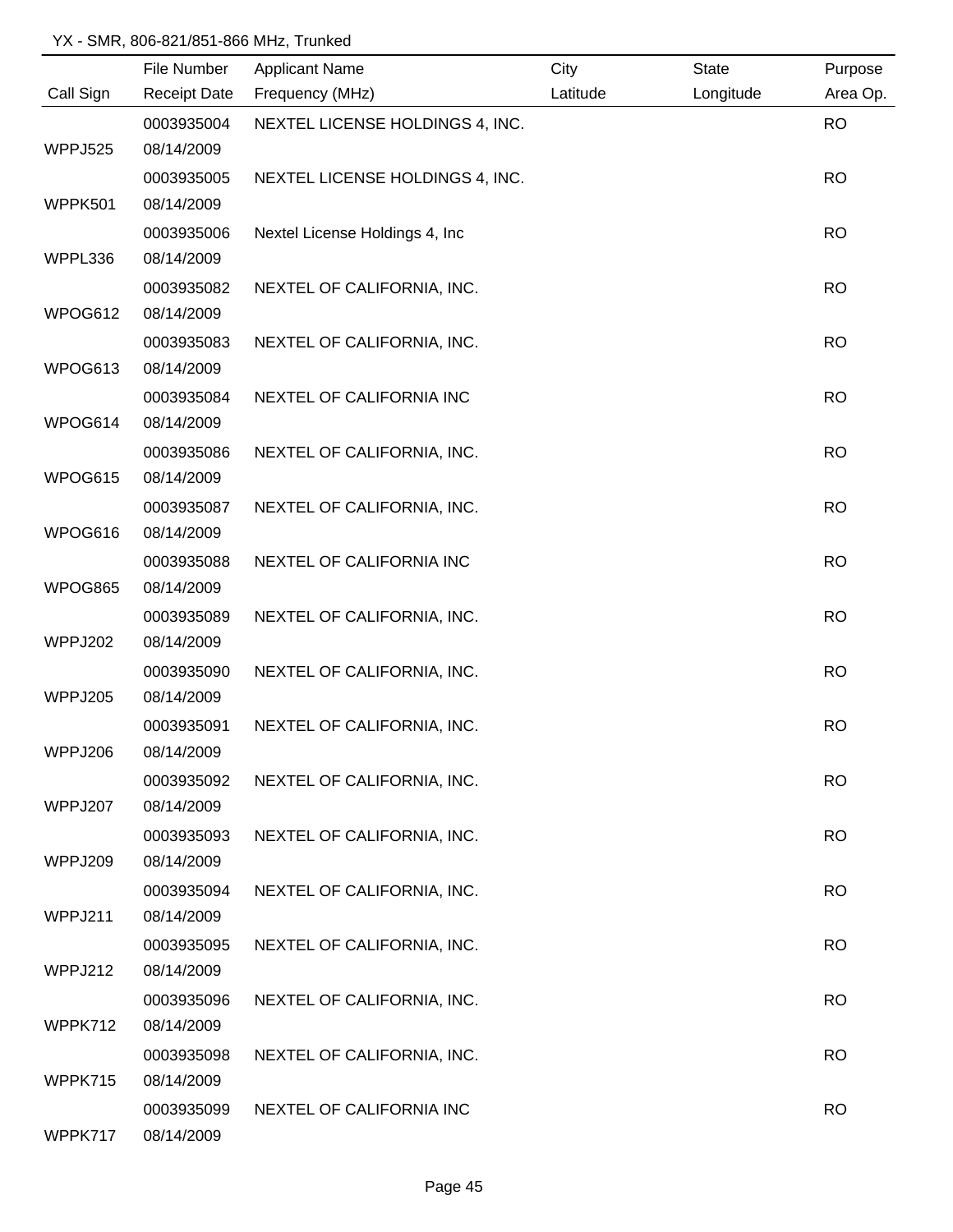YX - SMR, 806-821/851-866 MHz, Trunked

| Call Sign | File Number<br>Receipt Date | Applicant Name<br>Frequency (MHz) | City<br>Latitude | State<br>Longitude | Purpose<br>Area Op. |
|---|---|---|---|---|---|
| WPPJ525 | 0003935004<br>08/14/2009 | NEXTEL LICENSE HOLDINGS 4, INC. | | | RO |
| WPPK501 | 0003935005<br>08/14/2009 | NEXTEL LICENSE HOLDINGS 4, INC. | | | RO |
| WPPL336 | 0003935006<br>08/14/2009 | Nextel License Holdings 4, Inc | | | RO |
| WPOG612 | 0003935082<br>08/14/2009 | NEXTEL OF CALIFORNIA, INC. | | | RO |
| WPOG613 | 0003935083<br>08/14/2009 | NEXTEL OF CALIFORNIA, INC. | | | RO |
| WPOG614 | 0003935084<br>08/14/2009 | NEXTEL OF CALIFORNIA INC | | | RO |
| WPOG615 | 0003935086<br>08/14/2009 | NEXTEL OF CALIFORNIA, INC. | | | RO |
| WPOG616 | 0003935087<br>08/14/2009 | NEXTEL OF CALIFORNIA, INC. | | | RO |
| WPOG865 | 0003935088<br>08/14/2009 | NEXTEL OF CALIFORNIA INC | | | RO |
| WPPJ202 | 0003935089<br>08/14/2009 | NEXTEL OF CALIFORNIA, INC. | | | RO |
| WPPJ205 | 0003935090<br>08/14/2009 | NEXTEL OF CALIFORNIA, INC. | | | RO |
| WPPJ206 | 0003935091<br>08/14/2009 | NEXTEL OF CALIFORNIA, INC. | | | RO |
| WPPJ207 | 0003935092<br>08/14/2009 | NEXTEL OF CALIFORNIA, INC. | | | RO |
| WPPJ209 | 0003935093<br>08/14/2009 | NEXTEL OF CALIFORNIA, INC. | | | RO |
| WPPJ211 | 0003935094<br>08/14/2009 | NEXTEL OF CALIFORNIA, INC. | | | RO |
| WPPJ212 | 0003935095<br>08/14/2009 | NEXTEL OF CALIFORNIA, INC. | | | RO |
| WPPK712 | 0003935096<br>08/14/2009 | NEXTEL OF CALIFORNIA, INC. | | | RO |
| WPPK715 | 0003935098<br>08/14/2009 | NEXTEL OF CALIFORNIA, INC. | | | RO |
| WPPK717 | 0003935099<br>08/14/2009 | NEXTEL OF CALIFORNIA INC | | | RO |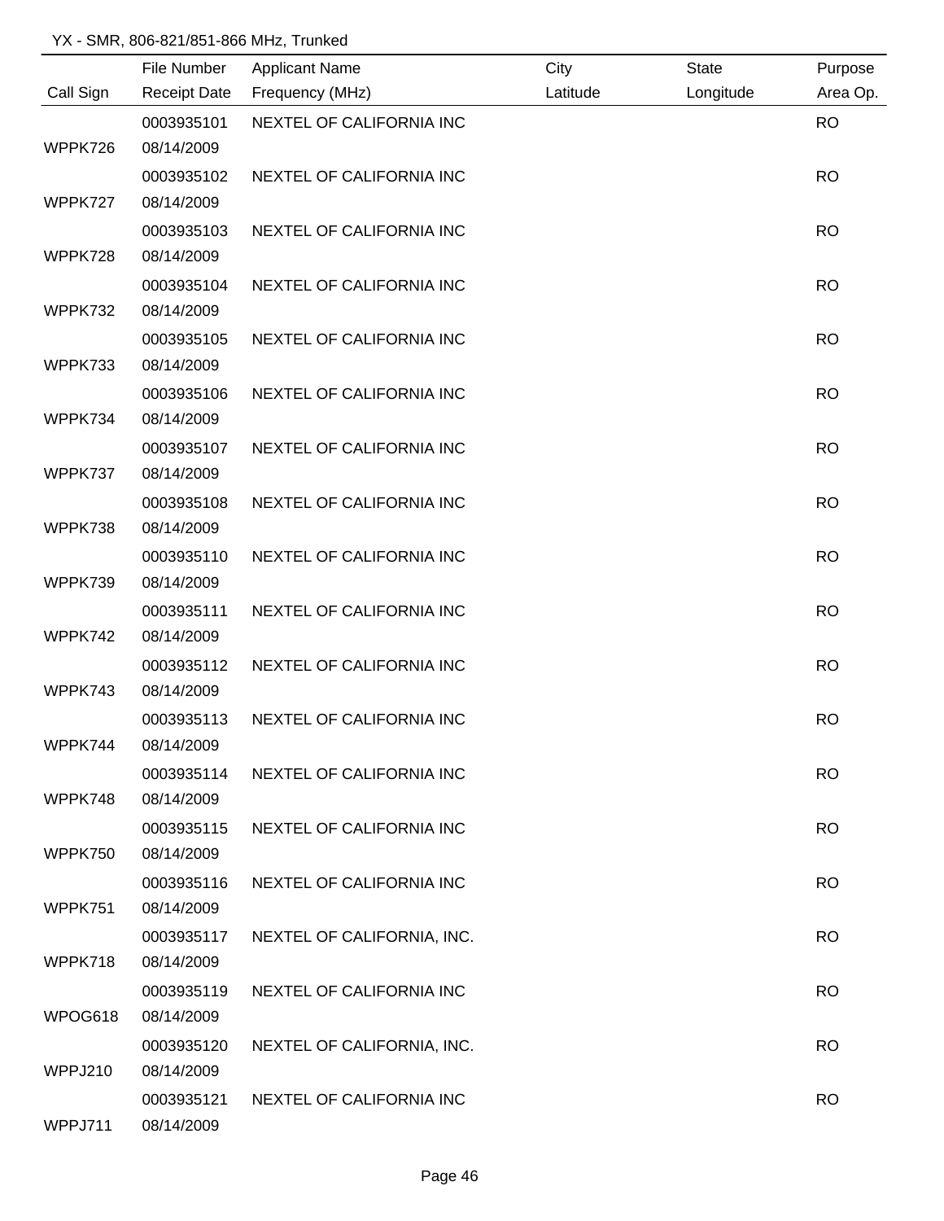YX - SMR, 806-821/851-866 MHz, Trunked

| Call Sign | File Number<br>Receipt Date | Applicant Name<br>Frequency (MHz) | City<br>Latitude | State<br>Longitude | Purpose<br>Area Op. |
|---|---|---|---|---|---|
| WPPK726 | 0003935101<br>08/14/2009 | NEXTEL OF CALIFORNIA INC | | | RO |
| WPPK727 | 0003935102<br>08/14/2009 | NEXTEL OF CALIFORNIA INC | | | RO |
| WPPK728 | 0003935103<br>08/14/2009 | NEXTEL OF CALIFORNIA INC | | | RO |
| WPPK732 | 0003935104<br>08/14/2009 | NEXTEL OF CALIFORNIA INC | | | RO |
| WPPK733 | 0003935105<br>08/14/2009 | NEXTEL OF CALIFORNIA INC | | | RO |
| WPPK734 | 0003935106<br>08/14/2009 | NEXTEL OF CALIFORNIA INC | | | RO |
| WPPK737 | 0003935107<br>08/14/2009 | NEXTEL OF CALIFORNIA INC | | | RO |
| WPPK738 | 0003935108<br>08/14/2009 | NEXTEL OF CALIFORNIA INC | | | RO |
| WPPK739 | 0003935110<br>08/14/2009 | NEXTEL OF CALIFORNIA INC | | | RO |
| WPPK742 | 0003935111<br>08/14/2009 | NEXTEL OF CALIFORNIA INC | | | RO |
| WPPK743 | 0003935112<br>08/14/2009 | NEXTEL OF CALIFORNIA INC | | | RO |
| WPPK744 | 0003935113<br>08/14/2009 | NEXTEL OF CALIFORNIA INC | | | RO |
| WPPK748 | 0003935114<br>08/14/2009 | NEXTEL OF CALIFORNIA INC | | | RO |
| WPPK750 | 0003935115<br>08/14/2009 | NEXTEL OF CALIFORNIA INC | | | RO |
| WPPK751 | 0003935116<br>08/14/2009 | NEXTEL OF CALIFORNIA INC | | | RO |
| WPPK718 | 0003935117<br>08/14/2009 | NEXTEL OF CALIFORNIA, INC. | | | RO |
| WPOG618 | 0003935119<br>08/14/2009 | NEXTEL OF CALIFORNIA INC | | | RO |
| WPPJ210 | 0003935120<br>08/14/2009 | NEXTEL OF CALIFORNIA, INC. | | | RO |
| WPPJ711 | 0003935121<br>08/14/2009 | NEXTEL OF CALIFORNIA INC | | | RO |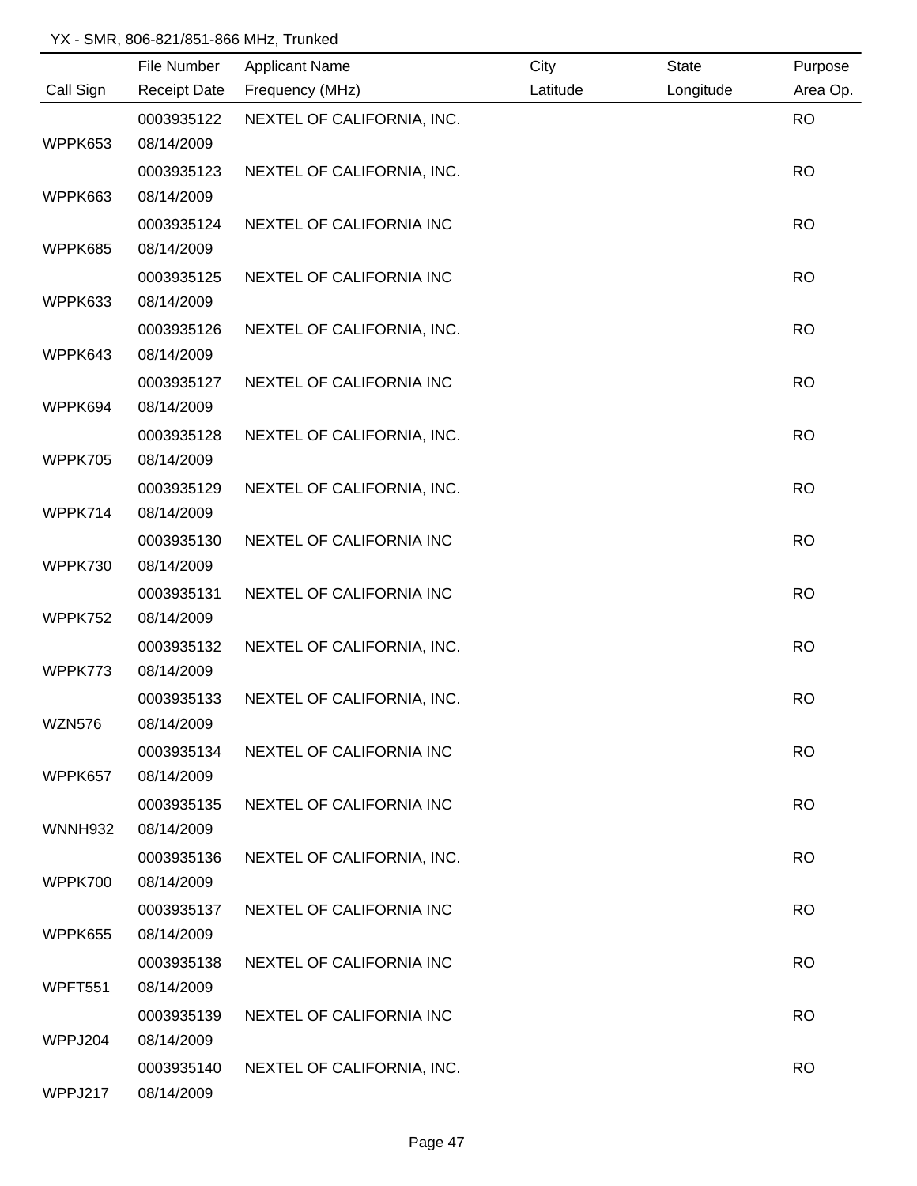YX - SMR, 806-821/851-866 MHz, Trunked

| Call Sign | File Number / Receipt Date | Applicant Name / Frequency (MHz) | City / Latitude | State / Longitude | Purpose / Area Op. |
|---|---|---|---|---|---|
| WPPK653 | 0003935122 08/14/2009 | NEXTEL OF CALIFORNIA, INC. | | | RO |
| WPPK663 | 0003935123 08/14/2009 | NEXTEL OF CALIFORNIA, INC. | | | RO |
| WPPK685 | 0003935124 08/14/2009 | NEXTEL OF CALIFORNIA INC | | | RO |
| WPPK633 | 0003935125 08/14/2009 | NEXTEL OF CALIFORNIA INC | | | RO |
| WPPK643 | 0003935126 08/14/2009 | NEXTEL OF CALIFORNIA, INC. | | | RO |
| WPPK694 | 0003935127 08/14/2009 | NEXTEL OF CALIFORNIA INC | | | RO |
| WPPK705 | 0003935128 08/14/2009 | NEXTEL OF CALIFORNIA, INC. | | | RO |
| WPPK714 | 0003935129 08/14/2009 | NEXTEL OF CALIFORNIA, INC. | | | RO |
| WPPK730 | 0003935130 08/14/2009 | NEXTEL OF CALIFORNIA INC | | | RO |
| WPPK752 | 0003935131 08/14/2009 | NEXTEL OF CALIFORNIA INC | | | RO |
| WPPK773 | 0003935132 08/14/2009 | NEXTEL OF CALIFORNIA, INC. | | | RO |
| WZN576 | 0003935133 08/14/2009 | NEXTEL OF CALIFORNIA, INC. | | | RO |
| WPPK657 | 0003935134 08/14/2009 | NEXTEL OF CALIFORNIA INC | | | RO |
| WNNH932 | 0003935135 08/14/2009 | NEXTEL OF CALIFORNIA INC | | | RO |
| WPPK700 | 0003935136 08/14/2009 | NEXTEL OF CALIFORNIA, INC. | | | RO |
| WPPK655 | 0003935137 08/14/2009 | NEXTEL OF CALIFORNIA INC | | | RO |
| WPFT551 | 0003935138 08/14/2009 | NEXTEL OF CALIFORNIA INC | | | RO |
| WPPJ204 | 0003935139 08/14/2009 | NEXTEL OF CALIFORNIA INC | | | RO |
| WPPJ217 | 0003935140 08/14/2009 | NEXTEL OF CALIFORNIA, INC. | | | RO |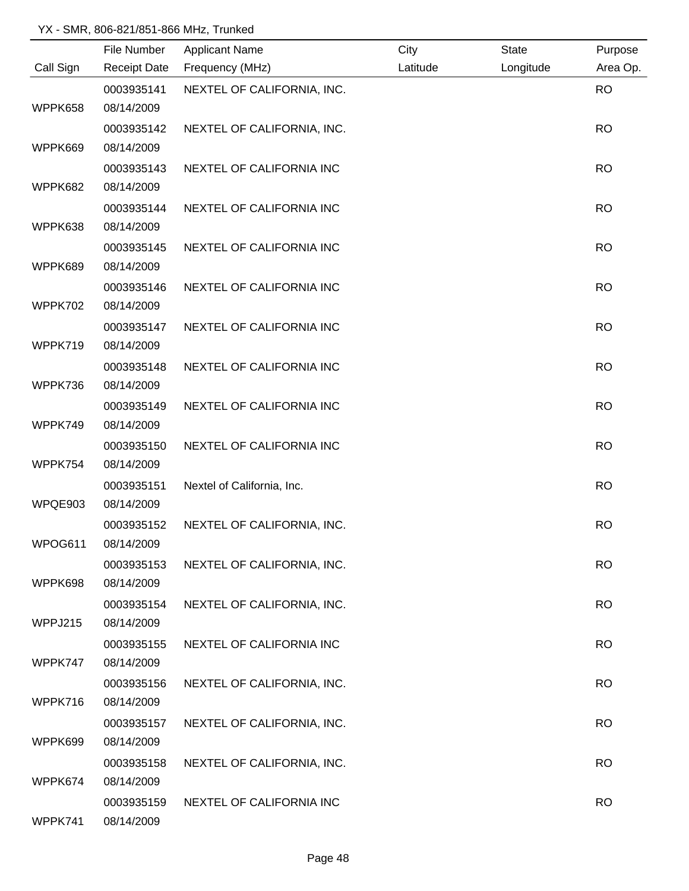YX - SMR, 806-821/851-866 MHz, Trunked

| Call Sign | File Number<br>Receipt Date | Applicant Name<br>Frequency (MHz) | City<br>Latitude | State<br>Longitude | Purpose<br>Area Op. |
|---|---|---|---|---|---|
| WPPK658 | 0003935141<br>08/14/2009 | NEXTEL OF CALIFORNIA, INC. | | | RO |
| WPPK669 | 0003935142<br>08/14/2009 | NEXTEL OF CALIFORNIA, INC. | | | RO |
| WPPK682 | 0003935143<br>08/14/2009 | NEXTEL OF CALIFORNIA INC | | | RO |
| WPPK638 | 0003935144<br>08/14/2009 | NEXTEL OF CALIFORNIA INC | | | RO |
| WPPK689 | 0003935145<br>08/14/2009 | NEXTEL OF CALIFORNIA INC | | | RO |
| WPPK702 | 0003935146<br>08/14/2009 | NEXTEL OF CALIFORNIA INC | | | RO |
| WPPK719 | 0003935147<br>08/14/2009 | NEXTEL OF CALIFORNIA INC | | | RO |
| WPPK736 | 0003935148<br>08/14/2009 | NEXTEL OF CALIFORNIA INC | | | RO |
| WPPK749 | 0003935149<br>08/14/2009 | NEXTEL OF CALIFORNIA INC | | | RO |
| WPPK754 | 0003935150<br>08/14/2009 | NEXTEL OF CALIFORNIA INC | | | RO |
| WPQE903 | 0003935151<br>08/14/2009 | Nextel of California, Inc. | | | RO |
| WPOG611 | 0003935152<br>08/14/2009 | NEXTEL OF CALIFORNIA, INC. | | | RO |
| WPPK698 | 0003935153<br>08/14/2009 | NEXTEL OF CALIFORNIA, INC. | | | RO |
| WPPJ215 | 0003935154<br>08/14/2009 | NEXTEL OF CALIFORNIA, INC. | | | RO |
| WPPK747 | 0003935155<br>08/14/2009 | NEXTEL OF CALIFORNIA INC | | | RO |
| WPPK716 | 0003935156<br>08/14/2009 | NEXTEL OF CALIFORNIA, INC. | | | RO |
| WPPK699 | 0003935157<br>08/14/2009 | NEXTEL OF CALIFORNIA, INC. | | | RO |
| WPPK674 | 0003935158<br>08/14/2009 | NEXTEL OF CALIFORNIA, INC. | | | RO |
| WPPK741 | 0003935159<br>08/14/2009 | NEXTEL OF CALIFORNIA INC | | | RO |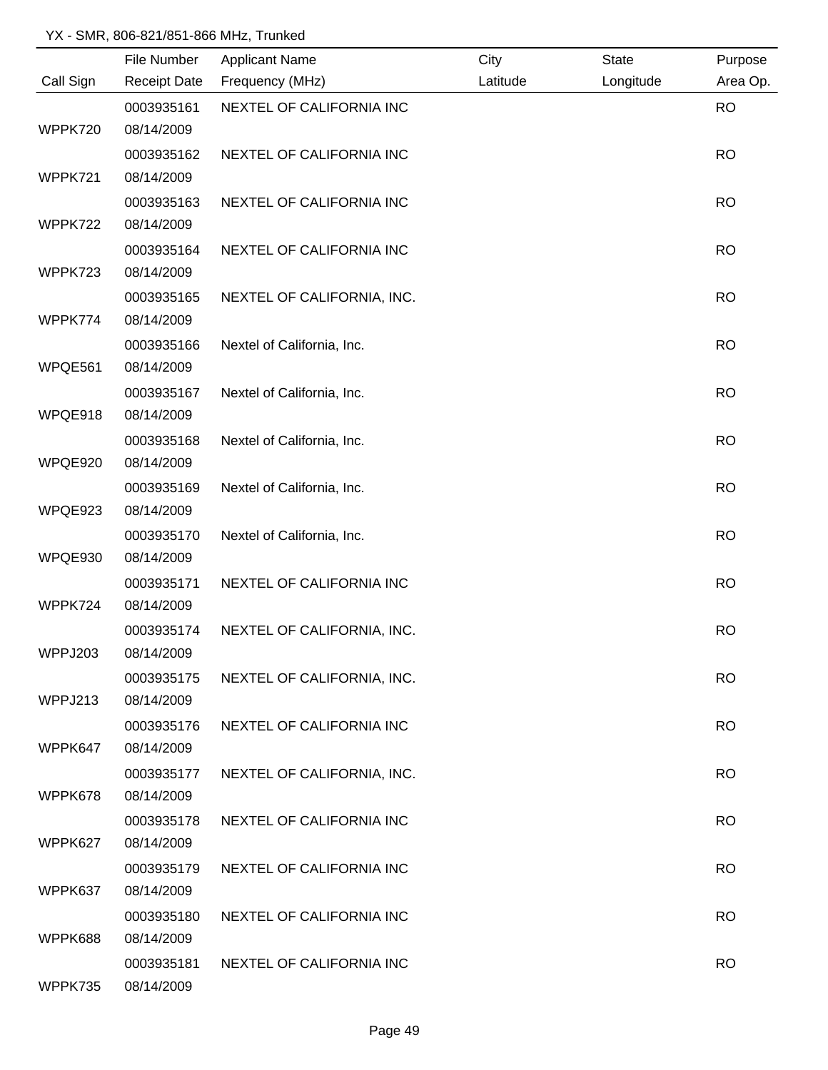YX - SMR, 806-821/851-866 MHz, Trunked

| Call Sign | File Number / Receipt Date | Applicant Name / Frequency (MHz) | City / Latitude | State / Longitude | Purpose / Area Op. |
|---|---|---|---|---|---|
| WPPK720 | 0003935161 / 08/14/2009 | NEXTEL OF CALIFORNIA INC | | | RO |
| WPPK721 | 0003935162 / 08/14/2009 | NEXTEL OF CALIFORNIA INC | | | RO |
| WPPK722 | 0003935163 / 08/14/2009 | NEXTEL OF CALIFORNIA INC | | | RO |
| WPPK723 | 0003935164 / 08/14/2009 | NEXTEL OF CALIFORNIA INC | | | RO |
| WPPK774 | 0003935165 / 08/14/2009 | NEXTEL OF CALIFORNIA, INC. | | | RO |
| WPQE561 | 0003935166 / 08/14/2009 | Nextel of California, Inc. | | | RO |
| WPQE918 | 0003935167 / 08/14/2009 | Nextel of California, Inc. | | | RO |
| WPQE920 | 0003935168 / 08/14/2009 | Nextel of California, Inc. | | | RO |
| WPQE923 | 0003935169 / 08/14/2009 | Nextel of California, Inc. | | | RO |
| WPQE930 | 0003935170 / 08/14/2009 | Nextel of California, Inc. | | | RO |
| WPPK724 | 0003935171 / 08/14/2009 | NEXTEL OF CALIFORNIA INC | | | RO |
| WPPJ203 | 0003935174 / 08/14/2009 | NEXTEL OF CALIFORNIA, INC. | | | RO |
| WPPJ213 | 0003935175 / 08/14/2009 | NEXTEL OF CALIFORNIA, INC. | | | RO |
| WPPK647 | 0003935176 / 08/14/2009 | NEXTEL OF CALIFORNIA INC | | | RO |
| WPPK678 | 0003935177 / 08/14/2009 | NEXTEL OF CALIFORNIA, INC. | | | RO |
| WPPK627 | 0003935178 / 08/14/2009 | NEXTEL OF CALIFORNIA INC | | | RO |
| WPPK637 | 0003935179 / 08/14/2009 | NEXTEL OF CALIFORNIA INC | | | RO |
| WPPK688 | 0003935180 / 08/14/2009 | NEXTEL OF CALIFORNIA INC | | | RO |
| WPPK735 | 0003935181 / 08/14/2009 | NEXTEL OF CALIFORNIA INC | | | RO |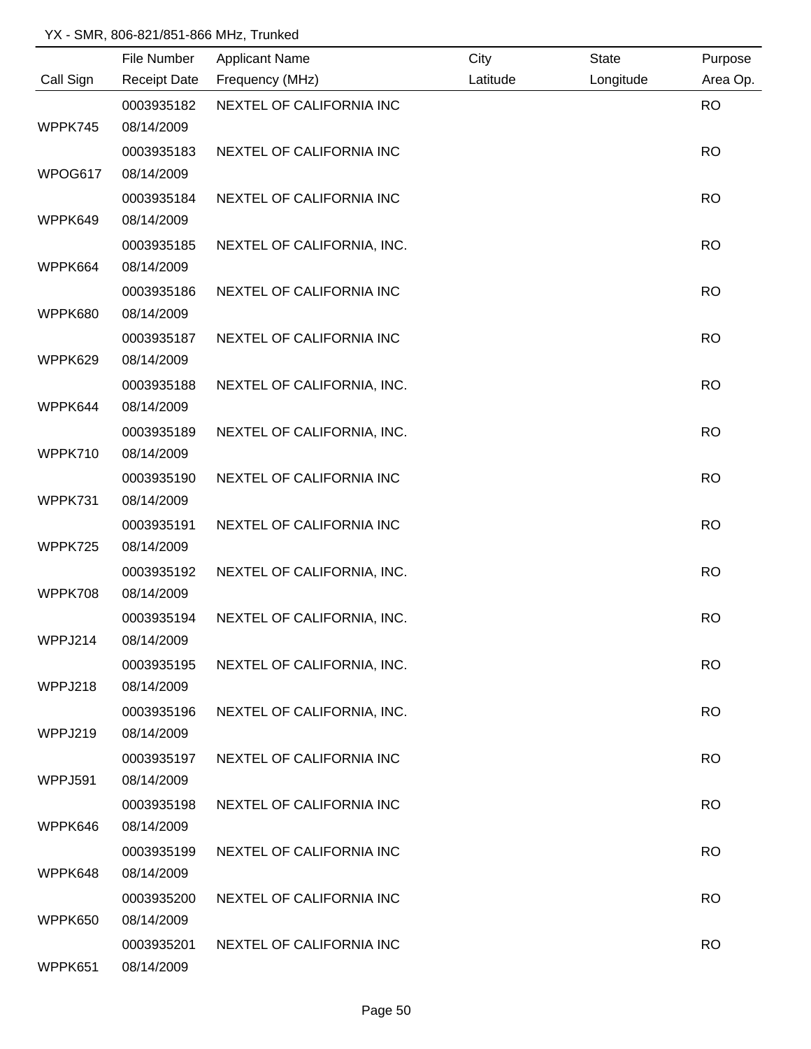YX - SMR, 806-821/851-866 MHz, Trunked

| Call Sign | File Number<br>Receipt Date | Applicant Name<br>Frequency (MHz) | City<br>Latitude | State<br>Longitude | Purpose<br>Area Op. |
|---|---|---|---|---|---|
| WPPK745 | 0003935182<br>08/14/2009 | NEXTEL OF CALIFORNIA INC | | | RO |
| WPOG617 | 0003935183<br>08/14/2009 | NEXTEL OF CALIFORNIA INC | | | RO |
| WPPK649 | 0003935184<br>08/14/2009 | NEXTEL OF CALIFORNIA INC | | | RO |
| WPPK664 | 0003935185<br>08/14/2009 | NEXTEL OF CALIFORNIA, INC. | | | RO |
| WPPK680 | 0003935186<br>08/14/2009 | NEXTEL OF CALIFORNIA INC | | | RO |
| WPPK629 | 0003935187<br>08/14/2009 | NEXTEL OF CALIFORNIA INC | | | RO |
| WPPK644 | 0003935188<br>08/14/2009 | NEXTEL OF CALIFORNIA, INC. | | | RO |
| WPPK710 | 0003935189<br>08/14/2009 | NEXTEL OF CALIFORNIA, INC. | | | RO |
| WPPK731 | 0003935190<br>08/14/2009 | NEXTEL OF CALIFORNIA INC | | | RO |
| WPPK725 | 0003935191<br>08/14/2009 | NEXTEL OF CALIFORNIA INC | | | RO |
| WPPK708 | 0003935192<br>08/14/2009 | NEXTEL OF CALIFORNIA, INC. | | | RO |
| WPPJ214 | 0003935194<br>08/14/2009 | NEXTEL OF CALIFORNIA, INC. | | | RO |
| WPPJ218 | 0003935195<br>08/14/2009 | NEXTEL OF CALIFORNIA, INC. | | | RO |
| WPPJ219 | 0003935196<br>08/14/2009 | NEXTEL OF CALIFORNIA, INC. | | | RO |
| WPPJ591 | 0003935197<br>08/14/2009 | NEXTEL OF CALIFORNIA INC | | | RO |
| WPPK646 | 0003935198<br>08/14/2009 | NEXTEL OF CALIFORNIA INC | | | RO |
| WPPK648 | 0003935199<br>08/14/2009 | NEXTEL OF CALIFORNIA INC | | | RO |
| WPPK650 | 0003935200<br>08/14/2009 | NEXTEL OF CALIFORNIA INC | | | RO |
| WPPK651 | 0003935201<br>08/14/2009 | NEXTEL OF CALIFORNIA INC | | | RO |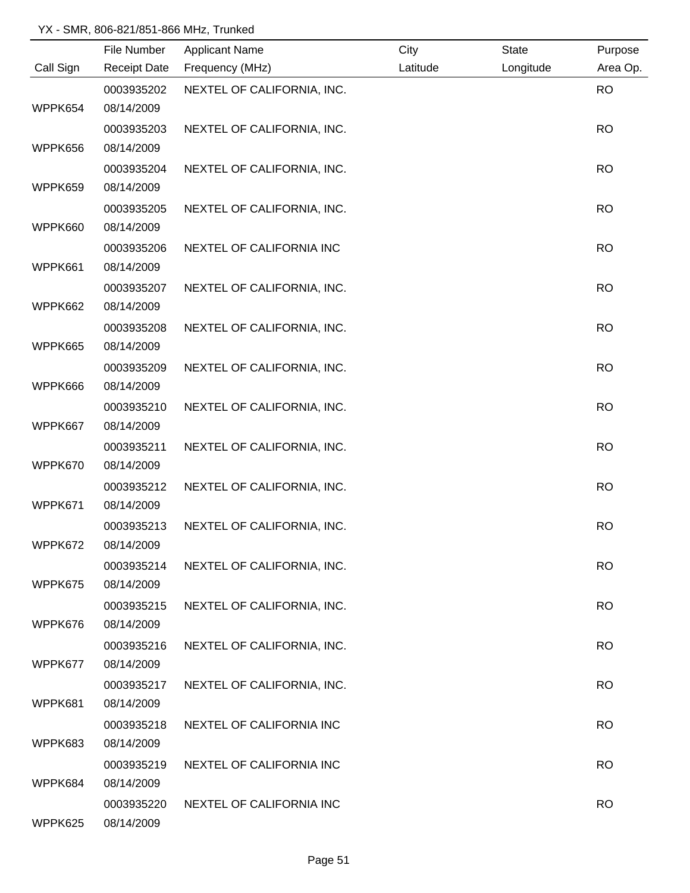YX - SMR, 806-821/851-866 MHz, Trunked

| Call Sign | File Number / Receipt Date | Applicant Name / Frequency (MHz) | City / Latitude | State / Longitude | Purpose / Area Op. |
|---|---|---|---|---|---|
| WPPK654 | 0003935202 / 08/14/2009 | NEXTEL OF CALIFORNIA, INC. | | | RO |
| WPPK656 | 0003935203 / 08/14/2009 | NEXTEL OF CALIFORNIA, INC. | | | RO |
| WPPK659 | 0003935204 / 08/14/2009 | NEXTEL OF CALIFORNIA, INC. | | | RO |
| WPPK660 | 0003935205 / 08/14/2009 | NEXTEL OF CALIFORNIA, INC. | | | RO |
| WPPK661 | 0003935206 / 08/14/2009 | NEXTEL OF CALIFORNIA INC | | | RO |
| WPPK662 | 0003935207 / 08/14/2009 | NEXTEL OF CALIFORNIA, INC. | | | RO |
| WPPK665 | 0003935208 / 08/14/2009 | NEXTEL OF CALIFORNIA, INC. | | | RO |
| WPPK666 | 0003935209 / 08/14/2009 | NEXTEL OF CALIFORNIA, INC. | | | RO |
| WPPK667 | 0003935210 / 08/14/2009 | NEXTEL OF CALIFORNIA, INC. | | | RO |
| WPPK670 | 0003935211 / 08/14/2009 | NEXTEL OF CALIFORNIA, INC. | | | RO |
| WPPK671 | 0003935212 / 08/14/2009 | NEXTEL OF CALIFORNIA, INC. | | | RO |
| WPPK672 | 0003935213 / 08/14/2009 | NEXTEL OF CALIFORNIA, INC. | | | RO |
| WPPK675 | 0003935214 / 08/14/2009 | NEXTEL OF CALIFORNIA, INC. | | | RO |
| WPPK676 | 0003935215 / 08/14/2009 | NEXTEL OF CALIFORNIA, INC. | | | RO |
| WPPK677 | 0003935216 / 08/14/2009 | NEXTEL OF CALIFORNIA, INC. | | | RO |
| WPPK681 | 0003935217 / 08/14/2009 | NEXTEL OF CALIFORNIA, INC. | | | RO |
| WPPK683 | 0003935218 / 08/14/2009 | NEXTEL OF CALIFORNIA INC | | | RO |
| WPPK684 | 0003935219 / 08/14/2009 | NEXTEL OF CALIFORNIA INC | | | RO |
| WPPK625 | 0003935220 / 08/14/2009 | NEXTEL OF CALIFORNIA INC | | | RO |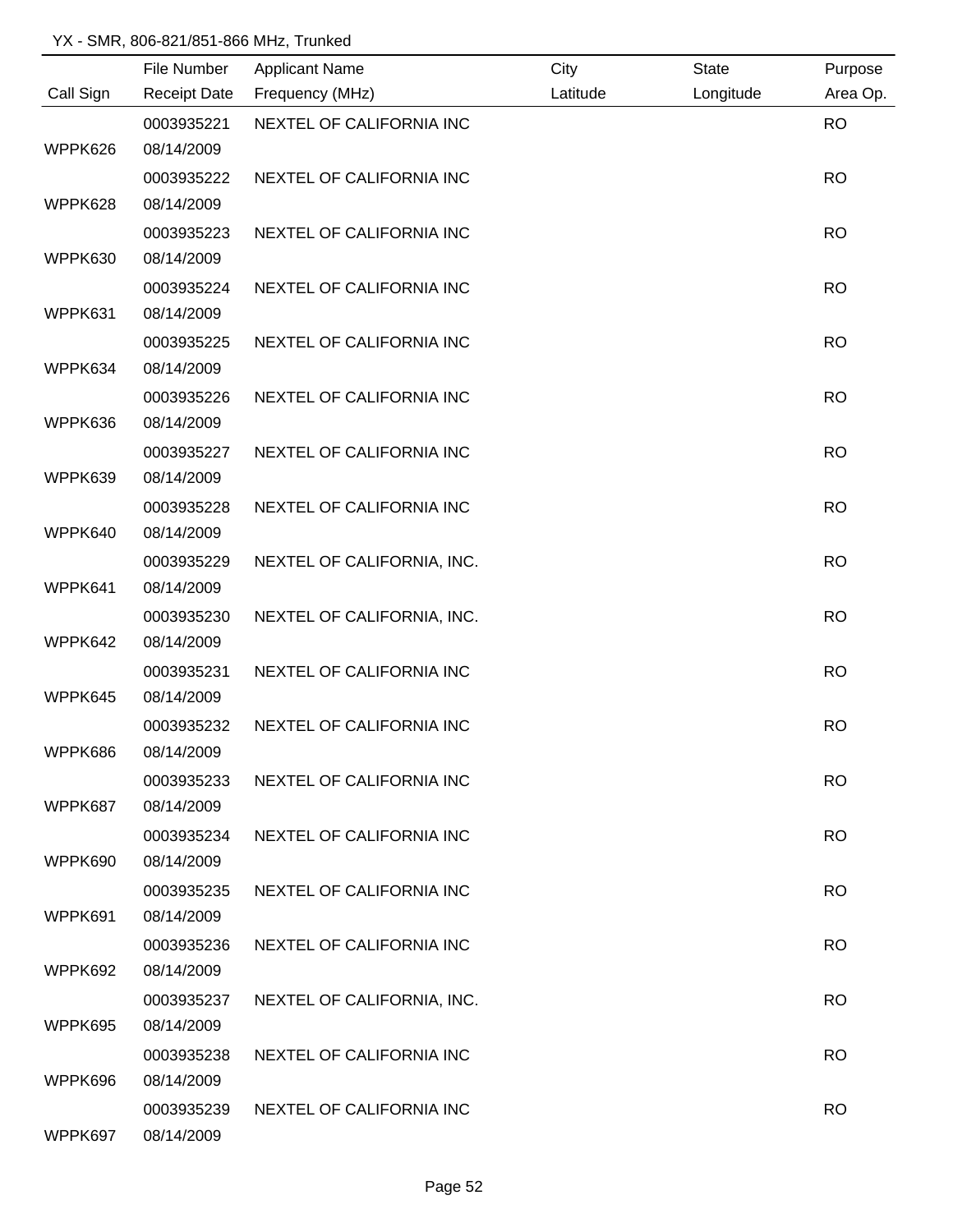YX - SMR, 806-821/851-866 MHz, Trunked

| Call Sign | File Number<br>Receipt Date | Applicant Name<br>Frequency (MHz) | City<br>Latitude | State<br>Longitude | Purpose<br>Area Op. |
|---|---|---|---|---|---|
| WPPK626 | 0003935221<br>08/14/2009 | NEXTEL OF CALIFORNIA INC | | | RO |
| WPPK628 | 0003935222<br>08/14/2009 | NEXTEL OF CALIFORNIA INC | | | RO |
| WPPK630 | 0003935223<br>08/14/2009 | NEXTEL OF CALIFORNIA INC | | | RO |
| WPPK631 | 0003935224<br>08/14/2009 | NEXTEL OF CALIFORNIA INC | | | RO |
| WPPK634 | 0003935225<br>08/14/2009 | NEXTEL OF CALIFORNIA INC | | | RO |
| WPPK636 | 0003935226<br>08/14/2009 | NEXTEL OF CALIFORNIA INC | | | RO |
| WPPK639 | 0003935227<br>08/14/2009 | NEXTEL OF CALIFORNIA INC | | | RO |
| WPPK640 | 0003935228<br>08/14/2009 | NEXTEL OF CALIFORNIA INC | | | RO |
| WPPK641 | 0003935229<br>08/14/2009 | NEXTEL OF CALIFORNIA, INC. | | | RO |
| WPPK642 | 0003935230<br>08/14/2009 | NEXTEL OF CALIFORNIA, INC. | | | RO |
| WPPK645 | 0003935231<br>08/14/2009 | NEXTEL OF CALIFORNIA INC | | | RO |
| WPPK686 | 0003935232<br>08/14/2009 | NEXTEL OF CALIFORNIA INC | | | RO |
| WPPK687 | 0003935233<br>08/14/2009 | NEXTEL OF CALIFORNIA INC | | | RO |
| WPPK690 | 0003935234<br>08/14/2009 | NEXTEL OF CALIFORNIA INC | | | RO |
| WPPK691 | 0003935235<br>08/14/2009 | NEXTEL OF CALIFORNIA INC | | | RO |
| WPPK692 | 0003935236<br>08/14/2009 | NEXTEL OF CALIFORNIA INC | | | RO |
| WPPK695 | 0003935237<br>08/14/2009 | NEXTEL OF CALIFORNIA, INC. | | | RO |
| WPPK696 | 0003935238<br>08/14/2009 | NEXTEL OF CALIFORNIA INC | | | RO |
| WPPK697 | 0003935239<br>08/14/2009 | NEXTEL OF CALIFORNIA INC | | | RO |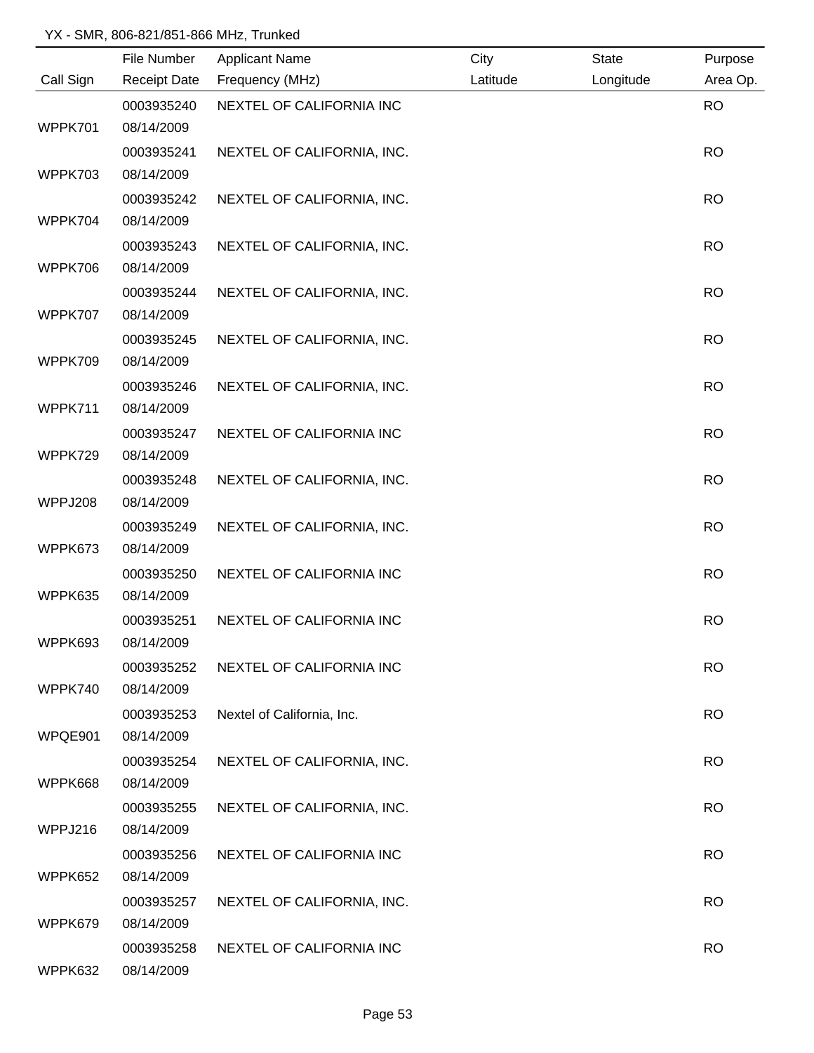YX - SMR, 806-821/851-866 MHz, Trunked

| Call Sign | File Number / Receipt Date | Applicant Name / Frequency (MHz) | City / Latitude | State / Longitude | Purpose / Area Op. |
|---|---|---|---|---|---|
| WPPK701 | 0003935240 08/14/2009 | NEXTEL OF CALIFORNIA INC | | | RO |
| WPPK703 | 0003935241 08/14/2009 | NEXTEL OF CALIFORNIA, INC. | | | RO |
| WPPK704 | 0003935242 08/14/2009 | NEXTEL OF CALIFORNIA, INC. | | | RO |
| WPPK706 | 0003935243 08/14/2009 | NEXTEL OF CALIFORNIA, INC. | | | RO |
| WPPK707 | 0003935244 08/14/2009 | NEXTEL OF CALIFORNIA, INC. | | | RO |
| WPPK709 | 0003935245 08/14/2009 | NEXTEL OF CALIFORNIA, INC. | | | RO |
| WPPK711 | 0003935246 08/14/2009 | NEXTEL OF CALIFORNIA, INC. | | | RO |
| WPPK729 | 0003935247 08/14/2009 | NEXTEL OF CALIFORNIA INC | | | RO |
| WPPJ208 | 0003935248 08/14/2009 | NEXTEL OF CALIFORNIA, INC. | | | RO |
| WPPK673 | 0003935249 08/14/2009 | NEXTEL OF CALIFORNIA, INC. | | | RO |
| WPPK635 | 0003935250 08/14/2009 | NEXTEL OF CALIFORNIA INC | | | RO |
| WPPK693 | 0003935251 08/14/2009 | NEXTEL OF CALIFORNIA INC | | | RO |
| WPPK740 | 0003935252 08/14/2009 | NEXTEL OF CALIFORNIA INC | | | RO |
| WPQE901 | 0003935253 08/14/2009 | Nextel of California, Inc. | | | RO |
| WPPK668 | 0003935254 08/14/2009 | NEXTEL OF CALIFORNIA, INC. | | | RO |
| WPPJ216 | 0003935255 08/14/2009 | NEXTEL OF CALIFORNIA, INC. | | | RO |
| WPPK652 | 0003935256 08/14/2009 | NEXTEL OF CALIFORNIA INC | | | RO |
| WPPK679 | 0003935257 08/14/2009 | NEXTEL OF CALIFORNIA, INC. | | | RO |
| WPPK632 | 0003935258 08/14/2009 | NEXTEL OF CALIFORNIA INC | | | RO |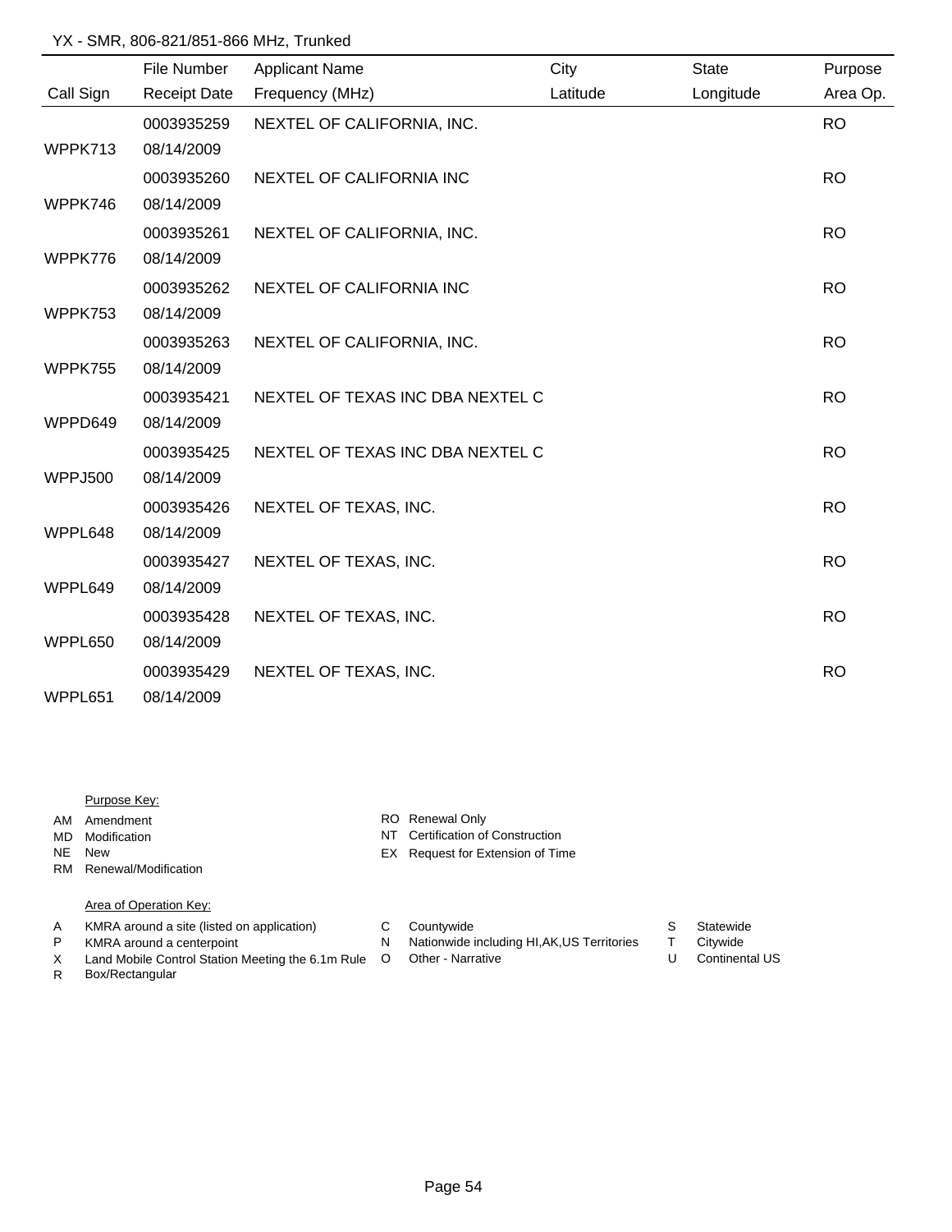YX - SMR, 806-821/851-866 MHz, Trunked

| Call Sign | File Number / Receipt Date | Applicant Name / Frequency (MHz) | City / Latitude | State / Longitude | Purpose / Area Op. |
| --- | --- | --- | --- | --- | --- |
| WPPK713 | 0003935259<br>08/14/2009 | NEXTEL OF CALIFORNIA, INC. | | | RO |
| WPPK746 | 0003935260<br>08/14/2009 | NEXTEL OF CALIFORNIA INC | | | RO |
| WPPK776 | 0003935261<br>08/14/2009 | NEXTEL OF CALIFORNIA, INC. | | | RO |
| WPPK753 | 0003935262<br>08/14/2009 | NEXTEL OF CALIFORNIA INC | | | RO |
| WPPK755 | 0003935263<br>08/14/2009 | NEXTEL OF CALIFORNIA, INC. | | | RO |
| WPPD649 | 0003935421<br>08/14/2009 | NEXTEL OF TEXAS INC DBA NEXTEL C | | | RO |
| WPPJ500 | 0003935425<br>08/14/2009 | NEXTEL OF TEXAS INC DBA NEXTEL C | | | RO |
| WPPL648 | 0003935426<br>08/14/2009 | NEXTEL OF TEXAS, INC. | | | RO |
| WPPL649 | 0003935427<br>08/14/2009 | NEXTEL OF TEXAS, INC. | | | RO |
| WPPL650 | 0003935428<br>08/14/2009 | NEXTEL OF TEXAS, INC. | | | RO |
| WPPL651 | 0003935429<br>08/14/2009 | NEXTEL OF TEXAS, INC. | | | RO |

Purpose Key:

- AM Amendment
- MD Modification
- NE New
- RM Renewal/Modification
- RO Renewal Only
- NT Certification of Construction
- EX Request for Extension of Time

Area of Operation Key:

- A KMRA around a site (listed on application)
- P KMRA around a centerpoint
- X Land Mobile Control Station Meeting the 6.1m Rule
- R Box/Rectangular
- C Countywide
- N Nationwide including HI,AK,US Territories
- O Other - Narrative
- S Statewide
- T Citywide
- U Continental US